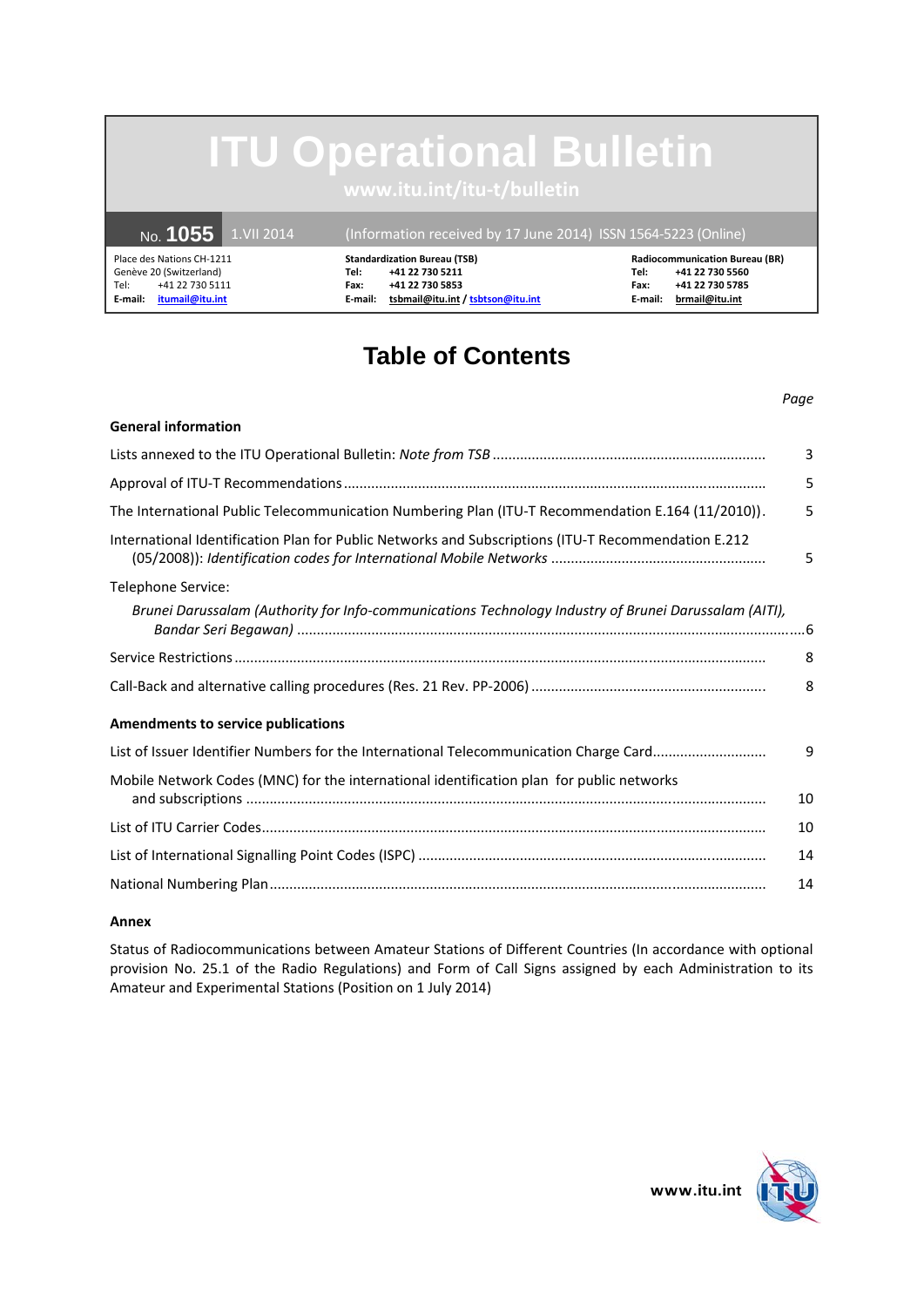# ITU Operational Bulletin

www.itu.int/itu-t/bulletin

No. **1055** 1.VII 2014 (Information received by 17 June 2014) ISSN 1564-5223 (Online)

Place des Nations CH-1211
Genève 20 (Switzerland)
Tel: +41 22 730 5111
**E-mail:** itumail@itu.int

**Standardization Bureau (TSB)**
**Tel:** +41 22 730 5211
**Fax:** +41 22 730 5853
**E-mail:** tsbmail@itu.int / tsbtson@itu.int

**Radiocommunication Bureau (BR)**
**Tel:** +41 22 730 5560
**Fax:** +41 22 730 5785
**E-mail:** brmail@itu.int

## Table of Contents

| | *Page* |
|---|---|
| **General information** | |
| Lists annexed to the ITU Operational Bulletin: *Note from TSB* | 3 |
| Approval of ITU-T Recommendations | 5 |
| The International Public Telecommunication Numbering Plan (ITU-T Recommendation E.164 (11/2010)). | 5 |
| International Identification Plan for Public Networks and Subscriptions (ITU-T Recommendation E.212 (05/2008)): *Identification codes for International Mobile Networks* | 5 |
| Telephone Service: | |
| *Brunei Darussalam (Authority for Info-communications Technology Industry of Brunei Darussalam (AITI), Bandar Seri Begawan)* | 6 |
| Service Restrictions | 8 |
| Call-Back and alternative calling procedures (Res. 21 Rev. PP-2006) | 8 |
| **Amendments to service publications** | |
| List of Issuer Identifier Numbers for the International Telecommunication Charge Card | 9 |
| Mobile Network Codes (MNC) for the international identification plan for public networks and subscriptions | 10 |
| List of ITU Carrier Codes | 10 |
| List of International Signalling Point Codes (ISPC) | 14 |
| National Numbering Plan | 14 |

**Annex**

Status of Radiocommunications between Amateur Stations of Different Countries (In accordance with optional provision No. 25.1 of the Radio Regulations) and Form of Call Signs assigned by each Administration to its Amateur and Experimental Stations (Position on 1 July 2014)

www.itu.int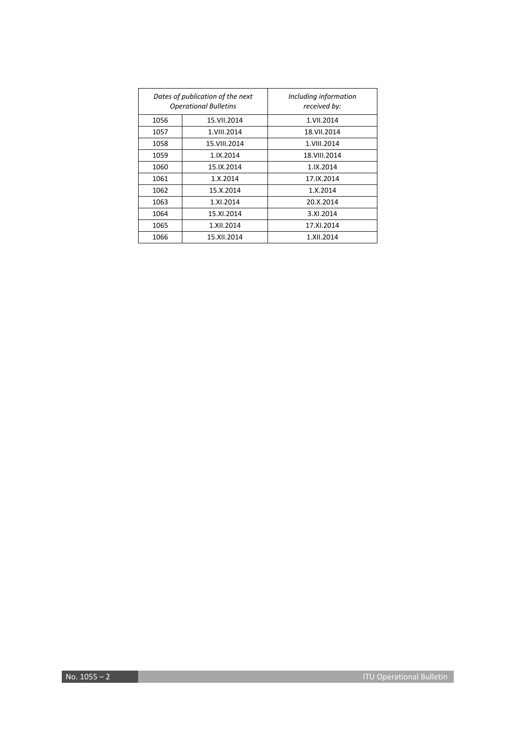| *Dates of publication of the next Operational Bulletins* | | *Including information received by:* |
|---|---|---|
| 1056 | 15.VII.2014 | 1.VII.2014 |
| 1057 | 1.VIII.2014 | 18.VII.2014 |
| 1058 | 15.VIII.2014 | 1.VIII.2014 |
| 1059 | 1.IX.2014 | 18.VIII.2014 |
| 1060 | 15.IX.2014 | 1.IX.2014 |
| 1061 | 1.X.2014 | 17.IX.2014 |
| 1062 | 15.X.2014 | 1.X.2014 |
| 1063 | 1.XI.2014 | 20.X.2014 |
| 1064 | 15.XI.2014 | 3.XI.2014 |
| 1065 | 1.XII.2014 | 17.XI.2014 |
| 1066 | 15.XII.2014 | 1.XII.2014 |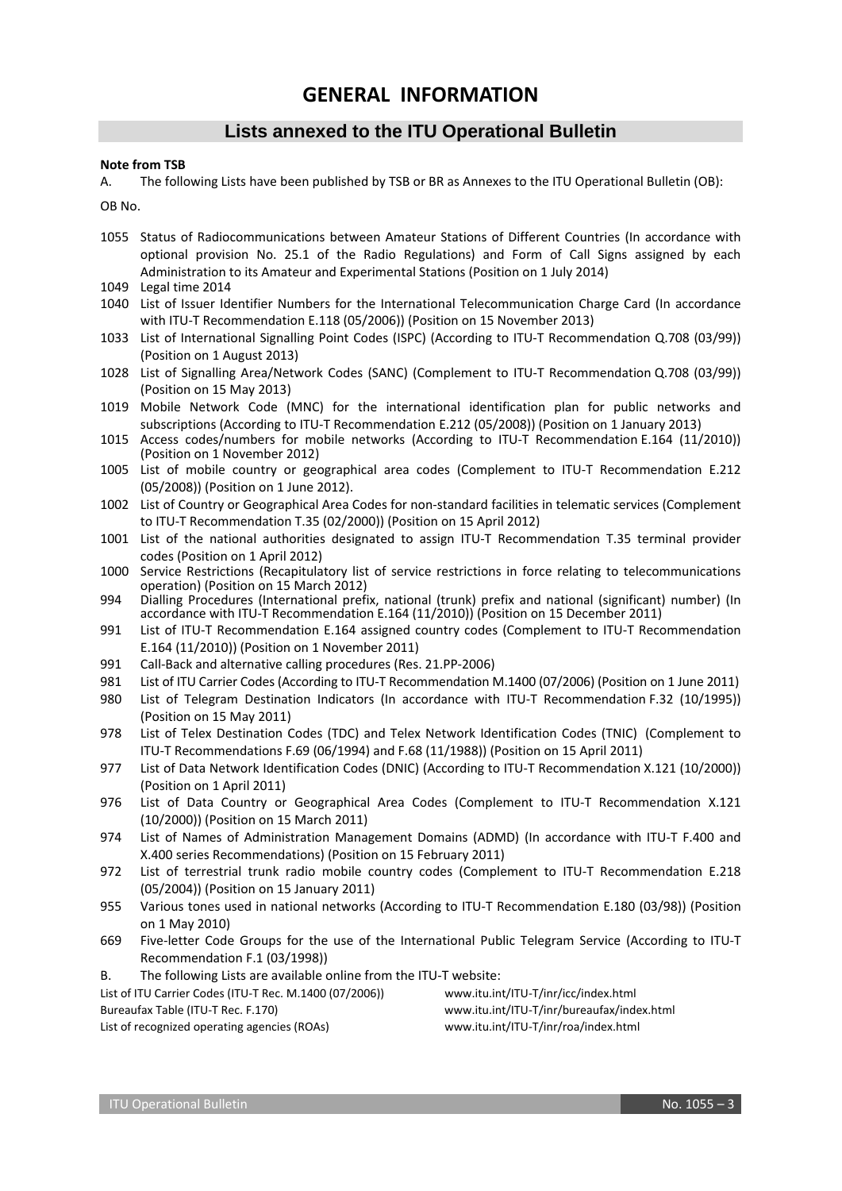# GENERAL INFORMATION

## Lists annexed to the ITU Operational Bulletin

**Note from TSB**

A. The following Lists have been published by TSB or BR as Annexes to the ITU Operational Bulletin (OB):

OB No.

- 1055 Status of Radiocommunications between Amateur Stations of Different Countries (In accordance with optional provision No. 25.1 of the Radio Regulations) and Form of Call Signs assigned by each Administration to its Amateur and Experimental Stations (Position on 1 July 2014)
- 1049 Legal time 2014
- 1040 List of Issuer Identifier Numbers for the International Telecommunication Charge Card (In accordance with ITU-T Recommendation E.118 (05/2006)) (Position on 15 November 2013)
- 1033 List of International Signalling Point Codes (ISPC) (According to ITU-T Recommendation Q.708 (03/99)) (Position on 1 August 2013)
- 1028 List of Signalling Area/Network Codes (SANC) (Complement to ITU-T Recommendation Q.708 (03/99)) (Position on 15 May 2013)
- 1019 Mobile Network Code (MNC) for the international identification plan for public networks and subscriptions (According to ITU-T Recommendation E.212 (05/2008)) (Position on 1 January 2013)
- 1015 Access codes/numbers for mobile networks (According to ITU-T Recommendation E.164 (11/2010)) (Position on 1 November 2012)
- 1005 List of mobile country or geographical area codes (Complement to ITU-T Recommendation E.212 (05/2008)) (Position on 1 June 2012).
- 1002 List of Country or Geographical Area Codes for non-standard facilities in telematic services (Complement to ITU-T Recommendation T.35 (02/2000)) (Position on 15 April 2012)
- 1001 List of the national authorities designated to assign ITU-T Recommendation T.35 terminal provider codes (Position on 1 April 2012)
- 1000 Service Restrictions (Recapitulatory list of service restrictions in force relating to telecommunications operation) (Position on 15 March 2012)
- 994 Dialling Procedures (International prefix, national (trunk) prefix and national (significant) number) (In accordance with ITU-T Recommendation E.164 (11/2010)) (Position on 15 December 2011)
- 991 List of ITU-T Recommendation E.164 assigned country codes (Complement to ITU-T Recommendation E.164 (11/2010)) (Position on 1 November 2011)
- 991 Call-Back and alternative calling procedures (Res. 21.PP-2006)
- 981 List of ITU Carrier Codes (According to ITU-T Recommendation M.1400 (07/2006) (Position on 1 June 2011)
- 980 List of Telegram Destination Indicators (In accordance with ITU-T Recommendation F.32 (10/1995)) (Position on 15 May 2011)
- 978 List of Telex Destination Codes (TDC) and Telex Network Identification Codes (TNIC) (Complement to ITU-T Recommendations F.69 (06/1994) and F.68 (11/1988)) (Position on 15 April 2011)
- 977 List of Data Network Identification Codes (DNIC) (According to ITU-T Recommendation X.121 (10/2000)) (Position on 1 April 2011)
- 976 List of Data Country or Geographical Area Codes (Complement to ITU-T Recommendation X.121 (10/2000)) (Position on 15 March 2011)
- 974 List of Names of Administration Management Domains (ADMD) (In accordance with ITU-T F.400 and X.400 series Recommendations) (Position on 15 February 2011)
- 972 List of terrestrial trunk radio mobile country codes (Complement to ITU-T Recommendation E.218 (05/2004)) (Position on 15 January 2011)
- 955 Various tones used in national networks (According to ITU-T Recommendation E.180 (03/98)) (Position on 1 May 2010)
- 669 Five-letter Code Groups for the use of the International Public Telegram Service (According to ITU-T Recommendation F.1 (03/1998))

B. The following Lists are available online from the ITU-T website:

| | |
|---|---|
| List of ITU Carrier Codes (ITU-T Rec. M.1400 (07/2006)) | www.itu.int/ITU-T/inr/icc/index.html |
| Bureaufax Table (ITU-T Rec. F.170) | www.itu.int/ITU-T/inr/bureaufax/index.html |
| List of recognized operating agencies (ROAs) | www.itu.int/ITU-T/inr/roa/index.html |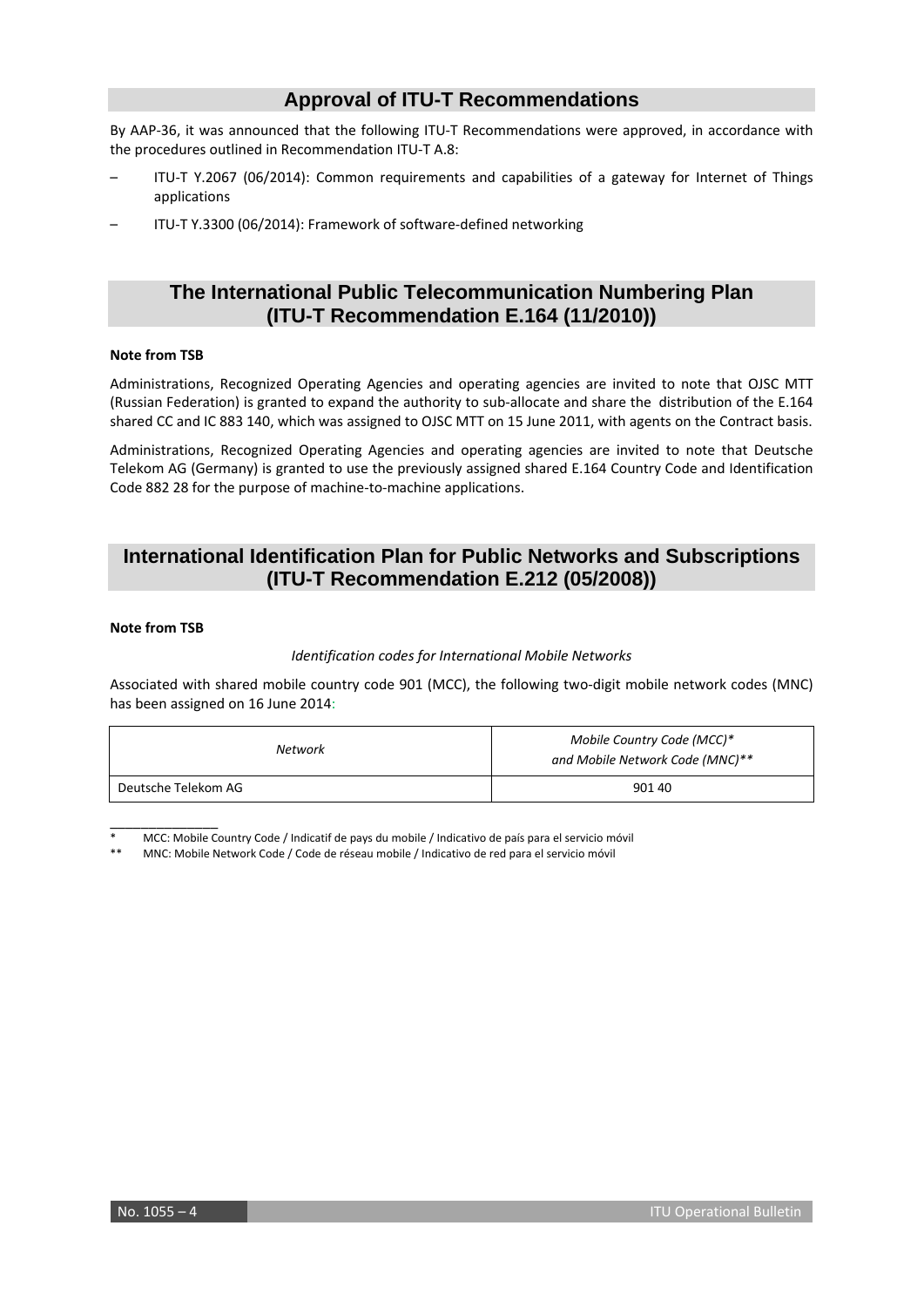## Approval of ITU-T Recommendations

By AAP-36, it was announced that the following ITU-T Recommendations were approved, in accordance with the procedures outlined in Recommendation ITU-T A.8:

– ITU-T Y.2067 (06/2014): Common requirements and capabilities of a gateway for Internet of Things applications

– ITU-T Y.3300 (06/2014): Framework of software-defined networking

## The International Public Telecommunication Numbering Plan (ITU-T Recommendation E.164 (11/2010))

**Note from TSB**

Administrations, Recognized Operating Agencies and operating agencies are invited to note that OJSC MTT (Russian Federation) is granted to expand the authority to sub-allocate and share the distribution of the E.164 shared CC and IC 883 140, which was assigned to OJSC MTT on 15 June 2011, with agents on the Contract basis.

Administrations, Recognized Operating Agencies and operating agencies are invited to note that Deutsche Telekom AG (Germany) is granted to use the previously assigned shared E.164 Country Code and Identification Code 882 28 for the purpose of machine-to-machine applications.

## International Identification Plan for Public Networks and Subscriptions (ITU-T Recommendation E.212 (05/2008))

**Note from TSB**

*Identification codes for International Mobile Networks*

Associated with shared mobile country code 901 (MCC), the following two-digit mobile network codes (MNC) has been assigned on 16 June 2014:

| *Network* | *Mobile Country Code (MCC)\* and Mobile Network Code (MNC)\*\** |
|---|---|
| Deutsche Telekom AG | 901 40 |

____________

\* MCC: Mobile Country Code / Indicatif de pays du mobile / Indicativo de país para el servicio móvil

\*\* MNC: Mobile Network Code / Code de réseau mobile / Indicativo de red para el servicio móvil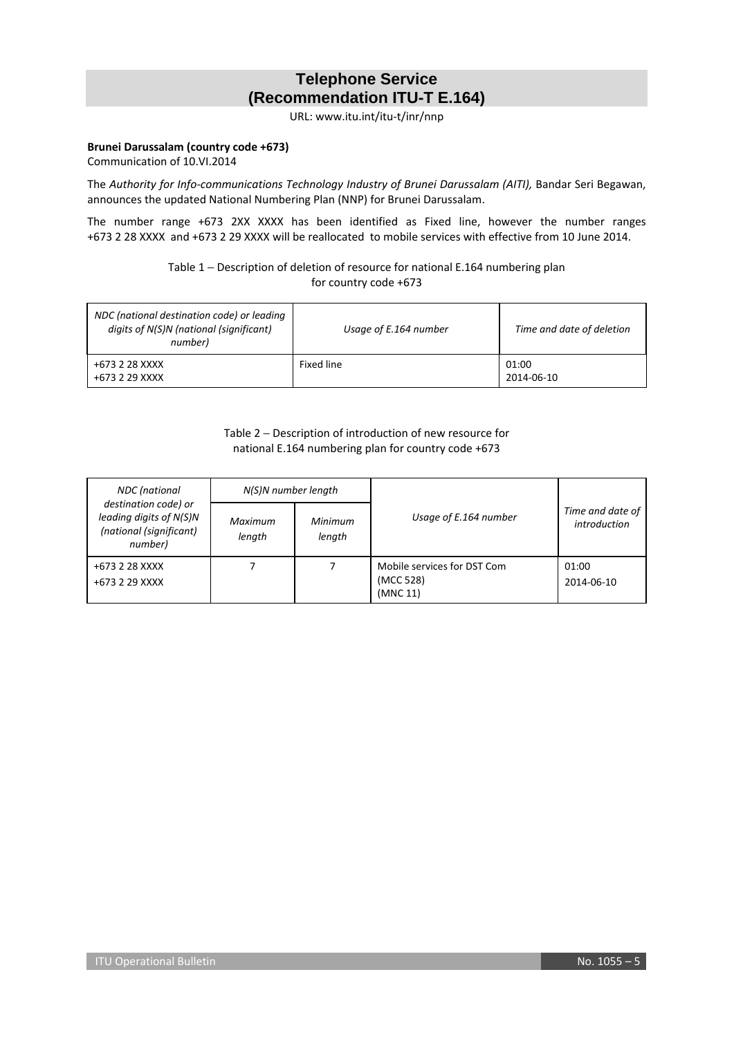## Telephone Service
## (Recommendation ITU-T E.164)

URL: www.itu.int/itu-t/inr/nnp

**Brunei Darussalam (country code +673)**
Communication of 10.VI.2014

The *Authority for Info-communications Technology Industry of Brunei Darussalam (AITI),* Bandar Seri Begawan, announces the updated National Numbering Plan (NNP) for Brunei Darussalam.

The number range +673 2XX XXXX has been identified as Fixed line, however the number ranges +673 2 28 XXXX and +673 2 29 XXXX will be reallocated to mobile services with effective from 10 June 2014.

Table 1 – Description of deletion of resource for national E.164 numbering plan for country code +673

| *NDC (national destination code) or leading digits of N(S)N (national (significant) number)* | *Usage of E.164 number* | *Time and date of deletion* |
|---|---|---|
| +673 2 28 XXXX<br>+673 2 29 XXXX | Fixed line | 01:00<br>2014-06-10 |

Table 2 – Description of introduction of new resource for national E.164 numbering plan for country code +673

| *NDC (national destination code) or leading digits of N(S)N (national (significant) number)* | *N(S)N number length* | | *Usage of E.164 number* | *Time and date of introduction* |
|---|---|---|---|---|
| | *Maximum length* | *Minimum length* | | |
| +673 2 28 XXXX<br>+673 2 29 XXXX | 7 | 7 | Mobile services for DST Com<br>(MCC 528)<br>(MNC 11) | 01:00<br>2014-06-10 |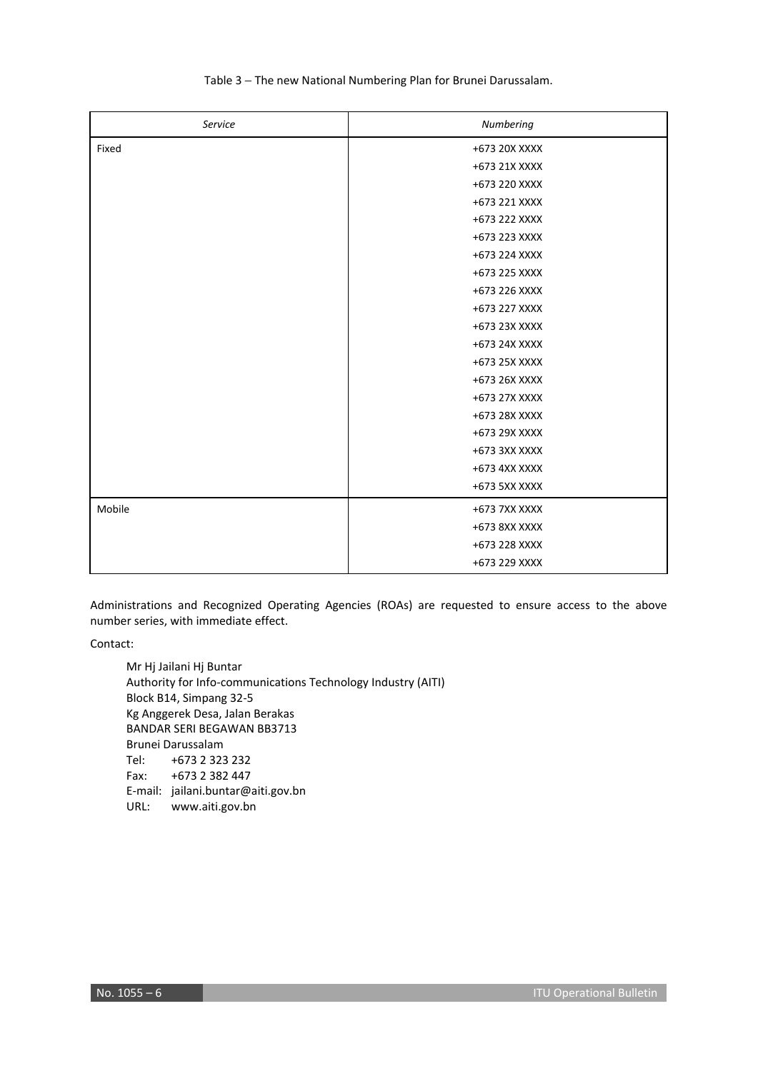Table 3 – The new National Numbering Plan for Brunei Darussalam.

| *Service* | *Numbering* |
|---|---|
| Fixed | +673 20X XXXX |
| | +673 21X XXXX |
| | +673 220 XXXX |
| | +673 221 XXXX |
| | +673 222 XXXX |
| | +673 223 XXXX |
| | +673 224 XXXX |
| | +673 225 XXXX |
| | +673 226 XXXX |
| | +673 227 XXXX |
| | +673 23X XXXX |
| | +673 24X XXXX |
| | +673 25X XXXX |
| | +673 26X XXXX |
| | +673 27X XXXX |
| | +673 28X XXXX |
| | +673 29X XXXX |
| | +673 3XX XXXX |
| | +673 4XX XXXX |
| | +673 5XX XXXX |
| Mobile | +673 7XX XXXX |
| | +673 8XX XXXX |
| | +673 228 XXXX |
| | +673 229 XXXX |

Administrations and Recognized Operating Agencies (ROAs) are requested to ensure access to the above number series, with immediate effect.

Contact:

Mr Hj Jailani Hj Buntar
Authority for Info-communications Technology Industry (AITI)
Block B14, Simpang 32-5
Kg Anggerek Desa, Jalan Berakas
BANDAR SERI BEGAWAN BB3713
Brunei Darussalam
Tel: +673 2 323 232
Fax: +673 2 382 447
E-mail: jailani.buntar@aiti.gov.bn
URL: www.aiti.gov.bn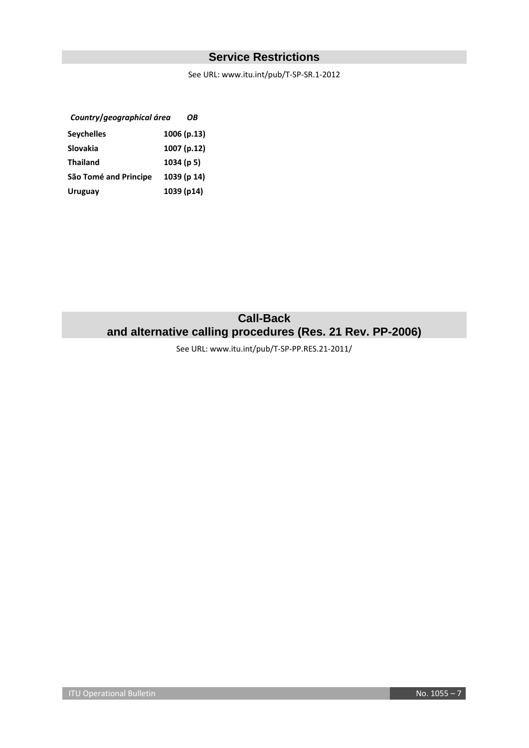## Service Restrictions

See URL: www.itu.int/pub/T-SP-SR.1-2012

| *Country/geographical área* | *OB* |
|---|---|
| **Seychelles** | **1006 (p.13)** |
| **Slovakia** | **1007 (p.12)** |
| **Thailand** | **1034 (p 5)** |
| **São Tomé and Principe** | **1039 (p 14)** |
| **Uruguay** | **1039 (p14)** |

## Call-Back and alternative calling procedures (Res. 21 Rev. PP-2006)

See URL: www.itu.int/pub/T-SP-PP.RES.21-2011/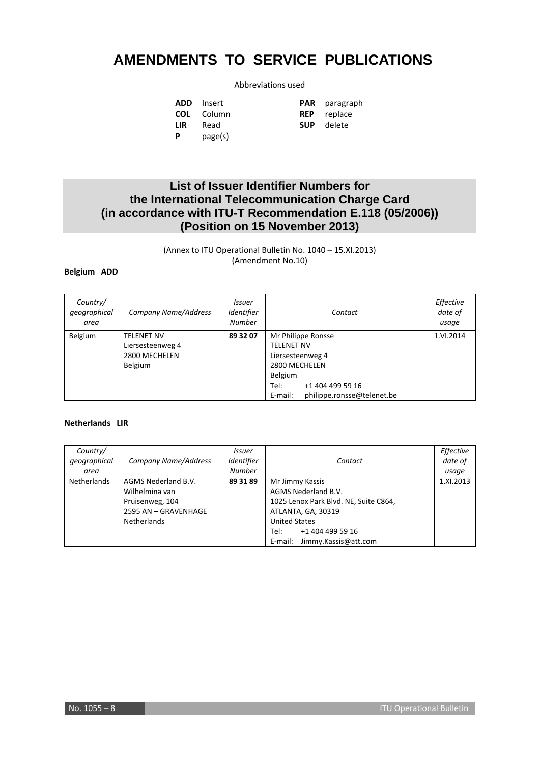# AMENDMENTS TO SERVICE PUBLICATIONS

Abbreviations used

| | | | |
|---|---|---|---|
| **ADD** | Insert | **PAR** | paragraph |
| **COL** | Column | **REP** | replace |
| **LIR** | Read | **SUP** | delete |
| **P** | page(s) | | |

## List of Issuer Identifier Numbers for the International Telecommunication Charge Card (in accordance with ITU-T Recommendation E.118 (05/2006)) (Position on 15 November 2013)

(Annex to ITU Operational Bulletin No. 1040 – 15.XI.2013)
(Amendment No.10)

**Belgium ADD**

| *Country/ geographical area* | *Company Name/Address* | *Issuer Identifier Number* | *Contact* | *Effective date of usage* |
|---|---|---|---|---|
| Belgium | TELENET NV<br>Liersesteenweg 4<br>2800 MECHELEN<br>Belgium | **89 32 07** | Mr Philippe Ronsse<br>TELENET NV<br>Liersesteenweg 4<br>2800 MECHELEN<br>Belgium<br>Tel: +1 404 499 59 16<br>E-mail: philippe.ronsse@telenet.be | 1.VI.2014 |

**Netherlands LIR**

| *Country/ geographical area* | *Company Name/Address* | *Issuer Identifier Number* | *Contact* | *Effective date of usage* |
|---|---|---|---|---|
| Netherlands | AGMS Nederland B.V.<br>Wilhelmina van Pruisenweg, 104<br>2595 AN – GRAVENHAGE<br>Netherlands | **89 31 89** | Mr Jimmy Kassis<br>AGMS Nederland B.V.<br>1025 Lenox Park Blvd. NE, Suite C864,<br>ATLANTA, GA, 30319<br>United States<br>Tel: +1 404 499 59 16<br>E-mail: Jimmy.Kassis@att.com | 1.XI.2013 |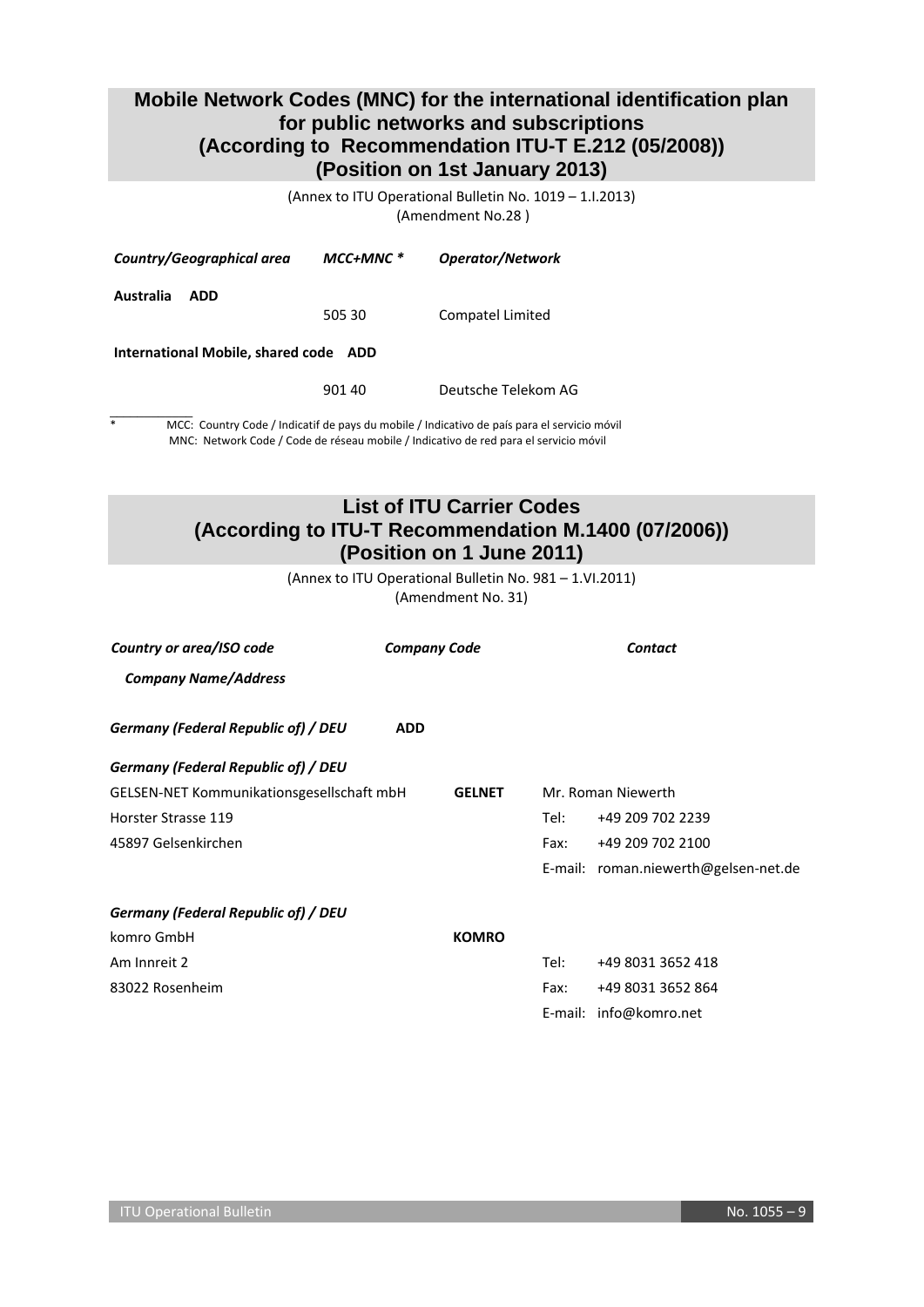## Mobile Network Codes (MNC) for the international identification plan for public networks and subscriptions (According to Recommendation ITU-T E.212 (05/2008)) (Position on 1st January 2013)

(Annex to ITU Operational Bulletin No. 1019 – 1.I.2013)
(Amendment No.28 )

| *Country/Geographical area* | *MCC+MNC \** | *Operator/Network* |
|---|---|---|
| **Australia ADD** | | |
| | 505 30 | Compatel Limited |
| **International Mobile, shared code ADD** | | |
| | 901 40 | Deutsche Telekom AG |

\* MCC: Country Code / Indicatif de pays du mobile / Indicativo de país para el servicio móvil
MNC: Network Code / Code de réseau mobile / Indicativo de red para el servicio móvil

## List of ITU Carrier Codes (According to ITU-T Recommendation M.1400 (07/2006)) (Position on 1 June 2011)

(Annex to ITU Operational Bulletin No. 981 – 1.VI.2011)
(Amendment No. 31)

| *Country or area/ISO code* *Company Name/Address* | *Company Code* | *Contact* | |
|---|---|---|---|
| ***Germany (Federal Republic of) / DEU*** **ADD** | | | |
| ***Germany (Federal Republic of) / DEU*** | | | |
| GELSEN-NET Kommunikationsgesellschaft mbH | **GELNET** | Mr. Roman Niewerth | |
| Horster Strasse 119 | | Tel: | +49 209 702 2239 |
| 45897 Gelsenkirchen | | Fax: | +49 209 702 2100 |
| | | E-mail: | roman.niewerth@gelsen-net.de |
| ***Germany (Federal Republic of) / DEU*** | | | |
| komro GmbH | **KOMRO** | | |
| Am Innreit 2 | | Tel: | +49 8031 3652 418 |
| 83022 Rosenheim | | Fax: | +49 8031 3652 864 |
| | | E-mail: | info@komro.net |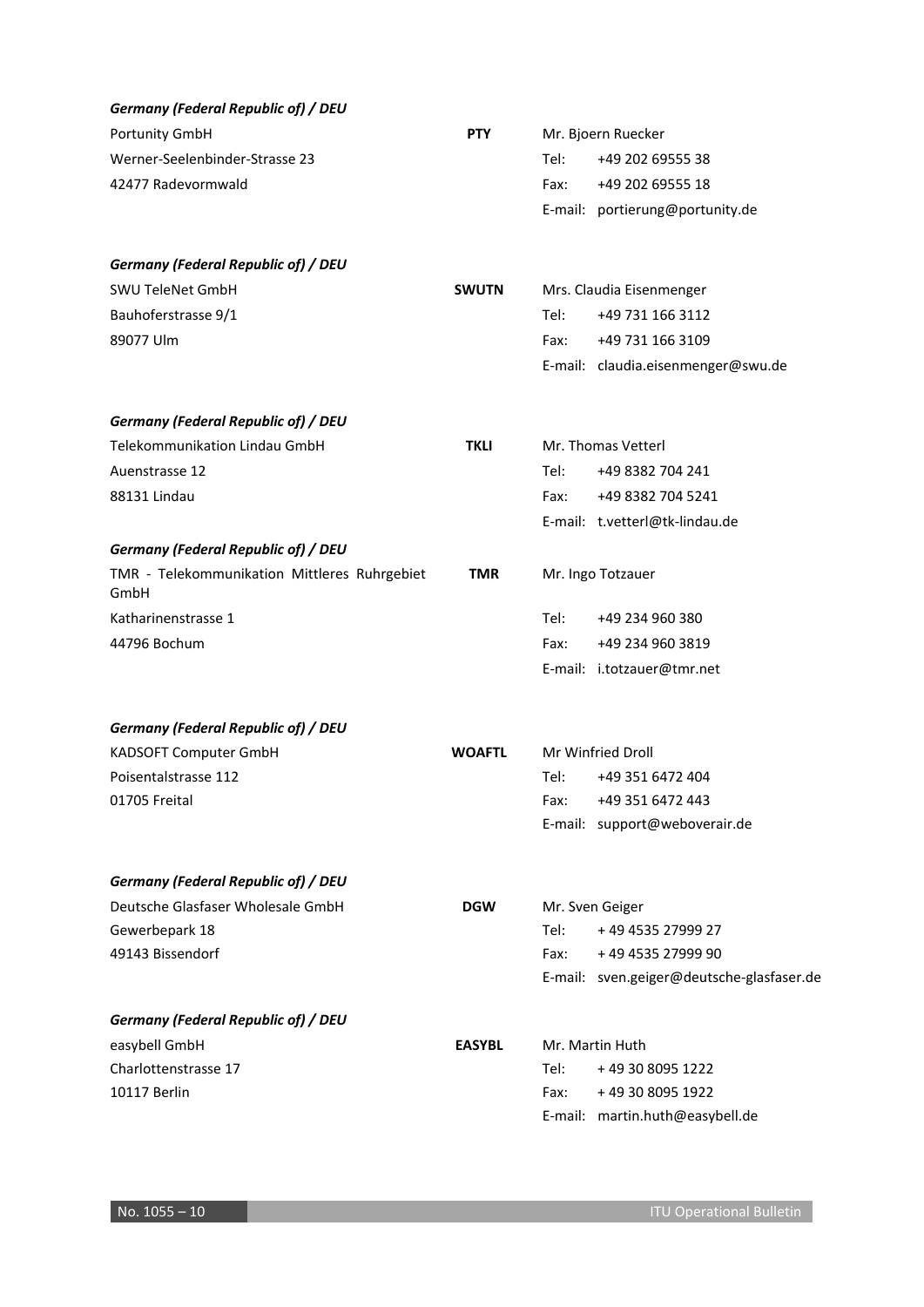***Germany (Federal Republic of) / DEU***

| | | |
|---|---|---|
| Portunity GmbH | **PTY** | Mr. Bjoern Ruecker |
| Werner-Seelenbinder-Strasse 23 | | Tel: +49 202 69555 38 |
| 42477 Radevormwald | | Fax: +49 202 69555 18 |
| | | E-mail: portierung@portunity.de |

***Germany (Federal Republic of) / DEU***

| | | |
|---|---|---|
| SWU TeleNet GmbH | **SWUTN** | Mrs. Claudia Eisenmenger |
| Bauhoferstrasse 9/1 | | Tel: +49 731 166 3112 |
| 89077 Ulm | | Fax: +49 731 166 3109 |
| | | E-mail: claudia.eisenmenger@swu.de |

***Germany (Federal Republic of) / DEU***

| | | |
|---|---|---|
| Telekommunikation Lindau GmbH | **TKLI** | Mr. Thomas Vetterl |
| Auenstrasse 12 | | Tel: +49 8382 704 241 |
| 88131 Lindau | | Fax: +49 8382 704 5241 |
| | | E-mail: t.vetterl@tk-lindau.de |

***Germany (Federal Republic of) / DEU***

| | | |
|---|---|---|
| TMR - Telekommunikation Mittleres Ruhrgebiet GmbH | **TMR** | Mr. Ingo Totzauer |
| Katharinenstrasse 1 | | Tel: +49 234 960 380 |
| 44796 Bochum | | Fax: +49 234 960 3819 |
| | | E-mail: i.totzauer@tmr.net |

***Germany (Federal Republic of) / DEU***

| | | |
|---|---|---|
| KADSOFT Computer GmbH | **WOAFTL** | Mr Winfried Droll |
| Poisentalstrasse 112 | | Tel: +49 351 6472 404 |
| 01705 Freital | | Fax: +49 351 6472 443 |
| | | E-mail: support@weboverair.de |

***Germany (Federal Republic of) / DEU***

| | | |
|---|---|---|
| Deutsche Glasfaser Wholesale GmbH | **DGW** | Mr. Sven Geiger |
| Gewerbepark 18 | | Tel: + 49 4535 27999 27 |
| 49143 Bissendorf | | Fax: + 49 4535 27999 90 |
| | | E-mail: sven.geiger@deutsche-glasfaser.de |

***Germany (Federal Republic of) / DEU***

| | | |
|---|---|---|
| easybell GmbH | **EASYBL** | Mr. Martin Huth |
| Charlottenstrasse 17 | | Tel: + 49 30 8095 1222 |
| 10117 Berlin | | Fax: + 49 30 8095 1922 |
| | | E-mail: martin.huth@easybell.de |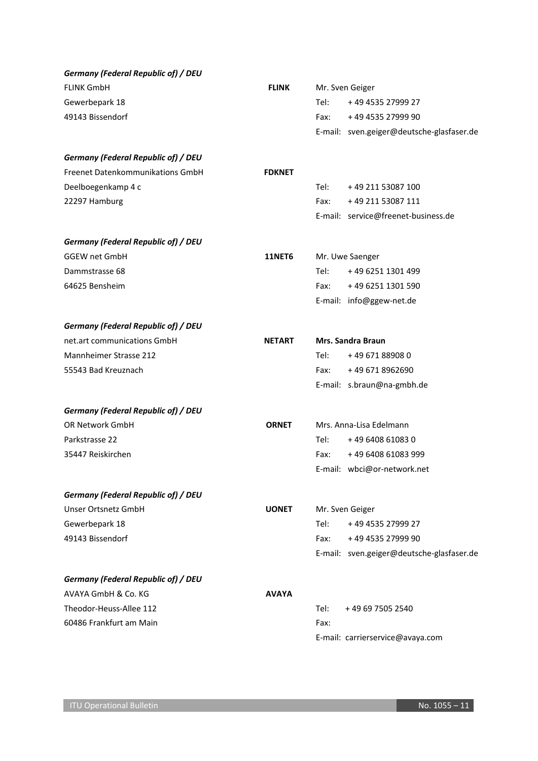***Germany (Federal Republic of) / DEU***

FLINK GmbH
Gewerbepark 18
49143 Bissendorf

**FLINK**

Mr. Sven Geiger
Tel: +49 4535 27999 27
Fax: +49 4535 27999 90
E-mail: sven.geiger@deutsche-glasfaser.de

***Germany (Federal Republic of) / DEU***

Freenet Datenkommunikations GmbH
Deelboegenkamp 4 c
22297 Hamburg

**FDKNET**

Tel: +49 211 53087 100
Fax: +49 211 53087 111
E-mail: service@freenet-business.de

***Germany (Federal Republic of) / DEU***

GGEW net GmbH
Dammstrasse 68
64625 Bensheim

**11NET6**

Mr. Uwe Saenger
Tel: +49 6251 1301 499
Fax: +49 6251 1301 590
E-mail: info@ggew-net.de

***Germany (Federal Republic of) / DEU***

net.art communications GmbH
Mannheimer Strasse 212
55543 Bad Kreuznach

**NETART**

**Mrs. Sandra Braun**
Tel: +49 671 88908 0
Fax: +49 671 8962690
E-mail: s.braun@na-gmbh.de

***Germany (Federal Republic of) / DEU***

OR Network GmbH
Parkstrasse 22
35447 Reiskirchen

**ORNET**

Mrs. Anna-Lisa Edelmann
Tel: +49 6408 61083 0
Fax: +49 6408 61083 999
E-mail: wbci@or-network.net

***Germany (Federal Republic of) / DEU***

Unser Ortsnetz GmbH
Gewerbepark 18
49143 Bissendorf

**UONET**

Mr. Sven Geiger
Tel: +49 4535 27999 27
Fax: +49 4535 27999 90
E-mail: sven.geiger@deutsche-glasfaser.de

***Germany (Federal Republic of) / DEU***

AVAYA GmbH & Co. KG
Theodor-Heuss-Allee 112
60486 Frankfurt am Main

**AVAYA**

Tel: +49 69 7505 2540
Fax:
E-mail: carrierservice@avaya.com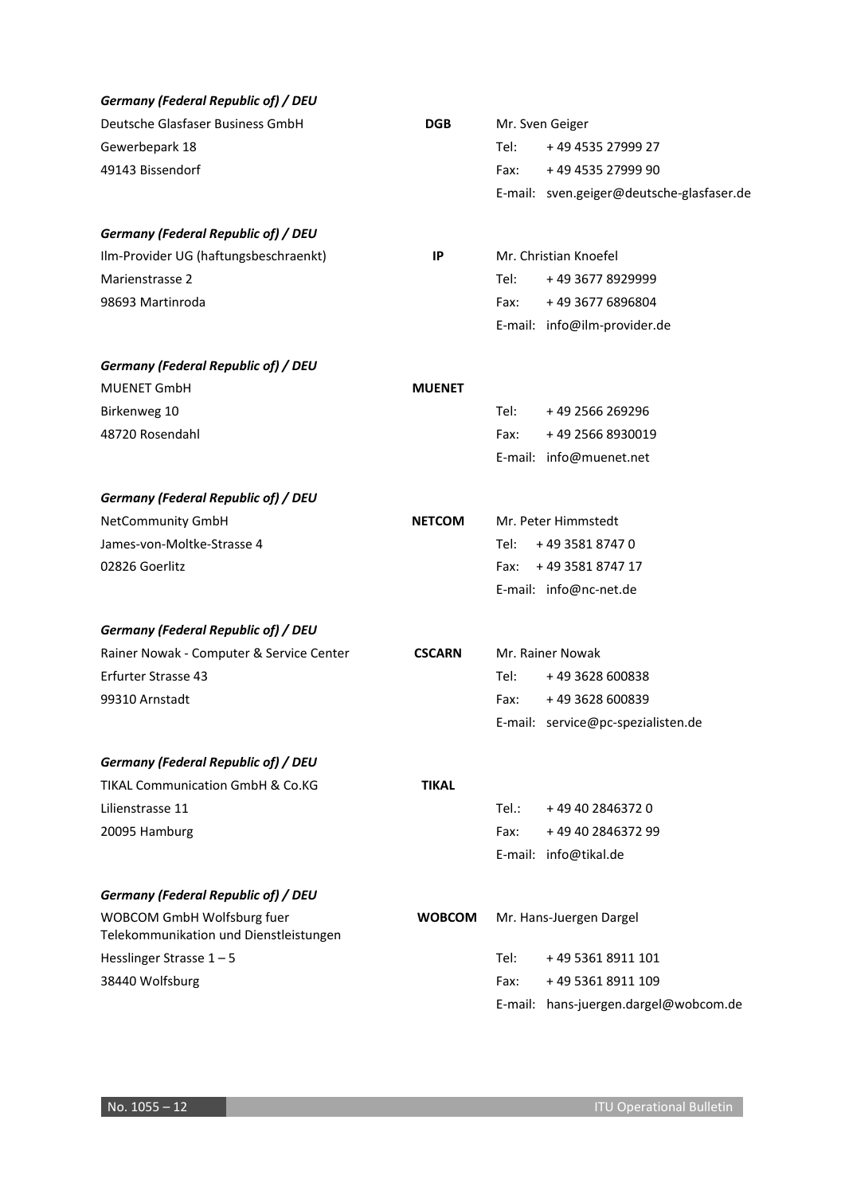***Germany (Federal Republic of) / DEU***

Deutsche Glasfaser Business GmbH **DGB** Mr. Sven Geiger
Gewerbepark 18 Tel: + 49 4535 27999 27
49143 Bissendorf Fax: + 49 4535 27999 90
E-mail: sven.geiger@deutsche-glasfaser.de

***Germany (Federal Republic of) / DEU***

Ilm-Provider UG (haftungsbeschraenkt) **IP** Mr. Christian Knoefel
Marienstrasse 2 Tel: + 49 3677 8929999
98693 Martinroda Fax: + 49 3677 6896804
E-mail: info@ilm-provider.de

***Germany (Federal Republic of) / DEU***

MUENET GmbH **MUENET**
Birkenweg 10 Tel: + 49 2566 269296
48720 Rosendahl Fax: + 49 2566 8930019
E-mail: info@muenet.net

***Germany (Federal Republic of) / DEU***

NetCommunity GmbH **NETCOM** Mr. Peter Himmstedt
James-von-Moltke-Strasse 4 Tel: + 49 3581 8747 0
02826 Goerlitz Fax: + 49 3581 8747 17
E-mail: info@nc-net.de

***Germany (Federal Republic of) / DEU***

Rainer Nowak - Computer & Service Center **CSCARN** Mr. Rainer Nowak
Erfurter Strasse 43 Tel: + 49 3628 600838
99310 Arnstadt Fax: + 49 3628 600839
E-mail: service@pc-spezialisten.de

***Germany (Federal Republic of) / DEU***

TIKAL Communication GmbH & Co.KG **TIKAL**
Lilienstrasse 11 Tel.: + 49 40 2846372 0
20095 Hamburg Fax: + 49 40 2846372 99
E-mail: info@tikal.de

***Germany (Federal Republic of) / DEU***

WOBCOM GmbH Wolfsburg fuer Telekommunikation und Dienstleistungen **WOBCOM** Mr. Hans-Juergen Dargel
Hesslinger Strasse 1 – 5 Tel: + 49 5361 8911 101
38440 Wolfsburg Fax: + 49 5361 8911 109
E-mail: hans-juergen.dargel@wobcom.de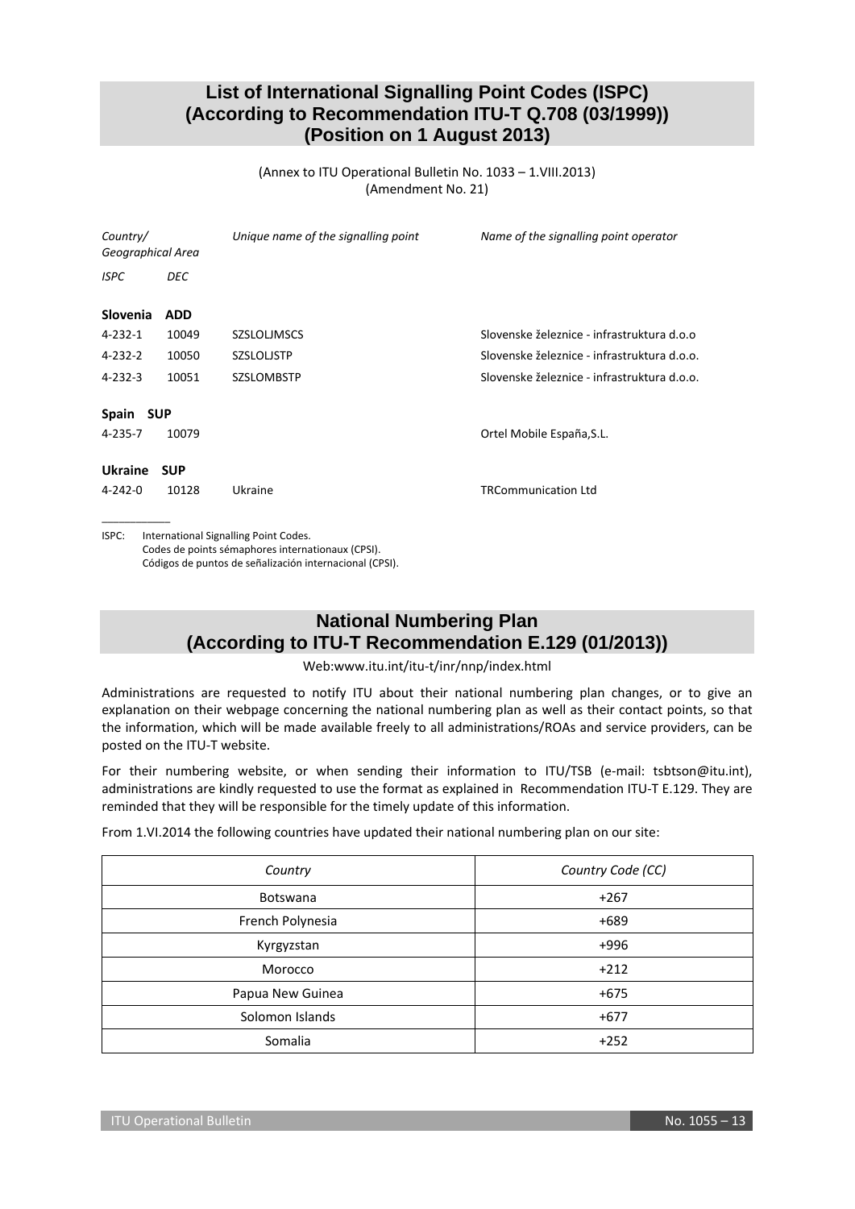## List of International Signalling Point Codes (ISPC) (According to Recommendation ITU-T Q.708 (03/1999)) (Position on 1 August 2013)

(Annex to ITU Operational Bulletin No. 1033 – 1.VIII.2013)
(Amendment No. 21)

| *Country/ Geographical Area* | | *Unique name of the signalling point* | *Name of the signalling point operator* |
|---|---|---|---|
| *ISPC* | *DEC* | | |
| **Slovenia ADD** | | | |
| 4-232-1 | 10049 | SZSLOLJMSCS | Slovenske železnice - infrastruktura d.o.o |
| 4-232-2 | 10050 | SZSLOLJSTP | Slovenske železnice - infrastruktura d.o.o. |
| 4-232-3 | 10051 | SZSLOMBSTP | Slovenske železnice - infrastruktura d.o.o. |
| **Spain SUP** | | | |
| 4-235-7 | 10079 | | Ortel Mobile España,S.L. |
| **Ukraine SUP** | | | |
| 4-242-0 | 10128 | Ukraine | TRCommunication Ltd |

____________

ISPC: International Signalling Point Codes.
Codes de points sémaphores internationaux (CPSI).
Códigos de puntos de señalización internacional (CPSI).

## National Numbering Plan (According to ITU-T Recommendation E.129 (01/2013))

Web:www.itu.int/itu-t/inr/nnp/index.html

Administrations are requested to notify ITU about their national numbering plan changes, or to give an explanation on their webpage concerning the national numbering plan as well as their contact points, so that the information, which will be made available freely to all administrations/ROAs and service providers, can be posted on the ITU-T website.

For their numbering website, or when sending their information to ITU/TSB (e-mail: tsbtson@itu.int), administrations are kindly requested to use the format as explained in Recommendation ITU-T E.129. They are reminded that they will be responsible for the timely update of this information.

From 1.VI.2014 the following countries have updated their national numbering plan on our site:

| *Country* | *Country Code (CC)* |
|---|---|
| Botswana | +267 |
| French Polynesia | +689 |
| Kyrgyzstan | +996 |
| Morocco | +212 |
| Papua New Guinea | +675 |
| Solomon Islands | +677 |
| Somalia | +252 |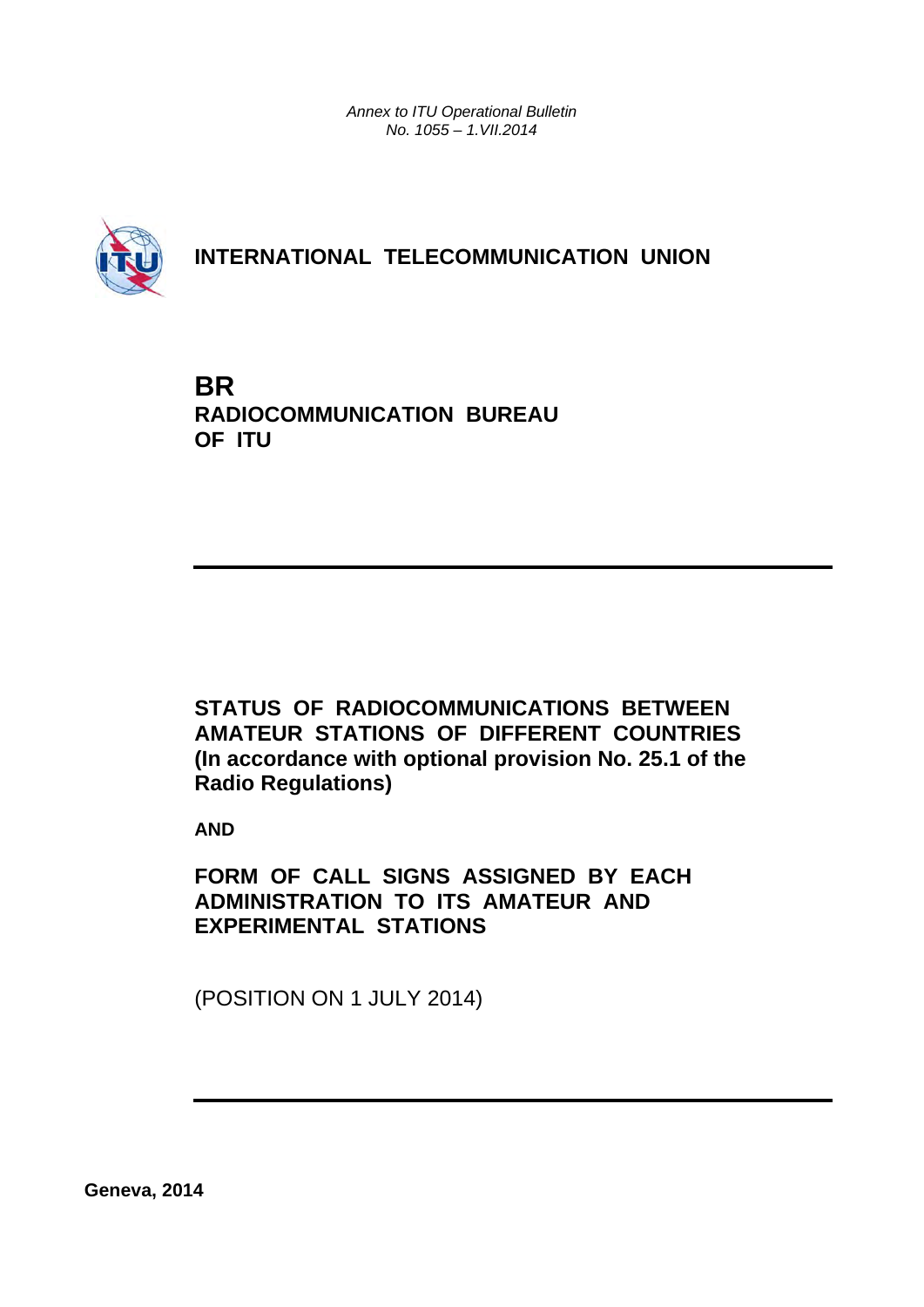*Annex to ITU Operational Bulletin*
*No. 1055 – 1.VII.2014*

**INTERNATIONAL TELECOMMUNICATION UNION**

# BR
## RADIOCOMMUNICATION BUREAU OF ITU

---

**STATUS OF RADIOCOMMUNICATIONS BETWEEN AMATEUR STATIONS OF DIFFERENT COUNTRIES (In accordance with optional provision No. 25.1 of the Radio Regulations)**

**AND**

**FORM OF CALL SIGNS ASSIGNED BY EACH ADMINISTRATION TO ITS AMATEUR AND EXPERIMENTAL STATIONS**

(POSITION ON 1 JULY 2014)

---

**Geneva, 2014**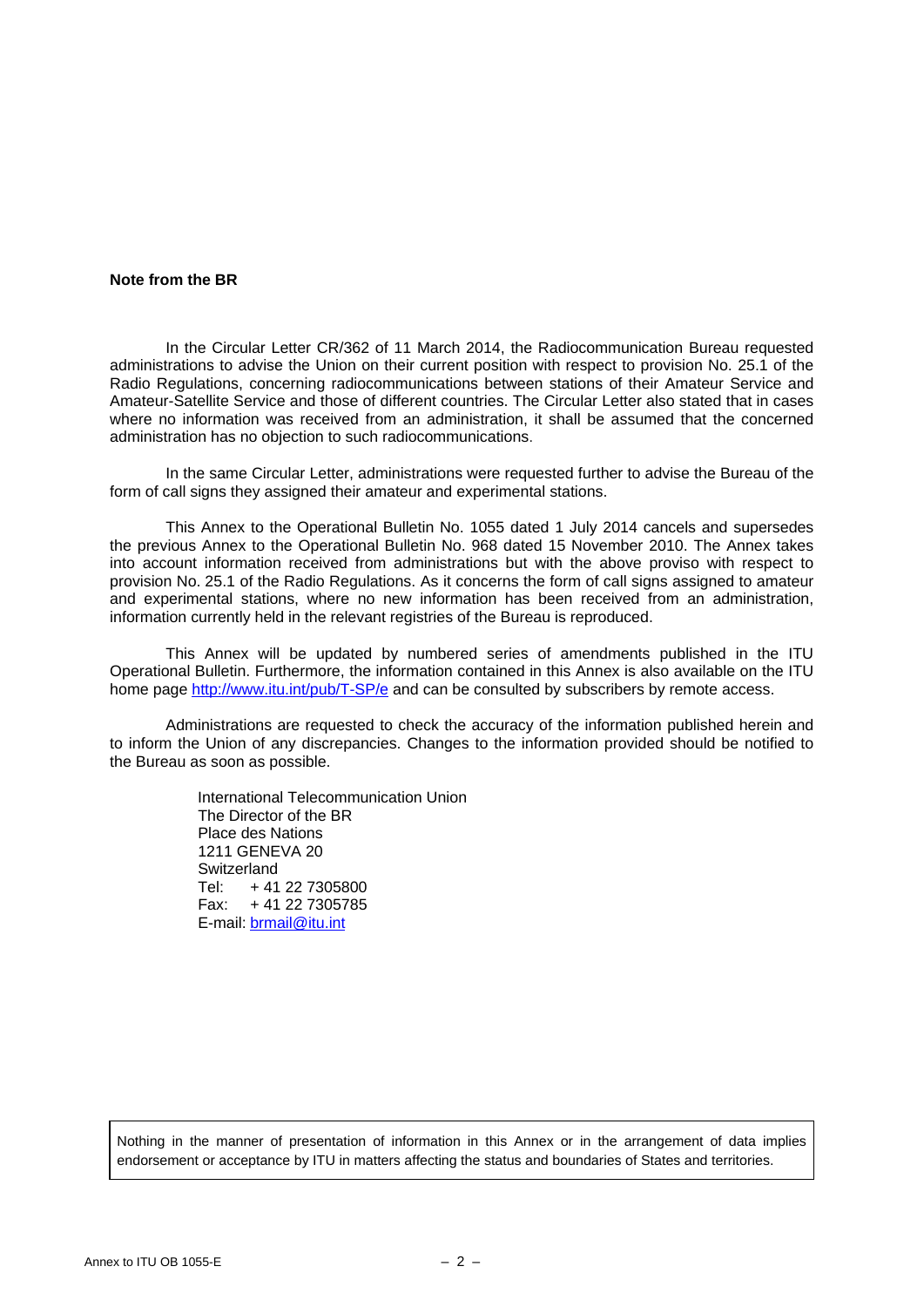**Note from the BR**

In the Circular Letter CR/362 of 11 March 2014, the Radiocommunication Bureau requested administrations to advise the Union on their current position with respect to provision No. 25.1 of the Radio Regulations, concerning radiocommunications between stations of their Amateur Service and Amateur-Satellite Service and those of different countries. The Circular Letter also stated that in cases where no information was received from an administration, it shall be assumed that the concerned administration has no objection to such radiocommunications.

In the same Circular Letter, administrations were requested further to advise the Bureau of the form of call signs they assigned their amateur and experimental stations.

This Annex to the Operational Bulletin No. 1055 dated 1 July 2014 cancels and supersedes the previous Annex to the Operational Bulletin No. 968 dated 15 November 2010. The Annex takes into account information received from administrations but with the above proviso with respect to provision No. 25.1 of the Radio Regulations. As it concerns the form of call signs assigned to amateur and experimental stations, where no new information has been received from an administration, information currently held in the relevant registries of the Bureau is reproduced.

This Annex will be updated by numbered series of amendments published in the ITU Operational Bulletin. Furthermore, the information contained in this Annex is also available on the ITU home page http://www.itu.int/pub/T-SP/e and can be consulted by subscribers by remote access.

Administrations are requested to check the accuracy of the information published herein and to inform the Union of any discrepancies. Changes to the information provided should be notified to the Bureau as soon as possible.

International Telecommunication Union
The Director of the BR
Place des Nations
1211 GENEVA 20
Switzerland
Tel: + 41 22 7305800
Fax: + 41 22 7305785
E-mail: brmail@itu.int

Nothing in the manner of presentation of information in this Annex or in the arrangement of data implies endorsement or acceptance by ITU in matters affecting the status and boundaries of States and territories.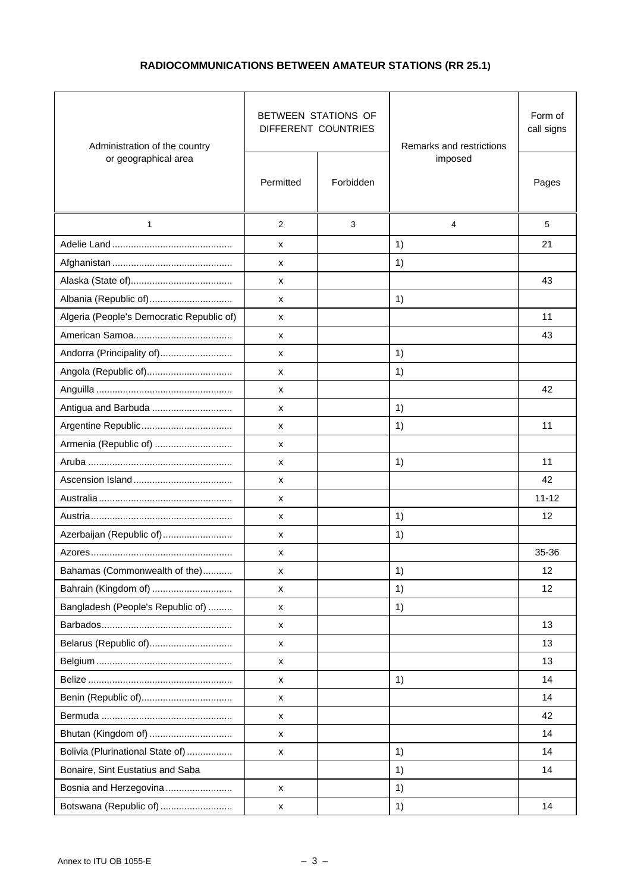**RADIOCOMMUNICATIONS BETWEEN AMATEUR STATIONS (RR 25.1)**

| Administration of the country or geographical area | BETWEEN STATIONS OF DIFFERENT COUNTRIES | | Remarks and restrictions imposed | Form of call signs |
|---|---|---|---|---|
| | Permitted | Forbidden | | Pages |
| 1 | 2 | 3 | 4 | 5 |
| Adelie Land | x | | 1) | 21 |
| Afghanistan | x | | 1) | |
| Alaska (State of) | x | | | 43 |
| Albania (Republic of) | x | | 1) | |
| Algeria (People's Democratic Republic of) | x | | | 11 |
| American Samoa | x | | | 43 |
| Andorra (Principality of) | x | | 1) | |
| Angola (Republic of) | x | | 1) | |
| Anguilla | x | | | 42 |
| Antigua and Barbuda | x | | 1) | |
| Argentine Republic | x | | 1) | 11 |
| Armenia (Republic of) | x | | | |
| Aruba | x | | 1) | 11 |
| Ascension Island | x | | | 42 |
| Australia | x | | | 11-12 |
| Austria | x | | 1) | 12 |
| Azerbaijan (Republic of) | x | | 1) | |
| Azores | x | | | 35-36 |
| Bahamas (Commonwealth of the) | x | | 1) | 12 |
| Bahrain (Kingdom of) | x | | 1) | 12 |
| Bangladesh (People's Republic of) | x | | 1) | |
| Barbados | x | | | 13 |
| Belarus (Republic of) | x | | | 13 |
| Belgium | x | | | 13 |
| Belize | x | | 1) | 14 |
| Benin (Republic of) | x | | | 14 |
| Bermuda | x | | | 42 |
| Bhutan (Kingdom of) | x | | | 14 |
| Bolivia (Plurinational State of) | x | | 1) | 14 |
| Bonaire, Sint Eustatius and Saba | | | 1) | 14 |
| Bosnia and Herzegovina | x | | 1) | |
| Botswana (Republic of) | x | | 1) | 14 |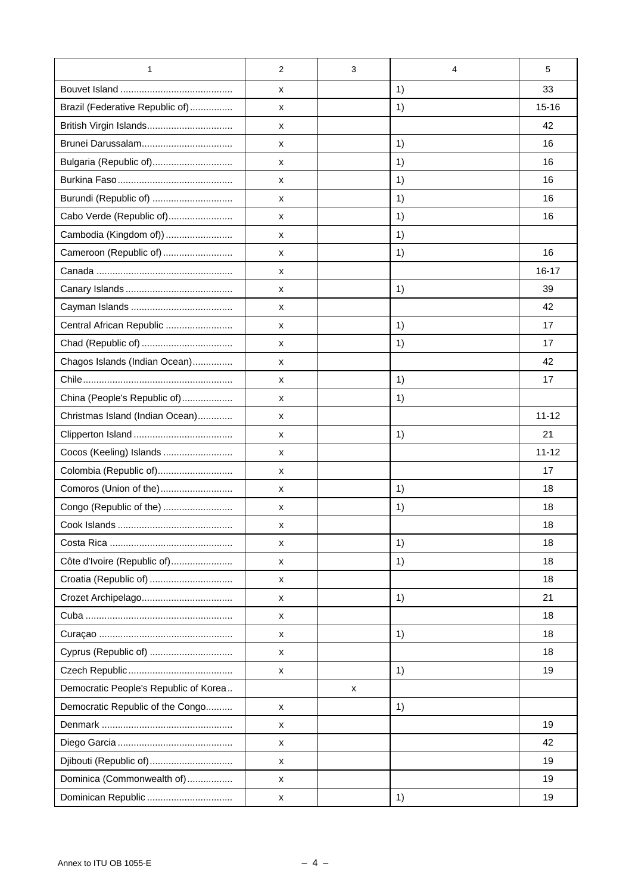| 1 | 2 | 3 | 4 | 5 |
|---|---|---|---|---|
| Bouvet Island .......................................... | x | | 1) | 33 |
| Brazil (Federative Republic of)................ | x | | 1) | 15-16 |
| British Virgin Islands................................ | x | | | 42 |
| Brunei Darussalam.................................. | x | | 1) | 16 |
| Bulgaria (Republic of).............................. | x | | 1) | 16 |
| Burkina Faso........................................... | x | | 1) | 16 |
| Burundi (Republic of) .............................. | x | | 1) | 16 |
| Cabo Verde (Republic of)........................ | x | | 1) | 16 |
| Cambodia (Kingdom of)) ......................... | x | | 1) | |
| Cameroon (Republic of) .......................... | x | | 1) | 16 |
| Canada ................................................... | x | | | 16-17 |
| Canary Islands ........................................ | x | | 1) | 39 |
| Cayman Islands ...................................... | x | | | 42 |
| Central African Republic ......................... | x | | 1) | 17 |
| Chad (Republic of) .................................. | x | | 1) | 17 |
| Chagos Islands (Indian Ocean)............... | x | | | 42 |
| Chile........................................................ | x | | 1) | 17 |
| China (People's Republic of)................... | x | | 1) | |
| Christmas Island (Indian Ocean)............. | x | | | 11-12 |
| Clipperton Island ..................................... | x | | 1) | 21 |
| Cocos (Keeling) Islands .......................... | x | | | 11-12 |
| Colombia (Republic of)............................ | x | | | 17 |
| Comoros (Union of the)........................... | x | | 1) | 18 |
| Congo (Republic of the) .......................... | x | | 1) | 18 |
| Cook Islands ........................................... | x | | | 18 |
| Costa Rica .............................................. | x | | 1) | 18 |
| Côte d'Ivoire (Republic of)....................... | x | | 1) | 18 |
| Croatia (Republic of) ............................... | x | | | 18 |
| Crozet Archipelago.................................. | x | | 1) | 21 |
| Cuba ....................................................... | x | | | 18 |
| Curaçao .................................................. | x | | 1) | 18 |
| Cyprus (Republic of) ............................... | x | | | 18 |
| Czech Republic....................................... | x | | 1) | 19 |
| Democratic People's Republic of Korea.. | | x | | |
| Democratic Republic of the Congo.......... | x | | 1) | |
| Denmark ................................................. | x | | | 19 |
| Diego Garcia ........................................... | x | | | 42 |
| Djibouti (Republic of)............................... | x | | | 19 |
| Dominica (Commonwealth of)................. | x | | | 19 |
| Dominican Republic ................................ | x | | 1) | 19 |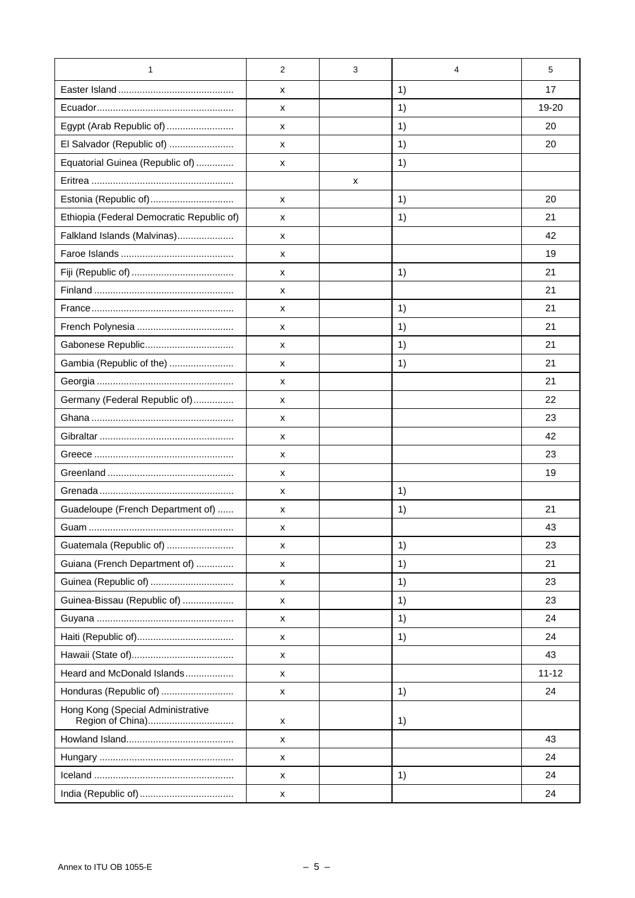| 1 | 2 | 3 | 4 | 5 |
|---|---|---|---|---|
| Easter Island .......................................... | x | | 1) | 17 |
| Ecuador.................................................. | x | | 1) | 19-20 |
| Egypt (Arab Republic of) ......................... | x | | 1) | 20 |
| El Salvador (Republic of) ........................ | x | | 1) | 20 |
| Equatorial Guinea (Republic of) ............. | x | | 1) | |
| Eritrea .................................................... | | x | | |
| Estonia (Republic of)............................... | x | | 1) | 20 |
| Ethiopia (Federal Democratic Republic of) | x | | 1) | 21 |
| Falkland Islands (Malvinas)..................... | x | | | 42 |
| Faroe Islands .......................................... | x | | | 19 |
| Fiji (Republic of) ...................................... | x | | 1) | 21 |
| Finland ................................................... | x | | | 21 |
| France.................................................... | x | | 1) | 21 |
| French Polynesia ................................... | x | | 1) | 21 |
| Gabonese Republic................................. | x | | 1) | 21 |
| Gambia (Republic of the) ........................ | x | | 1) | 21 |
| Georgia .................................................. | x | | | 21 |
| Germany (Federal Republic of)............... | x | | | 22 |
| Ghana .................................................... | x | | | 23 |
| Gibraltar ................................................. | x | | | 42 |
| Greece ................................................... | x | | | 23 |
| Greenland .............................................. | x | | | 19 |
| Grenada ................................................. | x | | 1) | |
| Guadeloupe (French Department of) ...... | x | | 1) | 21 |
| Guam ..................................................... | x | | | 43 |
| Guatemala (Republic of) ......................... | x | | 1) | 23 |
| Guiana (French Department of) ............. | x | | 1) | 21 |
| Guinea (Republic of) ............................... | x | | 1) | 23 |
| Guinea-Bissau (Republic of) ................... | x | | 1) | 23 |
| Guyana .................................................. | x | | 1) | 24 |
| Haiti (Republic of).................................... | x | | 1) | 24 |
| Hawaii (State of)...................................... | x | | | 43 |
| Heard and McDonald Islands.................. | x | | | 11-12 |
| Honduras (Republic of) ........................... | x | | 1) | 24 |
| Hong Kong (Special Administrative Region of China)................................ | x | | 1) | |
| Howland Island........................................ | x | | | 43 |
| Hungary ................................................. | x | | | 24 |
| Iceland ................................................... | x | | 1) | 24 |
| India (Republic of) ................................... | x | | | 24 |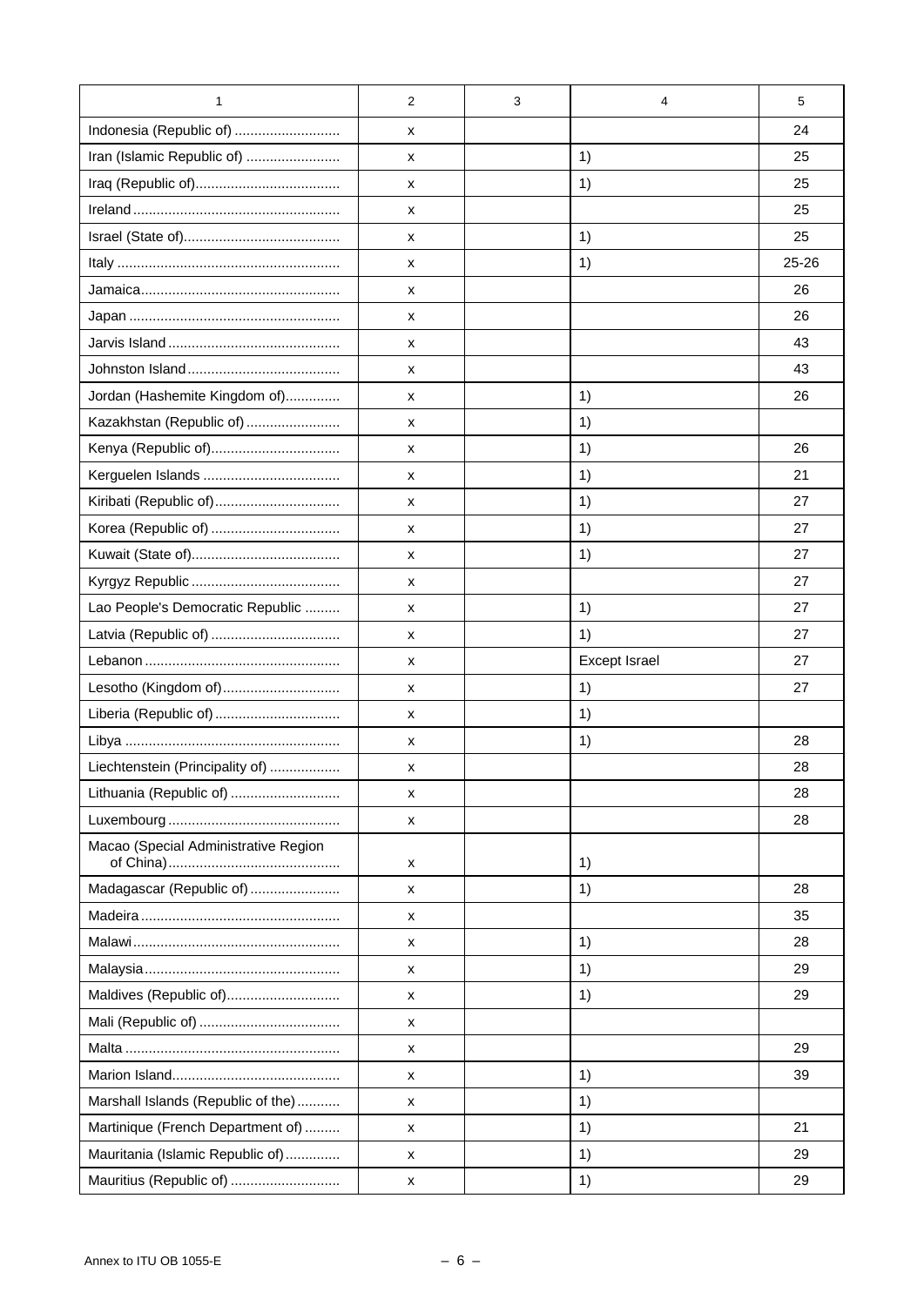| 1 | 2 | 3 | 4 | 5 |
|---|---|---|---|---|
| Indonesia (Republic of) | x | | | 24 |
| Iran (Islamic Republic of) | x | | 1) | 25 |
| Iraq (Republic of) | x | | 1) | 25 |
| Ireland | x | | | 25 |
| Israel (State of) | x | | 1) | 25 |
| Italy | x | | 1) | 25-26 |
| Jamaica | x | | | 26 |
| Japan | x | | | 26 |
| Jarvis Island | x | | | 43 |
| Johnston Island | x | | | 43 |
| Jordan (Hashemite Kingdom of) | x | | 1) | 26 |
| Kazakhstan (Republic of) | x | | 1) | |
| Kenya (Republic of) | x | | 1) | 26 |
| Kerguelen Islands | x | | 1) | 21 |
| Kiribati (Republic of) | x | | 1) | 27 |
| Korea (Republic of) | x | | 1) | 27 |
| Kuwait (State of) | x | | 1) | 27 |
| Kyrgyz Republic | x | | | 27 |
| Lao People's Democratic Republic | x | | 1) | 27 |
| Latvia (Republic of) | x | | 1) | 27 |
| Lebanon | x | | Except Israel | 27 |
| Lesotho (Kingdom of) | x | | 1) | 27 |
| Liberia (Republic of) | x | | 1) | |
| Libya | x | | 1) | 28 |
| Liechtenstein (Principality of) | x | | | 28 |
| Lithuania (Republic of) | x | | | 28 |
| Luxembourg | x | | | 28 |
| Macao (Special Administrative Region of China) | x | | 1) | |
| Madagascar (Republic of) | x | | 1) | 28 |
| Madeira | x | | | 35 |
| Malawi | x | | 1) | 28 |
| Malaysia | x | | 1) | 29 |
| Maldives (Republic of) | x | | 1) | 29 |
| Mali (Republic of) | x | | | |
| Malta | x | | | 29 |
| Marion Island | x | | 1) | 39 |
| Marshall Islands (Republic of the) | x | | 1) | |
| Martinique (French Department of) | x | | 1) | 21 |
| Mauritania (Islamic Republic of) | x | | 1) | 29 |
| Mauritius (Republic of) | x | | 1) | 29 |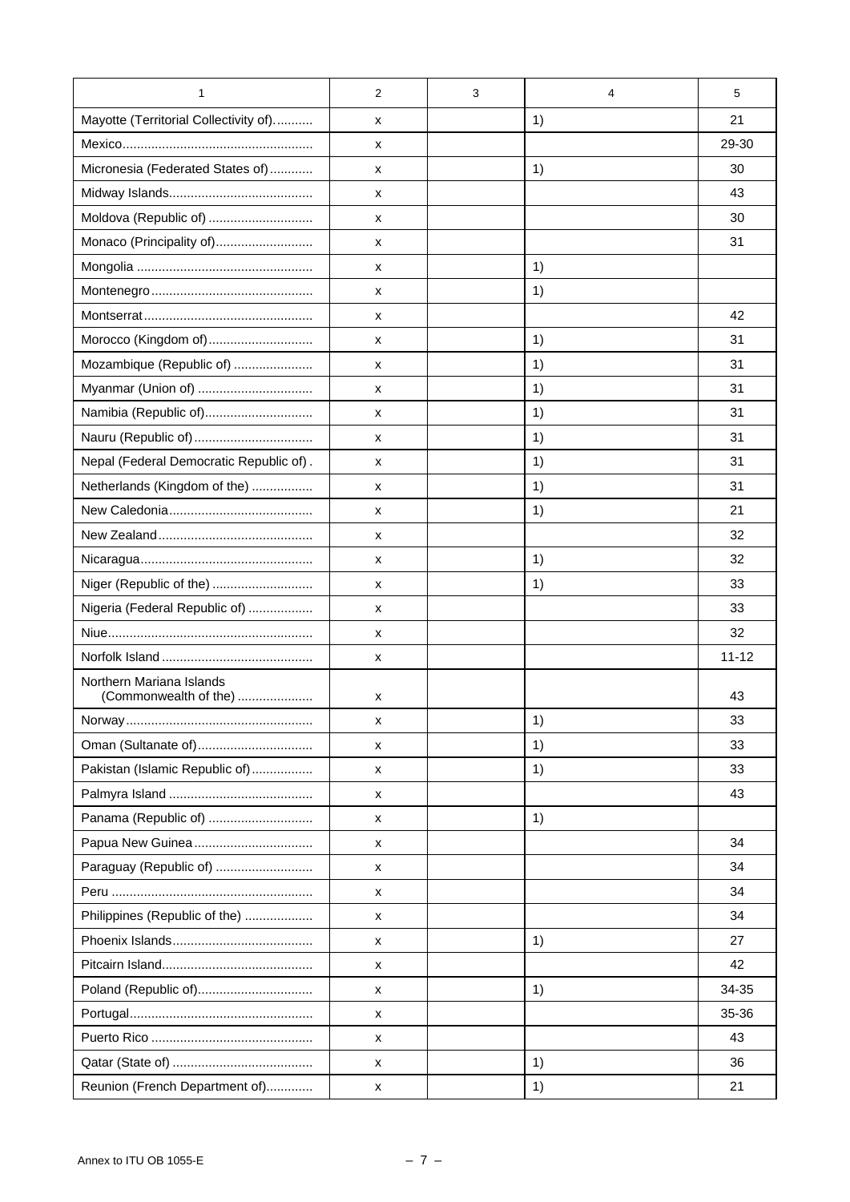| 1 | 2 | 3 | 4 | 5 |
|---|---|---|---|---|
| Mayotte (Territorial Collectivity of)........... | x | | 1) | 21 |
| Mexico..................................................... | x | | | 29-30 |
| Micronesia (Federated States of)............ | x | | 1) | 30 |
| Midway Islands......................................... | x | | | 43 |
| Moldova (Republic of) ............................. | x | | | 30 |
| Monaco (Principality of)........................... | x | | | 31 |
| Mongolia ................................................. | x | | 1) | |
| Montenegro............................................. | x | | 1) | |
| Montserrat............................................... | x | | | 42 |
| Morocco (Kingdom of)............................. | x | | 1) | 31 |
| Mozambique (Republic of) ...................... | x | | 1) | 31 |
| Myanmar (Union of) ................................ | x | | 1) | 31 |
| Namibia (Republic of).............................. | x | | 1) | 31 |
| Nauru (Republic of)................................. | x | | 1) | 31 |
| Nepal (Federal Democratic Republic of) . | x | | 1) | 31 |
| Netherlands (Kingdom of the) ................. | x | | 1) | 31 |
| New Caledonia......................................... | x | | 1) | 21 |
| New Zealand........................................... | x | | | 32 |
| Nicaragua................................................ | x | | 1) | 32 |
| Niger (Republic of the) ............................ | x | | 1) | 33 |
| Nigeria (Federal Republic of) .................. | x | | | 33 |
| Niue......................................................... | x | | | 32 |
| Norfolk Island .......................................... | x | | | 11-12 |
| Northern Mariana Islands (Commonwealth of the) ..................... | x | | | 43 |
| Norway.................................................... | x | | 1) | 33 |
| Oman (Sultanate of)................................ | x | | 1) | 33 |
| Pakistan (Islamic Republic of)................. | x | | 1) | 33 |
| Palmyra Island ........................................ | x | | | 43 |
| Panama (Republic of) ............................. | x | | 1) | |
| Papua New Guinea................................. | x | | | 34 |
| Paraguay (Republic of) ........................... | x | | | 34 |
| Peru ........................................................ | x | | | 34 |
| Philippines (Republic of the) ................... | x | | | 34 |
| Phoenix Islands....................................... | x | | 1) | 27 |
| Pitcairn Island.......................................... | x | | | 42 |
| Poland (Republic of)................................ | x | | 1) | 34-35 |
| Portugal................................................... | x | | | 35-36 |
| Puerto Rico ............................................. | x | | | 43 |
| Qatar (State of) ....................................... | x | | 1) | 36 |
| Reunion (French Department of)............. | x | | 1) | 21 |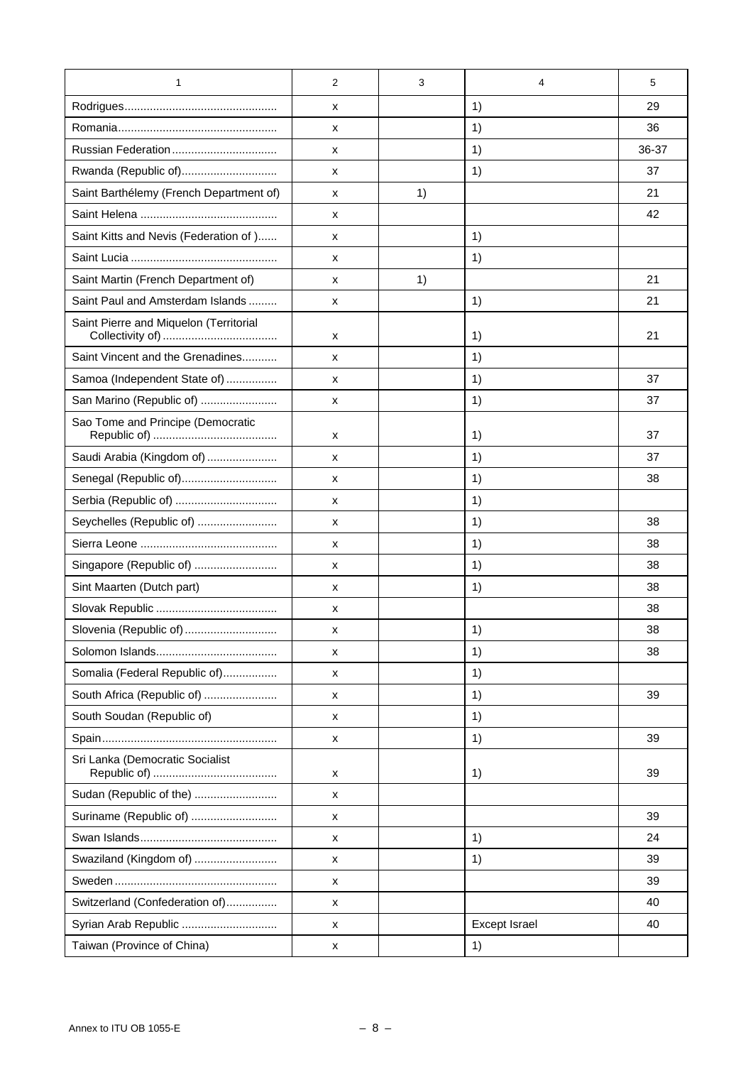| 1 | 2 | 3 | 4 | 5 |
|---|---|---|---|---|
| Rodrigues................................................ | x | | 1) | 29 |
| Romania.................................................. | x | | 1) | 36 |
| Russian Federation................................. | x | | 1) | 36-37 |
| Rwanda (Republic of).............................. | x | | 1) | 37 |
| Saint Barthélemy (French Department of) | x | 1) | | 21 |
| Saint Helena ........................................... | x | | | 42 |
| Saint Kitts and Nevis (Federation of )...... | x | | 1) | |
| Saint Lucia .............................................. | x | | 1) | |
| Saint Martin (French Department of) | x | 1) | | 21 |
| Saint Paul and Amsterdam Islands ......... | x | | 1) | 21 |
| Saint Pierre and Miquelon (Territorial Collectivity of).................................... | x | | 1) | 21 |
| Saint Vincent and the Grenadines........... | x | | 1) | |
| Samoa (Independent State of)................ | x | | 1) | 37 |
| San Marino (Republic of) ........................ | x | | 1) | 37 |
| Sao Tome and Principe (Democratic Republic of) ....................................... | x | | 1) | 37 |
| Saudi Arabia (Kingdom of) ...................... | x | | 1) | 37 |
| Senegal (Republic of).............................. | x | | 1) | 38 |
| Serbia (Republic of) ................................ | x | | 1) | |
| Seychelles (Republic of) ......................... | x | | 1) | 38 |
| Sierra Leone ........................................... | x | | 1) | 38 |
| Singapore (Republic of) .......................... | x | | 1) | 38 |
| Sint Maarten (Dutch part) | x | | 1) | 38 |
| Slovak Republic ...................................... | x | | | 38 |
| Slovenia (Republic of)............................. | x | | 1) | 38 |
| Solomon Islands...................................... | x | | 1) | 38 |
| Somalia (Federal Republic of)................. | x | | 1) | |
| South Africa (Republic of) ....................... | x | | 1) | 39 |
| South Soudan (Republic of) | x | | 1) | |
| Spain....................................................... | x | | 1) | 39 |
| Sri Lanka (Democratic Socialist Republic of) ....................................... | x | | 1) | 39 |
| Sudan (Republic of the) .......................... | x | | | |
| Suriname (Republic of) ........................... | x | | | 39 |
| Swan Islands........................................... | x | | 1) | 24 |
| Swaziland (Kingdom of) .......................... | x | | 1) | 39 |
| Sweden.................................................. | x | | | 39 |
| Switzerland (Confederation of)................ | x | | | 40 |
| Syrian Arab Republic .............................. | x | | Except Israel | 40 |
| Taiwan (Province of China) | x | | 1) | |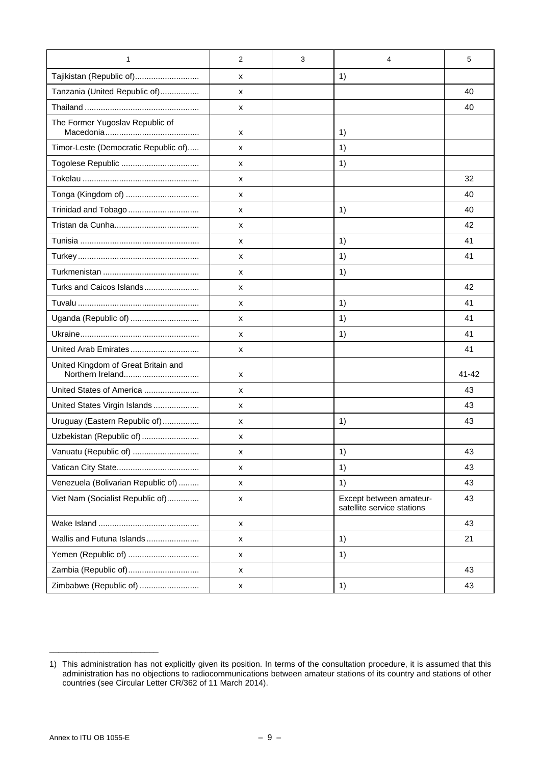| 1 | 2 | 3 | 4 | 5 |
|---|---|---|---|---|
| Tajikistan (Republic of)............................ | x | | 1) | |
| Tanzania (United Republic of)................. | x | | | 40 |
| Thailand ................................................. | x | | | 40 |
| The Former Yugoslav Republic of Macedonia......................................... | x | | 1) | |
| Timor-Leste (Democratic Republic of)..... | x | | 1) | |
| Togolese Republic .................................. | x | | 1) | |
| Tokelau .................................................. | x | | | 32 |
| Tonga (Kingdom of) ................................ | x | | | 40 |
| Trinidad and Tobago ............................... | x | | 1) | 40 |
| Tristan da Cunha..................................... | x | | | 42 |
| Tunisia ................................................... | x | | 1) | 41 |
| Turkey .................................................... | x | | 1) | 41 |
| Turkmenistan .......................................... | x | | 1) | |
| Turks and Caicos Islands........................ | x | | | 42 |
| Tuvalu ..................................................... | x | | 1) | 41 |
| Uganda (Republic of) .............................. | x | | 1) | 41 |
| Ukraine.................................................... | x | | 1) | 41 |
| United Arab Emirates.............................. | x | | | 41 |
| United Kingdom of Great Britain and Northern Ireland................................. | x | | | 41-42 |
| United States of America ........................ | x | | | 43 |
| United States Virgin Islands.................... | x | | | 43 |
| Uruguay (Eastern Republic of)................ | x | | 1) | 43 |
| Uzbekistan (Republic of) ......................... | x | | | |
| Vanuatu (Republic of) ............................. | x | | 1) | 43 |
| Vatican City State.................................... | x | | 1) | 43 |
| Venezuela (Bolivarian Republic of) ......... | x | | 1) | 43 |
| Viet Nam (Socialist Republic of).............. | x | | Except between amateur-satellite service stations | 43 |
| Wake Island ............................................ | x | | | 43 |
| Wallis and Futuna Islands....................... | x | | 1) | 21 |
| Yemen (Republic of) ............................... | x | | 1) | |
| Zambia (Republic of)............................... | x | | | 43 |
| Zimbabwe (Republic of) .......................... | x | | 1) | 43 |

1) This administration has not explicitly given its position. In terms of the consultation procedure, it is assumed that this administration has no objections to radiocommunications between amateur stations of its country and stations of other countries (see Circular Letter CR/362 of 11 March 2014).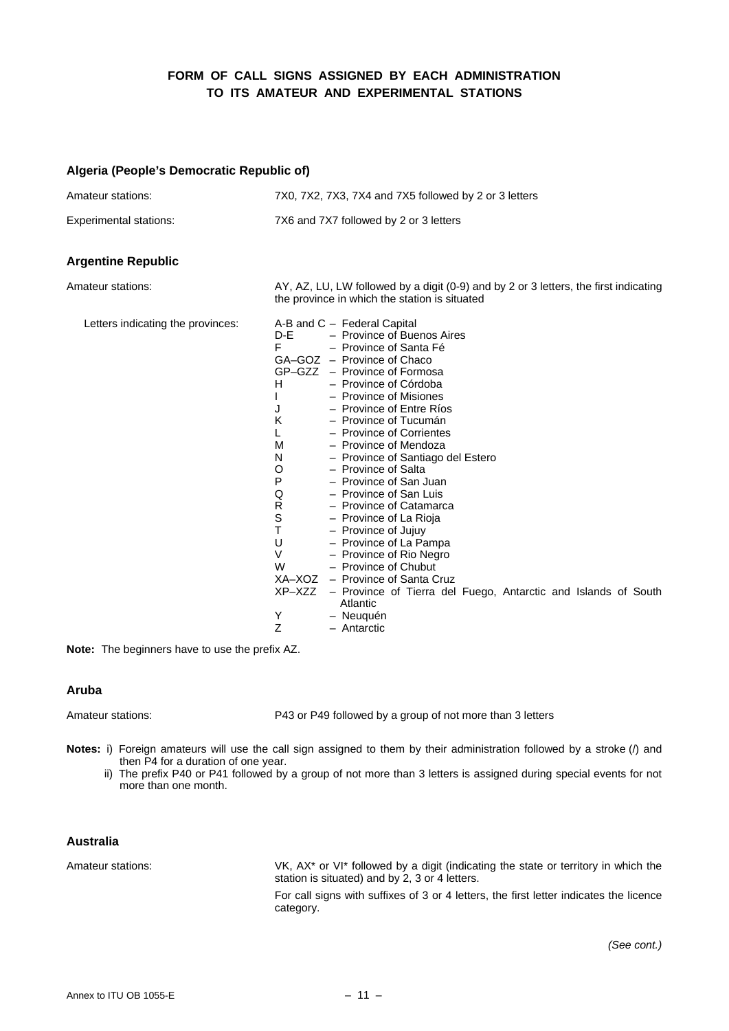## FORM OF CALL SIGNS ASSIGNED BY EACH ADMINISTRATION TO ITS AMATEUR AND EXPERIMENTAL STATIONS

### Algeria (People's Democratic Republic of)

| | |
|---|---|
| Amateur stations: | 7X0, 7X2, 7X3, 7X4 and 7X5 followed by 2 or 3 letters |
| Experimental stations: | 7X6 and 7X7 followed by 2 or 3 letters |

### Argentine Republic

Amateur stations: AY, AZ, LU, LW followed by a digit (0-9) and by 2 or 3 letters, the first indicating the province in which the station is situated

Letters indicating the provinces:

| | |
|---|---|
| A-B and C | – Federal Capital |
| D-E | – Province of Buenos Aires |
| F | – Province of Santa Fé |
| GA–GOZ | – Province of Chaco |
| GP–GZZ | – Province of Formosa |
| H | – Province of Córdoba |
| I | – Province of Misiones |
| J | – Province of Entre Ríos |
| K | – Province of Tucumán |
| L | – Province of Corrientes |
| M | – Province of Mendoza |
| N | – Province of Santiago del Estero |
| O | – Province of Salta |
| P | – Province of San Juan |
| Q | – Province of San Luis |
| R | – Province of Catamarca |
| S | – Province of La Rioja |
| T | – Province of Jujuy |
| U | – Province of La Pampa |
| V | – Province of Rio Negro |
| W | – Province of Chubut |
| XA–XOZ | – Province of Santa Cruz |
| XP–XZZ | – Province of Tierra del Fuego, Antarctic and Islands of South Atlantic |
| Y | – Neuquén |
| Z | – Antarctic |

**Note:** The beginners have to use the prefix AZ.

### Aruba

Amateur stations: P43 or P49 followed by a group of not more than 3 letters

**Notes:** i) Foreign amateurs will use the call sign assigned to them by their administration followed by a stroke (/) and then P4 for a duration of one year.

ii) The prefix P40 or P41 followed by a group of not more than 3 letters is assigned during special events for not more than one month.

### Australia

Amateur stations: VK, AX* or VI* followed by a digit (indicating the state or territory in which the station is situated) and by 2, 3 or 4 letters.

For call signs with suffixes of 3 or 4 letters, the first letter indicates the licence category.

*(See cont.)*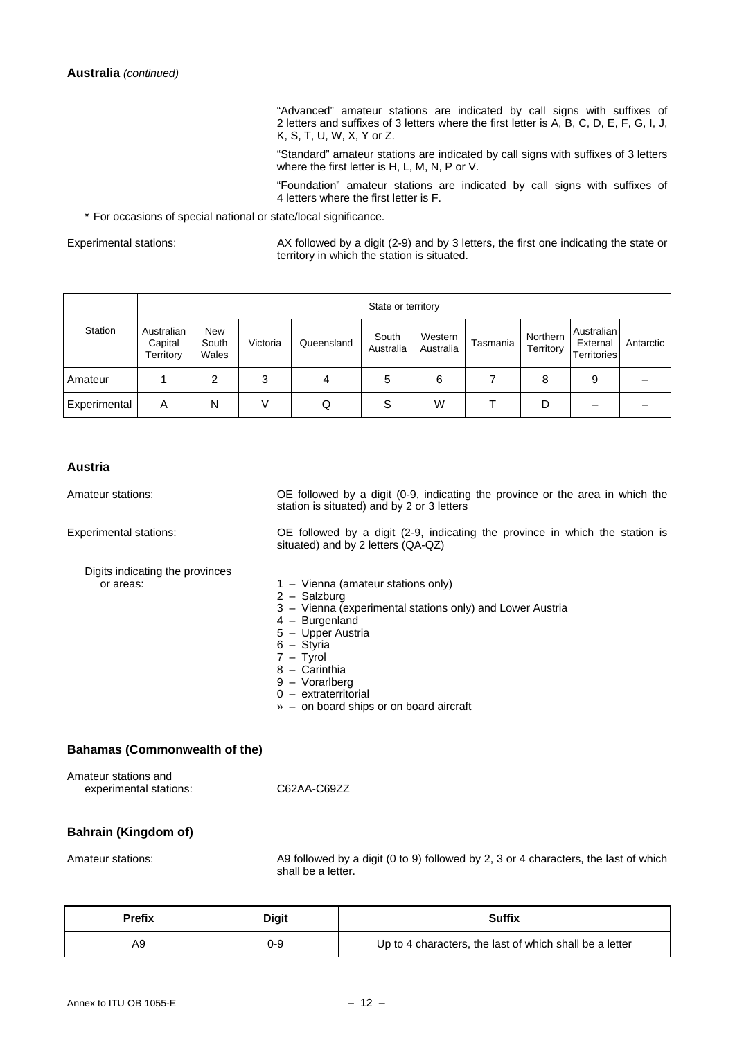**Australia** *(continued)*

"Advanced" amateur stations are indicated by call signs with suffixes of 2 letters and suffixes of 3 letters where the first letter is A, B, C, D, E, F, G, I, J, K, S, T, U, W, X, Y or Z.

"Standard" amateur stations are indicated by call signs with suffixes of 3 letters where the first letter is H, L, M, N, P or V.

"Foundation" amateur stations are indicated by call signs with suffixes of 4 letters where the first letter is F.

* For occasions of special national or state/local significance.

Experimental stations: AX followed by a digit (2-9) and by 3 letters, the first one indicating the state or territory in which the station is situated.

| Station | State or territory | | | | | | | | | |
|---|---|---|---|---|---|---|---|---|---|---|
| | Australian Capital Territory | New South Wales | Victoria | Queensland | South Australia | Western Australia | Tasmania | Northern Territory | Australian External Territories | Antarctic |
| Amateur | 1 | 2 | 3 | 4 | 5 | 6 | 7 | 8 | 9 | – |
| Experimental | A | N | V | Q | S | W | T | D | – | – |

## Austria

Amateur stations: OE followed by a digit (0-9, indicating the province or the area in which the station is situated) and by 2 or 3 letters

Experimental stations: OE followed by a digit (2-9, indicating the province in which the station is situated) and by 2 letters (QA-QZ)

Digits indicating the provinces or areas:

1 – Vienna (amateur stations only)
2 – Salzburg
3 – Vienna (experimental stations only) and Lower Austria
4 – Burgenland
5 – Upper Austria
6 – Styria
7 – Tyrol
8 – Carinthia
9 – Vorarlberg
0 – extraterritorial
» – on board ships or on board aircraft

## Bahamas (Commonwealth of the)

Amateur stations and experimental stations: C62AA-C69ZZ

## Bahrain (Kingdom of)

Amateur stations: A9 followed by a digit (0 to 9) followed by 2, 3 or 4 characters, the last of which shall be a letter.

| Prefix | Digit | Suffix |
|---|---|---|
| A9 | 0-9 | Up to 4 characters, the last of which shall be a letter |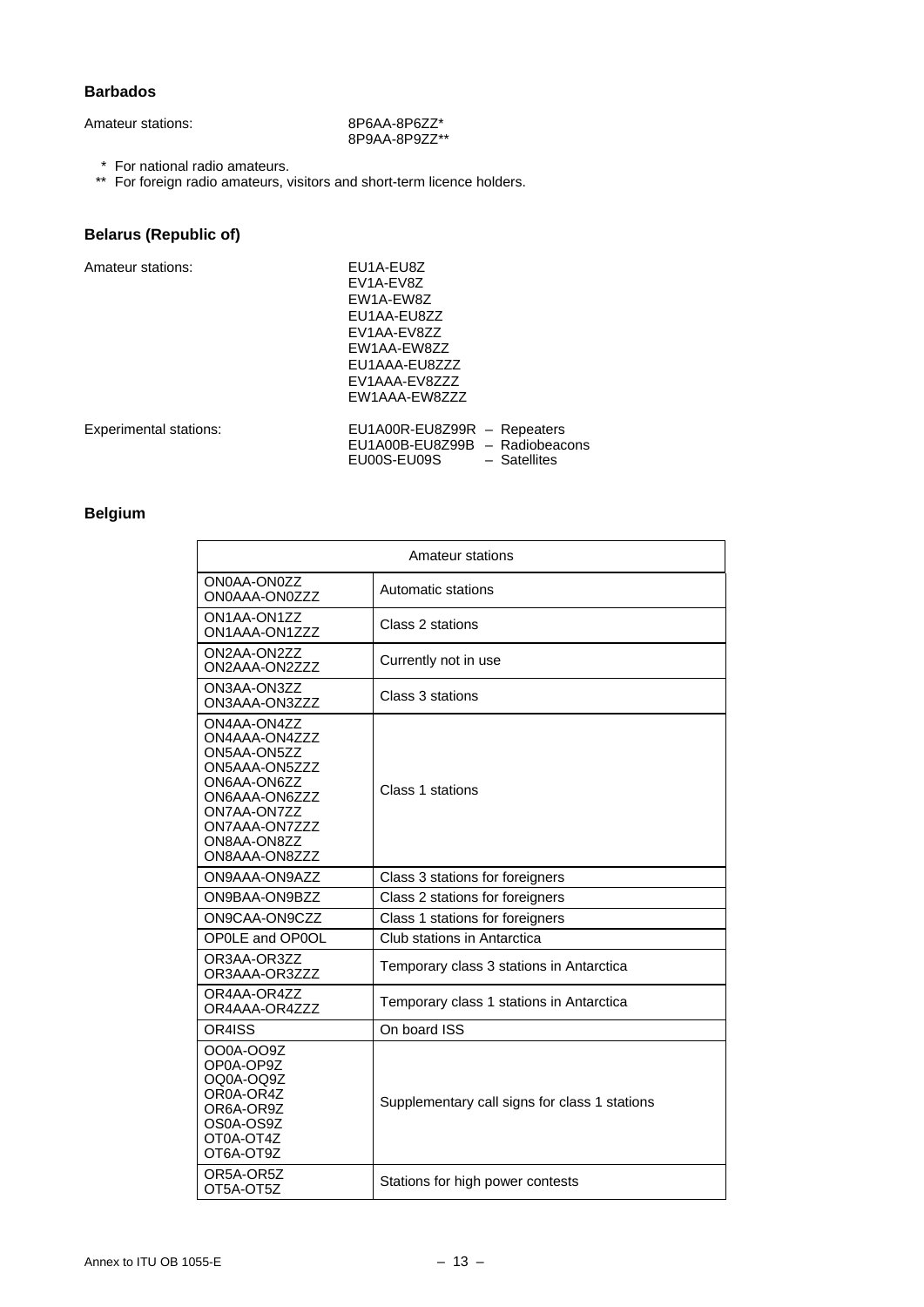### Barbados

Amateur stations: 8P6AA-8P6ZZ*
8P9AA-8P9ZZ**

\* For national radio amateurs.
\*\* For foreign radio amateurs, visitors and short-term licence holders.

### Belarus (Republic of)

Amateur stations:
EU1A-EU8Z
EV1A-EV8Z
EW1A-EW8Z
EU1AA-EU8ZZ
EV1AA-EV8ZZ
EW1AA-EW8ZZ
EU1AAA-EU8ZZZ
EV1AAA-EV8ZZZ
EW1AAA-EW8ZZZ

Experimental stations:
EU1A00R-EU8Z99R – Repeaters
EU1A00B-EU8Z99B – Radiobeacons
EU00S-EU09S – Satellites

### Belgium

| Amateur stations | |
|---|---|
| ON0AA-ON0ZZ<br>ON0AAA-ON0ZZZ | Automatic stations |
| ON1AA-ON1ZZ<br>ON1AAA-ON1ZZZ | Class 2 stations |
| ON2AA-ON2ZZ<br>ON2AAA-ON2ZZZ | Currently not in use |
| ON3AA-ON3ZZ<br>ON3AAA-ON3ZZZ | Class 3 stations |
| ON4AA-ON4ZZ<br>ON4AAA-ON4ZZZ<br>ON5AA-ON5ZZ<br>ON5AAA-ON5ZZZ<br>ON6AA-ON6ZZ<br>ON6AAA-ON6ZZZ<br>ON7AA-ON7ZZ<br>ON7AAA-ON7ZZZ<br>ON8AA-ON8ZZ<br>ON8AAA-ON8ZZZ | Class 1 stations |
| ON9AAA-ON9AZZ | Class 3 stations for foreigners |
| ON9BAA-ON9BZZ | Class 2 stations for foreigners |
| ON9CAA-ON9CZZ | Class 1 stations for foreigners |
| OP0LE and OP0OL | Club stations in Antarctica |
| OR3AA-OR3ZZ<br>OR3AAA-OR3ZZZ | Temporary class 3 stations in Antarctica |
| OR4AA-OR4ZZ<br>OR4AAA-OR4ZZZ | Temporary class 1 stations in Antarctica |
| OR4ISS | On board ISS |
| OO0A-OO9Z<br>OP0A-OP9Z<br>OQ0A-OQ9Z<br>OR0A-OR4Z<br>OR6A-OR9Z<br>OS0A-OS9Z<br>OT0A-OT4Z<br>OT6A-OT9Z | Supplementary call signs for class 1 stations |
| OR5A-OR5Z<br>OT5A-OT5Z | Stations for high power contests |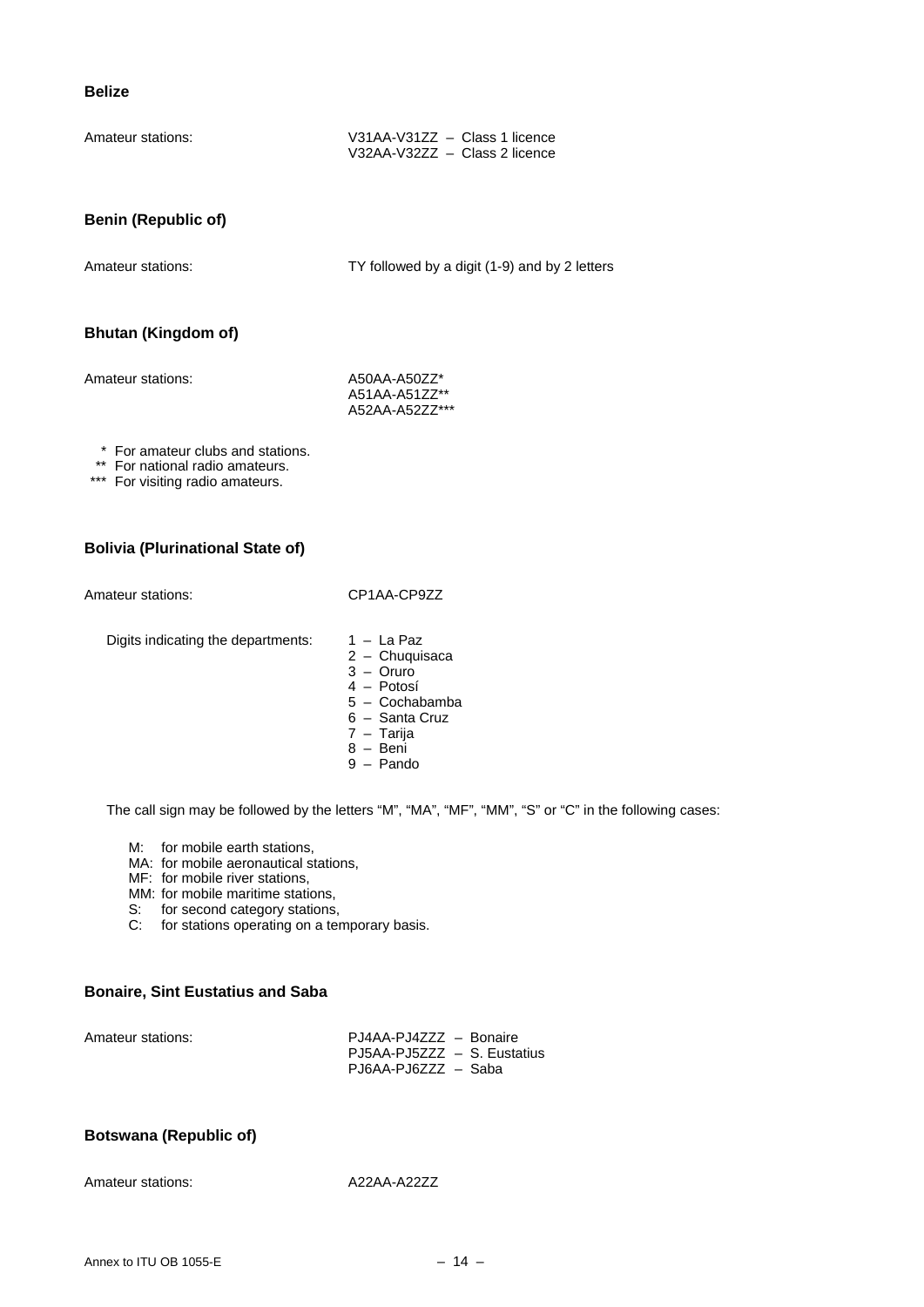**Belize**

Amateur stations: V31AA-V31ZZ – Class 1 licence
V32AA-V32ZZ – Class 2 licence

**Benin (Republic of)**

Amateur stations: TY followed by a digit (1-9) and by 2 letters

**Bhutan (Kingdom of)**

Amateur stations: A50AA-A50ZZ*
A51AA-A51ZZ**
A52AA-A52ZZ***

\* For amateur clubs and stations.
\*\* For national radio amateurs.
\*\*\* For visiting radio amateurs.

**Bolivia (Plurinational State of)**

Amateur stations: CP1AA-CP9ZZ

Digits indicating the departments:

1 – La Paz
2 – Chuquisaca
3 – Oruro
4 – Potosí
5 – Cochabamba
6 – Santa Cruz
7 – Tarija
8 – Beni
9 – Pando

The call sign may be followed by the letters "M", "MA", "MF", "MM", "S" or "C" in the following cases:

M: for mobile earth stations,
MA: for mobile aeronautical stations,
MF: for mobile river stations,
MM: for mobile maritime stations,
S: for second category stations,
C: for stations operating on a temporary basis.

**Bonaire, Sint Eustatius and Saba**

Amateur stations: PJ4AA-PJ4ZZZ – Bonaire
PJ5AA-PJ5ZZZ – S. Eustatius
PJ6AA-PJ6ZZZ – Saba

**Botswana (Republic of)**

Amateur stations: A22AA-A22ZZ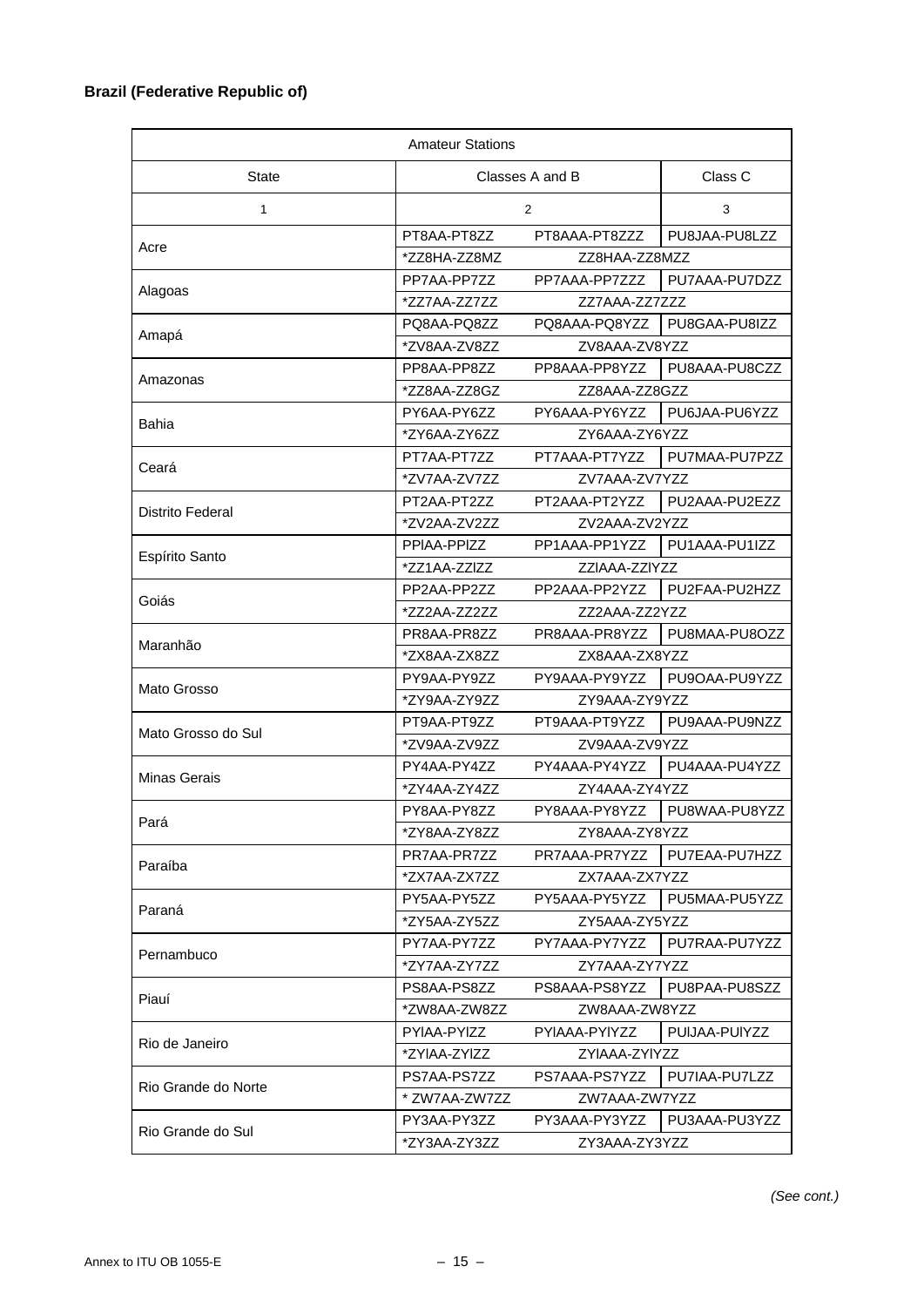**Brazil (Federative Republic of)**

| Amateur Stations | | | |
|---|---|---|---|
| State | Classes A and B | | Class C |
| 1 | 2 | | 3 |
| Acre | PT8AA-PT8ZZ | PT8AAA-PT8ZZZ | PU8JAA-PU8LZZ |
| | *ZZ8HA-ZZ8MZ | ZZ8HAA-ZZ8MZZ | |
| Alagoas | PP7AA-PP7ZZ | PP7AAA-PP7ZZZ | PU7AAA-PU7DZZ |
| | *ZZ7AA-ZZ7ZZ | ZZ7AAA-ZZ7ZZZ | |
| Amapá | PQ8AA-PQ8ZZ | PQ8AAA-PQ8YZZ | PU8GAA-PU8IZZ |
| | *ZV8AA-ZV8ZZ | ZV8AAA-ZV8YZZ | |
| Amazonas | PP8AA-PP8ZZ | PP8AAA-PP8YZZ | PU8AAA-PU8CZZ |
| | *ZZ8AA-ZZ8GZ | ZZ8AAA-ZZ8GZZ | |
| Bahia | PY6AA-PY6ZZ | PY6AAA-PY6YZZ | PU6JAA-PU6YZZ |
| | *ZY6AA-ZY6ZZ | ZY6AAA-ZY6YZZ | |
| Ceará | PT7AA-PT7ZZ | PT7AAA-PT7YZZ | PU7MAA-PU7PZZ |
| | *ZV7AA-ZV7ZZ | ZV7AAA-ZV7YZZ | |
| Distrito Federal | PT2AA-PT2ZZ | PT2AAA-PT2YZZ | PU2AAA-PU2EZZ |
| | *ZV2AA-ZV2ZZ | ZV2AAA-ZV2YZZ | |
| Espírito Santo | PPlAA-PPlZZ | PP1AAA-PP1YZZ | PU1AAA-PU1IZZ |
| | *ZZ1AA-ZZlZZ | ZZlAAA-ZZlYZZ | |
| Goiás | PP2AA-PP2ZZ | PP2AAA-PP2YZZ | PU2FAA-PU2HZZ |
| | *ZZ2AA-ZZ2ZZ | ZZ2AAA-ZZ2YZZ | |
| Maranhão | PR8AA-PR8ZZ | PR8AAA-PR8YZZ | PU8MAA-PU8OZZ |
| | *ZX8AA-ZX8ZZ | ZX8AAA-ZX8YZZ | |
| Mato Grosso | PY9AA-PY9ZZ | PY9AAA-PY9YZZ | PU9OAA-PU9YZZ |
| | *ZY9AA-ZY9ZZ | ZY9AAA-ZY9YZZ | |
| Mato Grosso do Sul | PT9AA-PT9ZZ | PT9AAA-PT9YZZ | PU9AAA-PU9NZZ |
| | *ZV9AA-ZV9ZZ | ZV9AAA-ZV9YZZ | |
| Minas Gerais | PY4AA-PY4ZZ | PY4AAA-PY4YZZ | PU4AAA-PU4YZZ |
| | *ZY4AA-ZY4ZZ | ZY4AAA-ZY4YZZ | |
| Pará | PY8AA-PY8ZZ | PY8AAA-PY8YZZ | PU8WAA-PU8YZZ |
| | *ZY8AA-ZY8ZZ | ZY8AAA-ZY8YZZ | |
| Paraíba | PR7AA-PR7ZZ | PR7AAA-PR7YZZ | PU7EAA-PU7HZZ |
| | *ZX7AA-ZX7ZZ | ZX7AAA-ZX7YZZ | |
| Paraná | PY5AA-PY5ZZ | PY5AAA-PY5YZZ | PU5MAA-PU5YZZ |
| | *ZY5AA-ZY5ZZ | ZY5AAA-ZY5YZZ | |
| Pernambuco | PY7AA-PY7ZZ | PY7AAA-PY7YZZ | PU7RAA-PU7YZZ |
| | *ZY7AA-ZY7ZZ | ZY7AAA-ZY7YZZ | |
| Piauí | PS8AA-PS8ZZ | PS8AAA-PS8YZZ | PU8PAA-PU8SZZ |
| | *ZW8AA-ZW8ZZ | ZW8AAA-ZW8YZZ | |
| Rio de Janeiro | PYlAA-PYlZZ | PYlAAA-PYlYZZ | PUlJAA-PUlYZZ |
| | *ZYlAA-ZYlZZ | ZYlAAA-ZYlYZZ | |
| Rio Grande do Norte | PS7AA-PS7ZZ | PS7AAA-PS7YZZ | PU7IAA-PU7LZZ |
| | * ZW7AA-ZW7ZZ | ZW7AAA-ZW7YZZ | |
| Rio Grande do Sul | PY3AA-PY3ZZ | PY3AAA-PY3YZZ | PU3AAA-PU3YZZ |
| | *ZY3AA-ZY3ZZ | ZY3AAA-ZY3YZZ | |

*(See cont.)*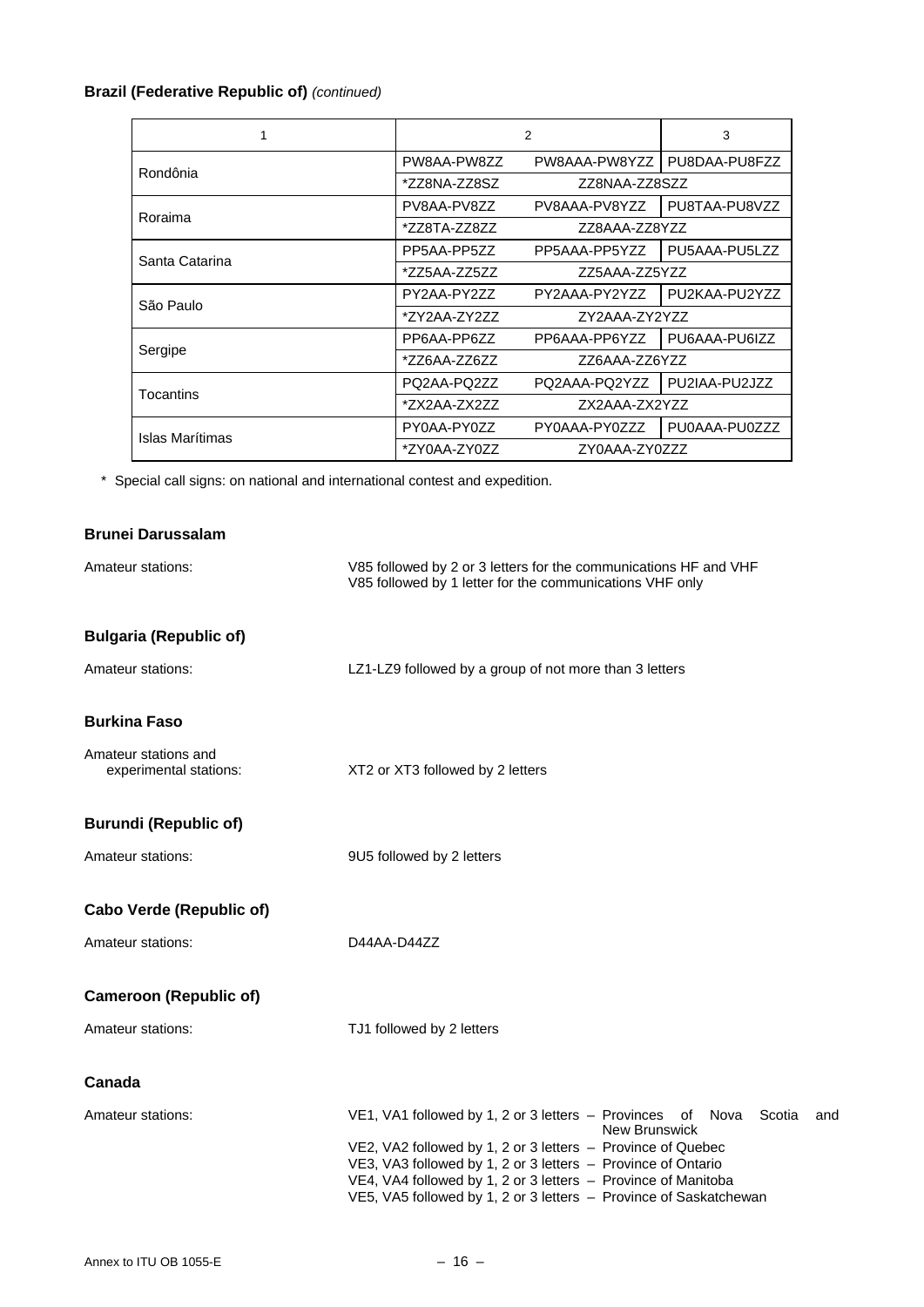**Brazil (Federative Republic of)** *(continued)*

| 1 | 2 | | 3 |
|---|---|---|---|
| Rondônia | PW8AA-PW8ZZ | PW8AAA-PW8YZZ | PU8DAA-PU8FZZ |
| | *ZZ8NA-ZZ8SZ | ZZ8NAA-ZZ8SZZ | |
| Roraima | PV8AA-PV8ZZ | PV8AAA-PV8YZZ | PU8TAA-PU8VZZ |
| | *ZZ8TA-ZZ8ZZ | ZZ8AAA-ZZ8YZZ | |
| Santa Catarina | PP5AA-PP5ZZ | PP5AAA-PP5YZZ | PU5AAA-PU5LZZ |
| | *ZZ5AA-ZZ5ZZ | ZZ5AAA-ZZ5YZZ | |
| São Paulo | PY2AA-PY2ZZ | PY2AAA-PY2YZZ | PU2KAA-PU2YZZ |
| | *ZY2AA-ZY2ZZ | ZY2AAA-ZY2YZZ | |
| Sergipe | PP6AA-PP6ZZ | PP6AAA-PP6YZZ | PU6AAA-PU6IZZ |
| | *ZZ6AA-ZZ6ZZ | ZZ6AAA-ZZ6YZZ | |
| Tocantins | PQ2AA-PQ2ZZ | PQ2AAA-PQ2YZZ | PU2IAA-PU2JZZ |
| | *ZX2AA-ZX2ZZ | ZX2AAA-ZX2YZZ | |
| Islas Marítimas | PY0AA-PY0ZZ | PY0AAA-PY0ZZZ | PU0AAA-PU0ZZZ |
| | *ZY0AA-ZY0ZZ | ZY0AAA-ZY0ZZZ | |

\* Special call signs: on national and international contest and expedition.

**Brunei Darussalam**

Amateur stations: V85 followed by 2 or 3 letters for the communications HF and VHF
V85 followed by 1 letter for the communications VHF only

**Bulgaria (Republic of)**

Amateur stations: LZ1-LZ9 followed by a group of not more than 3 letters

**Burkina Faso**

Amateur stations and experimental stations: XT2 or XT3 followed by 2 letters

**Burundi (Republic of)**

Amateur stations: 9U5 followed by 2 letters

**Cabo Verde (Republic of)**

Amateur stations: D44AA-D44ZZ

**Cameroon (Republic of)**

Amateur stations: TJ1 followed by 2 letters

**Canada**

Amateur stations:
VE1, VA1 followed by 1, 2 or 3 letters – Provinces of Nova Scotia and New Brunswick
VE2, VA2 followed by 1, 2 or 3 letters – Province of Quebec
VE3, VA3 followed by 1, 2 or 3 letters – Province of Ontario
VE4, VA4 followed by 1, 2 or 3 letters – Province of Manitoba
VE5, VA5 followed by 1, 2 or 3 letters – Province of Saskatchewan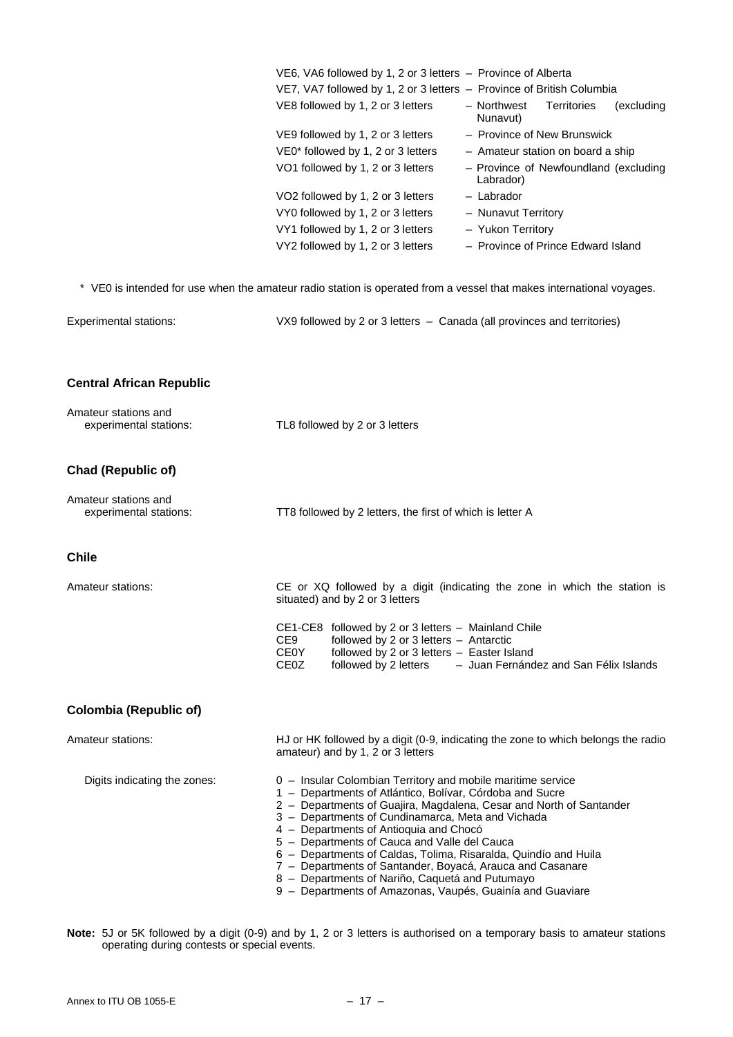VE6, VA6 followed by 1, 2 or 3 letters – Province of Alberta
VE7, VA7 followed by 1, 2 or 3 letters – Province of British Columbia
VE8 followed by 1, 2 or 3 letters – Northwest Territories (excluding Nunavut)
VE9 followed by 1, 2 or 3 letters – Province of New Brunswick
VE0* followed by 1, 2 or 3 letters – Amateur station on board a ship
VO1 followed by 1, 2 or 3 letters – Province of Newfoundland (excluding Labrador)
VO2 followed by 1, 2 or 3 letters – Labrador
VY0 followed by 1, 2 or 3 letters – Nunavut Territory
VY1 followed by 1, 2 or 3 letters – Yukon Territory
VY2 followed by 1, 2 or 3 letters – Province of Prince Edward Island

* VE0 is intended for use when the amateur radio station is operated from a vessel that makes international voyages.

Experimental stations: VX9 followed by 2 or 3 letters – Canada (all provinces and territories)

### Central African Republic

Amateur stations and experimental stations: TL8 followed by 2 or 3 letters

### Chad (Republic of)

Amateur stations and experimental stations: TT8 followed by 2 letters, the first of which is letter A

### Chile

Amateur stations: CE or XQ followed by a digit (indicating the zone in which the station is situated) and by 2 or 3 letters

CE1-CE8 followed by 2 or 3 letters – Mainland Chile
CE9 followed by 2 or 3 letters – Antarctic
CE0Y followed by 2 or 3 letters – Easter Island
CE0Z followed by 2 letters – Juan Fernández and San Félix Islands

### Colombia (Republic of)

Amateur stations: HJ or HK followed by a digit (0-9, indicating the zone to which belongs the radio amateur) and by 1, 2 or 3 letters

Digits indicating the zones:

0 – Insular Colombian Territory and mobile maritime service
1 – Departments of Atlántico, Bolívar, Córdoba and Sucre
2 – Departments of Guajira, Magdalena, Cesar and North of Santander
3 – Departments of Cundinamarca, Meta and Vichada
4 – Departments of Antioquia and Chocó
5 – Departments of Cauca and Valle del Cauca
6 – Departments of Caldas, Tolima, Risaralda, Quindío and Huila
7 – Departments of Santander, Boyacá, Arauca and Casanare
8 – Departments of Nariño, Caquetá and Putumayo
9 – Departments of Amazonas, Vaupés, Guainía and Guaviare

**Note:** 5J or 5K followed by a digit (0-9) and by 1, 2 or 3 letters is authorised on a temporary basis to amateur stations operating during contests or special events.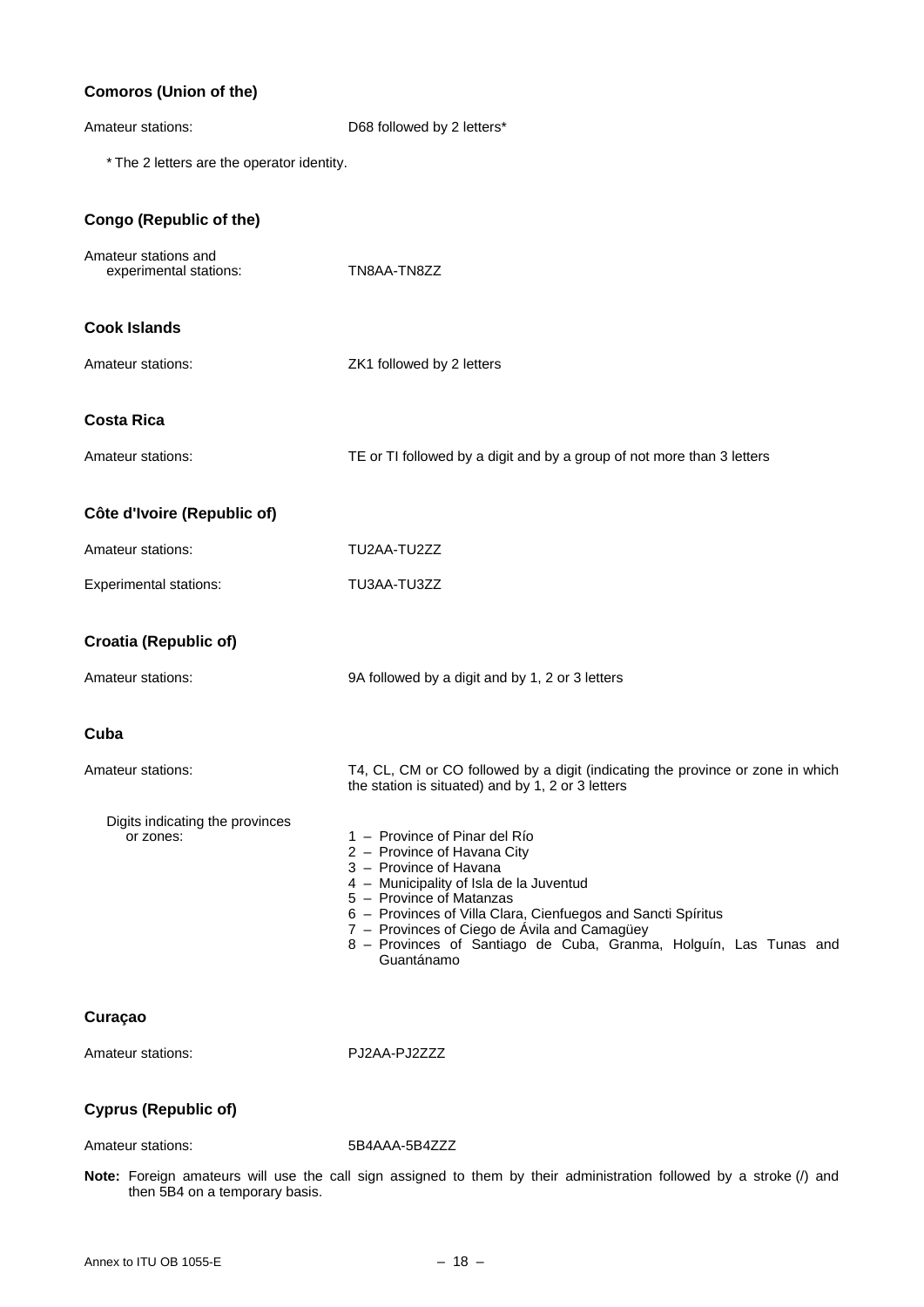### Comoros (Union of the)

Amateur stations: D68 followed by 2 letters*

* The 2 letters are the operator identity.

### Congo (Republic of the)

Amateur stations and experimental stations: TN8AA-TN8ZZ

### Cook Islands

Amateur stations: ZK1 followed by 2 letters

### Costa Rica

Amateur stations: TE or TI followed by a digit and by a group of not more than 3 letters

### Côte d'Ivoire (Republic of)

Amateur stations: TU2AA-TU2ZZ

Experimental stations: TU3AA-TU3ZZ

### Croatia (Republic of)

Amateur stations: 9A followed by a digit and by 1, 2 or 3 letters

### Cuba

Amateur stations: T4, CL, CM or CO followed by a digit (indicating the province or zone in which the station is situated) and by 1, 2 or 3 letters

Digits indicating the provinces or zones:

1 – Province of Pinar del Río
2 – Province of Havana City
3 – Province of Havana
4 – Municipality of Isla de la Juventud
5 – Province of Matanzas
6 – Provinces of Villa Clara, Cienfuegos and Sancti Spíritus
7 – Provinces of Ciego de Ávila and Camagüey
8 – Provinces of Santiago de Cuba, Granma, Holguín, Las Tunas and Guantánamo

### Curaçao

Amateur stations: PJ2AA-PJ2ZZZ

### Cyprus (Republic of)

Amateur stations: 5B4AAA-5B4ZZZ

**Note:** Foreign amateurs will use the call sign assigned to them by their administration followed by a stroke (/) and then 5B4 on a temporary basis.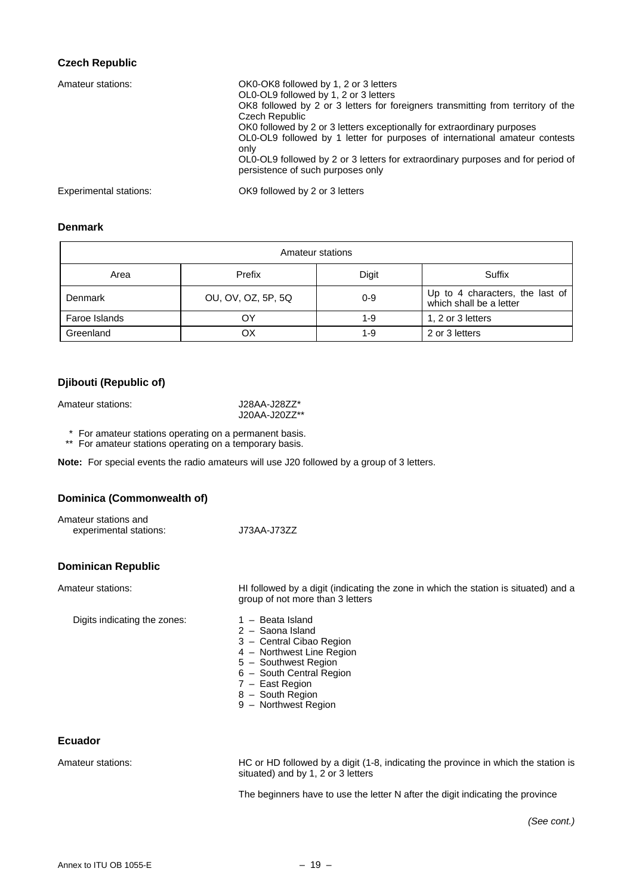### Czech Republic

Amateur stations:

OK0-OK8 followed by 1, 2 or 3 letters
OL0-OL9 followed by 1, 2 or 3 letters
OK8 followed by 2 or 3 letters for foreigners transmitting from territory of the Czech Republic
OK0 followed by 2 or 3 letters exceptionally for extraordinary purposes
OL0-OL9 followed by 1 letter for purposes of international amateur contests only
OL0-OL9 followed by 2 or 3 letters for extraordinary purposes and for period of persistence of such purposes only

Experimental stations:

OK9 followed by 2 or 3 letters

### Denmark

| Amateur stations | | | |
|---|---|---|---|
| Area | Prefix | Digit | Suffix |
| Denmark | OU, OV, OZ, 5P, 5Q | 0-9 | Up to 4 characters, the last of which shall be a letter |
| Faroe Islands | OY | 1-9 | 1, 2 or 3 letters |
| Greenland | OX | 1-9 | 2 or 3 letters |

### Djibouti (Republic of)

Amateur stations:

J28AA-J28ZZ*
J20AA-J20ZZ**

\* For amateur stations operating on a permanent basis.
** For amateur stations operating on a temporary basis.

**Note:** For special events the radio amateurs will use J20 followed by a group of 3 letters.

### Dominica (Commonwealth of)

Amateur stations and experimental stations: J73AA-J73ZZ

### Dominican Republic

Amateur stations:

HI followed by a digit (indicating the zone in which the station is situated) and a group of not more than 3 letters

Digits indicating the zones:

1 – Beata Island
2 – Saona Island
3 – Central Cibao Region
4 – Northwest Line Region
5 – Southwest Region
6 – South Central Region
7 – East Region
8 – South Region
9 – Northwest Region

### Ecuador

Amateur stations:

HC or HD followed by a digit (1-8, indicating the province in which the station is situated) and by 1, 2 or 3 letters

The beginners have to use the letter N after the digit indicating the province

*(See cont.)*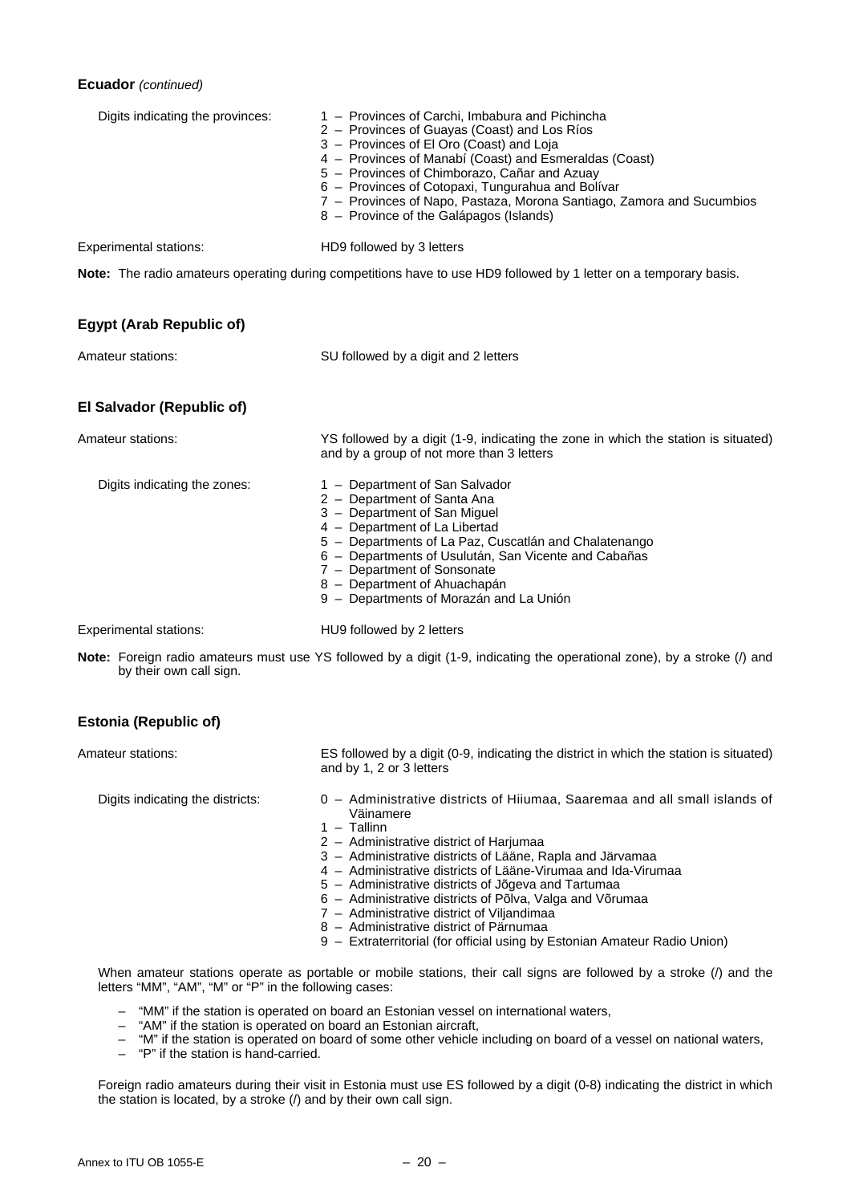**Ecuador** *(continued)*

Digits indicating the provinces:

- 1 – Provinces of Carchi, Imbabura and Pichincha
- 2 – Provinces of Guayas (Coast) and Los Ríos
- 3 – Provinces of El Oro (Coast) and Loja
- 4 – Provinces of Manabí (Coast) and Esmeraldas (Coast)
- 5 – Provinces of Chimborazo, Cañar and Azuay
- 6 – Provinces of Cotopaxi, Tungurahua and Bolívar
- 7 – Provinces of Napo, Pastaza, Morona Santiago, Zamora and Sucumbios
- 8 – Province of the Galápagos (Islands)

Experimental stations: HD9 followed by 3 letters

**Note:** The radio amateurs operating during competitions have to use HD9 followed by 1 letter on a temporary basis.

## Egypt (Arab Republic of)

Amateur stations: SU followed by a digit and 2 letters

## El Salvador (Republic of)

Amateur stations: YS followed by a digit (1-9, indicating the zone in which the station is situated) and by a group of not more than 3 letters

Digits indicating the zones:

- 1 – Department of San Salvador
- 2 – Department of Santa Ana
- 3 – Department of San Miguel
- 4 – Department of La Libertad
- 5 – Departments of La Paz, Cuscatlán and Chalatenango
- 6 – Departments of Usulután, San Vicente and Cabañas
- 7 – Department of Sonsonate
- 8 – Department of Ahuachapán
- 9 – Departments of Morazán and La Unión

Experimental stations: HU9 followed by 2 letters

**Note:** Foreign radio amateurs must use YS followed by a digit (1-9, indicating the operational zone), by a stroke (/) and by their own call sign.

## Estonia (Republic of)

Amateur stations: ES followed by a digit (0-9, indicating the district in which the station is situated) and by 1, 2 or 3 letters

Digits indicating the districts:

- 0 – Administrative districts of Hiiumaa, Saaremaa and all small islands of Väinamere
- 1 – Tallinn
- 2 – Administrative district of Harjumaa
- 3 – Administrative districts of Lääne, Rapla and Järvamaa
- 4 – Administrative districts of Lääne-Virumaa and Ida-Virumaa
- 5 – Administrative districts of Jõgeva and Tartumaa
- 6 – Administrative districts of Põlva, Valga and Võrumaa
- 7 – Administrative district of Viljandimaa
- 8 – Administrative district of Pärnumaa
- 9 – Extraterritorial (for official using by Estonian Amateur Radio Union)

When amateur stations operate as portable or mobile stations, their call signs are followed by a stroke (/) and the letters "MM", "AM", "M" or "P" in the following cases:

- "MM" if the station is operated on board an Estonian vessel on international waters,
- "AM" if the station is operated on board an Estonian aircraft,
- "M" if the station is operated on board of some other vehicle including on board of a vessel on national waters,
- "P" if the station is hand-carried.

Foreign radio amateurs during their visit in Estonia must use ES followed by a digit (0-8) indicating the district in which the station is located, by a stroke (/) and by their own call sign.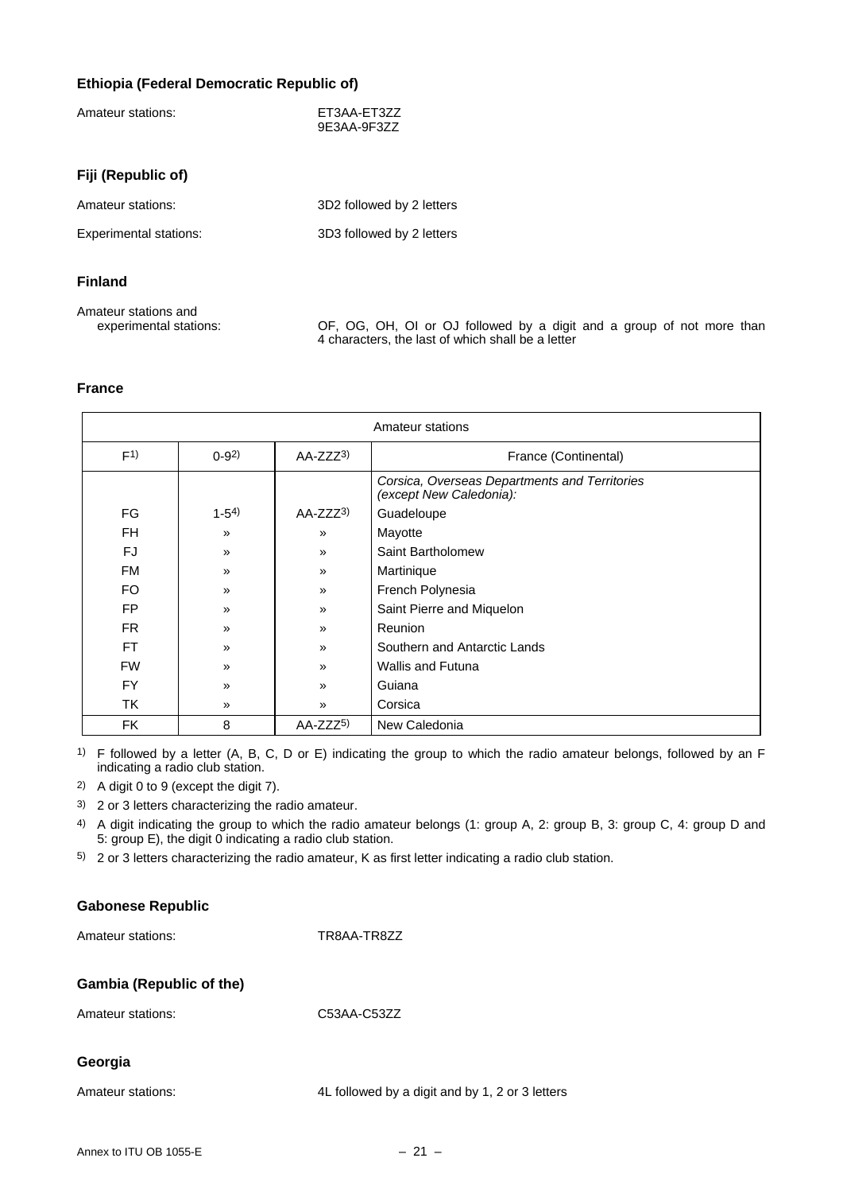### Ethiopia (Federal Democratic Republic of)

Amateur stations: ET3AA-ET3ZZ
9E3AA-9F3ZZ

### Fiji (Republic of)

Amateur stations: 3D2 followed by 2 letters

Experimental stations: 3D3 followed by 2 letters

### Finland

Amateur stations and experimental stations: OF, OG, OH, OI or OJ followed by a digit and a group of not more than 4 characters, the last of which shall be a letter

### France

| Amateur stations | | | |
|---|---|---|---|
| F[1] | 0-9[2] | AA-ZZZ[3] | France (Continental) |
| | | | *Corsica, Overseas Departments and Territories (except New Caledonia):* |
| FG | 1-5[4] | AA-ZZZ[3] | Guadeloupe |
| FH | » | » | Mayotte |
| FJ | » | » | Saint Bartholomew |
| FM | » | » | Martinique |
| FO | » | » | French Polynesia |
| FP | » | » | Saint Pierre and Miquelon |
| FR | » | » | Reunion |
| FT | » | » | Southern and Antarctic Lands |
| FW | » | » | Wallis and Futuna |
| FY | » | » | Guiana |
| TK | » | » | Corsica |
| FK | 8 | AA-ZZZ[5] | New Caledonia |

[1] F followed by a letter (A, B, C, D or E) indicating the group to which the radio amateur belongs, followed by an F indicating a radio club station.

[2] A digit 0 to 9 (except the digit 7).

[3] 2 or 3 letters characterizing the radio amateur.

[4] A digit indicating the group to which the radio amateur belongs (1: group A, 2: group B, 3: group C, 4: group D and 5: group E), the digit 0 indicating a radio club station.

[5] 2 or 3 letters characterizing the radio amateur, K as first letter indicating a radio club station.

### Gabonese Republic

Amateur stations: TR8AA-TR8ZZ

### Gambia (Republic of the)

Amateur stations: C53AA-C53ZZ

### Georgia

Amateur stations: 4L followed by a digit and by 1, 2 or 3 letters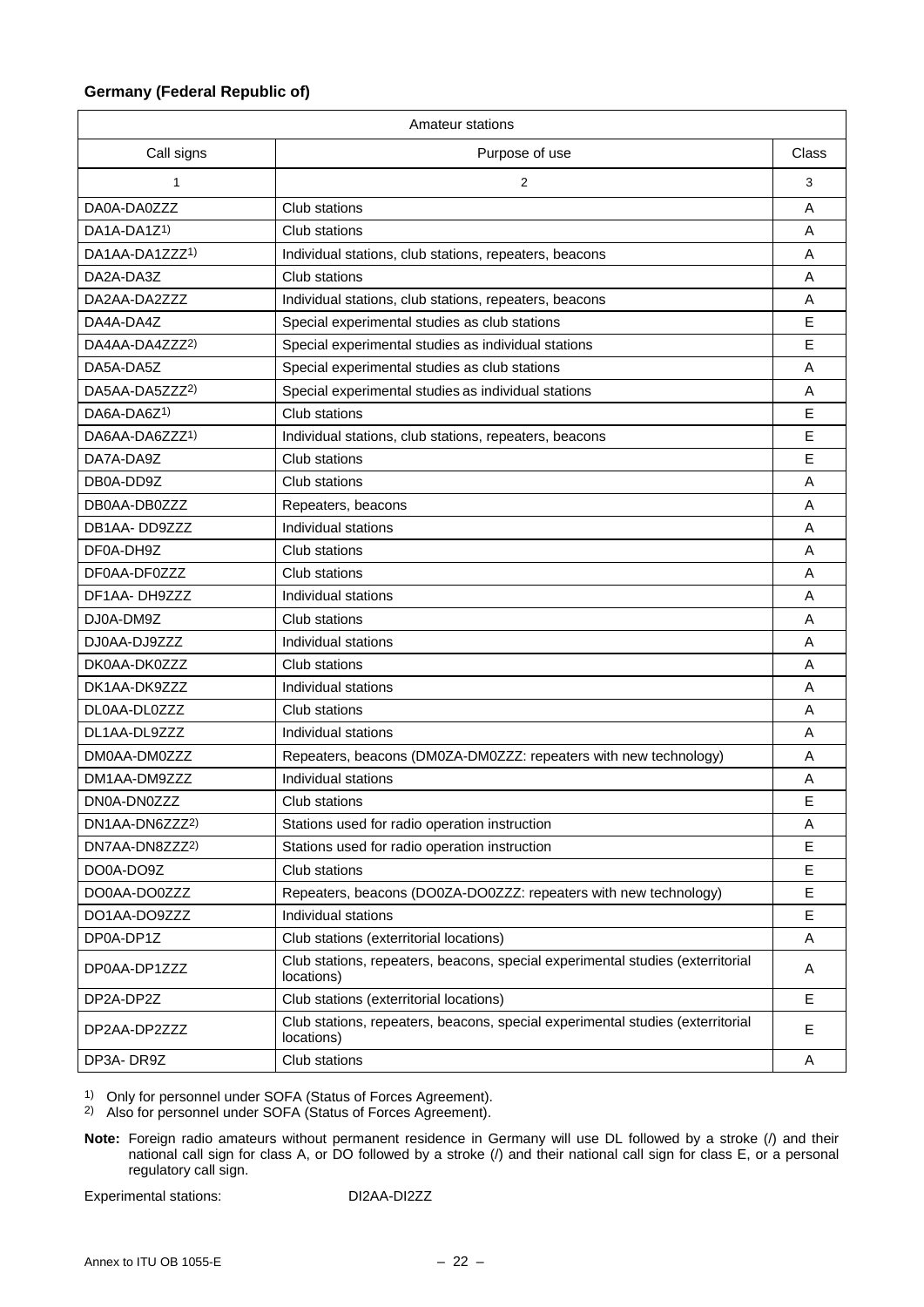**Germany (Federal Republic of)**

| Amateur stations | | |
|---|---|---|
| Call signs | Purpose of use | Class |
| 1 | 2 | 3 |
| DA0A-DA0ZZZ | Club stations | A |
| DA1A-DA1Z1) | Club stations | A |
| DA1AA-DA1ZZZ1) | Individual stations, club stations, repeaters, beacons | A |
| DA2A-DA3Z | Club stations | A |
| DA2AA-DA2ZZZ | Individual stations, club stations, repeaters, beacons | A |
| DA4A-DA4Z | Special experimental studies as club stations | E |
| DA4AA-DA4ZZZ2) | Special experimental studies as individual stations | E |
| DA5A-DA5Z | Special experimental studies as club stations | A |
| DA5AA-DA5ZZZ2) | Special experimental studies as individual stations | A |
| DA6A-DA6Z1) | Club stations | E |
| DA6AA-DA6ZZZ1) | Individual stations, club stations, repeaters, beacons | E |
| DA7A-DA9Z | Club stations | E |
| DB0A-DD9Z | Club stations | A |
| DB0AA-DB0ZZZ | Repeaters, beacons | A |
| DB1AA- DD9ZZZ | Individual stations | A |
| DF0A-DH9Z | Club stations | A |
| DF0AA-DF0ZZZ | Club stations | A |
| DF1AA- DH9ZZZ | Individual stations | A |
| DJ0A-DM9Z | Club stations | A |
| DJ0AA-DJ9ZZZ | Individual stations | A |
| DK0AA-DK0ZZZ | Club stations | A |
| DK1AA-DK9ZZZ | Individual stations | A |
| DL0AA-DL0ZZZ | Club stations | A |
| DL1AA-DL9ZZZ | Individual stations | A |
| DM0AA-DM0ZZZ | Repeaters, beacons (DM0ZA-DM0ZZZ: repeaters with new technology) | A |
| DM1AA-DM9ZZZ | Individual stations | A |
| DN0A-DN0ZZZ | Club stations | E |
| DN1AA-DN6ZZZ2) | Stations used for radio operation instruction | A |
| DN7AA-DN8ZZZ2) | Stations used for radio operation instruction | E |
| DO0A-DO9Z | Club stations | E |
| DO0AA-DO0ZZZ | Repeaters, beacons (DO0ZA-DO0ZZZ: repeaters with new technology) | E |
| DO1AA-DO9ZZZ | Individual stations | E |
| DP0A-DP1Z | Club stations (exterritorial locations) | A |
| DP0AA-DP1ZZZ | Club stations, repeaters, beacons, special experimental studies (exterritorial locations) | A |
| DP2A-DP2Z | Club stations (exterritorial locations) | E |
| DP2AA-DP2ZZZ | Club stations, repeaters, beacons, special experimental studies (exterritorial locations) | E |
| DP3A- DR9Z | Club stations | A |

1) Only for personnel under SOFA (Status of Forces Agreement).
2) Also for personnel under SOFA (Status of Forces Agreement).

**Note:** Foreign radio amateurs without permanent residence in Germany will use DL followed by a stroke (/) and their national call sign for class A, or DO followed by a stroke (/) and their national call sign for class E, or a personal regulatory call sign.

Experimental stations: DI2AA-DI2ZZ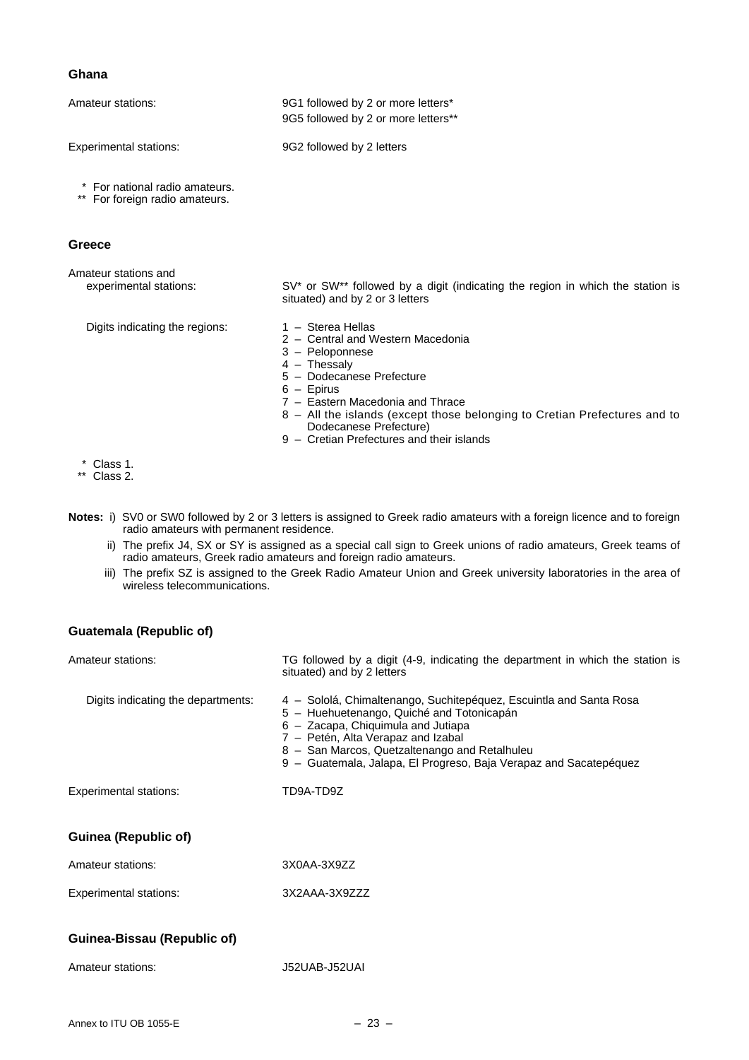### Ghana

| | |
|---|---|
| Amateur stations: | 9G1 followed by 2 or more letters*<br>9G5 followed by 2 or more letters** |
| Experimental stations: | 9G2 followed by 2 letters |

\* For national radio amateurs.
\** For foreign radio amateurs.

### Greece

| | |
|---|---|
| Amateur stations and experimental stations: | SV* or SW** followed by a digit (indicating the region in which the station is situated) and by 2 or 3 letters |
| Digits indicating the regions: | 1 – Sterea Hellas<br>2 – Central and Western Macedonia<br>3 – Peloponnese<br>4 – Thessaly<br>5 – Dodecanese Prefecture<br>6 – Epirus<br>7 – Eastern Macedonia and Thrace<br>8 – All the islands (except those belonging to Cretian Prefectures and to Dodecanese Prefecture)<br>9 – Cretian Prefectures and their islands |

\* Class 1.
\** Class 2.

**Notes:** i) SV0 or SW0 followed by 2 or 3 letters is assigned to Greek radio amateurs with a foreign licence and to foreign radio amateurs with permanent residence.

ii) The prefix J4, SX or SY is assigned as a special call sign to Greek unions of radio amateurs, Greek teams of radio amateurs, Greek radio amateurs and foreign radio amateurs.

iii) The prefix SZ is assigned to the Greek Radio Amateur Union and Greek university laboratories in the area of wireless telecommunications.

### Guatemala (Republic of)

| | |
|---|---|
| Amateur stations: | TG followed by a digit (4-9, indicating the department in which the station is situated) and by 2 letters |
| Digits indicating the departments: | 4 – Sololá, Chimaltenango, Suchitepéquez, Escuintla and Santa Rosa<br>5 – Huehuetenango, Quiché and Totonicapán<br>6 – Zacapa, Chiquimula and Jutiapa<br>7 – Petén, Alta Verapaz and Izabal<br>8 – San Marcos, Quetzaltenango and Retalhuleu<br>9 – Guatemala, Jalapa, El Progreso, Baja Verapaz and Sacatepéquez |
| Experimental stations: | TD9A-TD9Z |

### Guinea (Republic of)

| | |
|---|---|
| Amateur stations: | 3X0AA-3X9ZZ |
| Experimental stations: | 3X2AAA-3X9ZZZ |

### Guinea-Bissau (Republic of)

| | |
|---|---|
| Amateur stations: | J52UAB-J52UAI |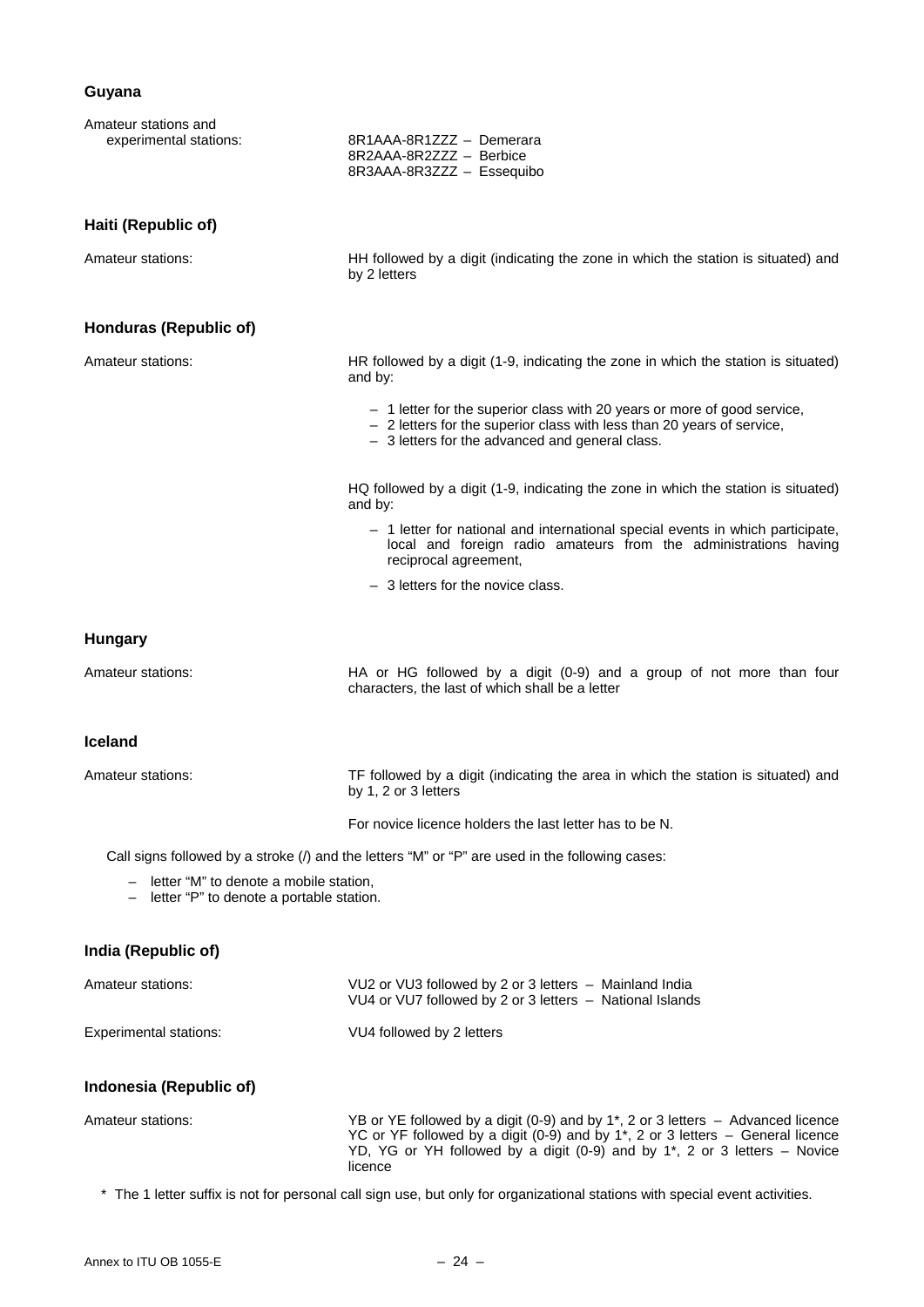### Guyana

Amateur stations and experimental stations:

8R1AAA-8R1ZZZ – Demerara
8R2AAA-8R2ZZZ – Berbice
8R3AAA-8R3ZZZ – Essequibo

### Haiti (Republic of)

Amateur stations:

HH followed by a digit (indicating the zone in which the station is situated) and by 2 letters

### Honduras (Republic of)

Amateur stations:

HR followed by a digit (1-9, indicating the zone in which the station is situated) and by:

- 1 letter for the superior class with 20 years or more of good service,
- 2 letters for the superior class with less than 20 years of service,
- 3 letters for the advanced and general class.

HQ followed by a digit (1-9, indicating the zone in which the station is situated) and by:

- 1 letter for national and international special events in which participate, local and foreign radio amateurs from the administrations having reciprocal agreement,
- 3 letters for the novice class.

### Hungary

Amateur stations:

HA or HG followed by a digit (0-9) and a group of not more than four characters, the last of which shall be a letter

### Iceland

Amateur stations:

TF followed by a digit (indicating the area in which the station is situated) and by 1, 2 or 3 letters

For novice licence holders the last letter has to be N.

Call signs followed by a stroke (/) and the letters "M" or "P" are used in the following cases:

- letter "M" to denote a mobile station,
- letter "P" to denote a portable station.

### India (Republic of)

Amateur stations:

VU2 or VU3 followed by 2 or 3 letters – Mainland India
VU4 or VU7 followed by 2 or 3 letters – National Islands

Experimental stations:

VU4 followed by 2 letters

### Indonesia (Republic of)

Amateur stations:

YB or YE followed by a digit (0-9) and by 1*, 2 or 3 letters – Advanced licence
YC or YF followed by a digit (0-9) and by 1*, 2 or 3 letters – General licence
YD, YG or YH followed by a digit (0-9) and by 1*, 2 or 3 letters – Novice licence

\* The 1 letter suffix is not for personal call sign use, but only for organizational stations with special event activities.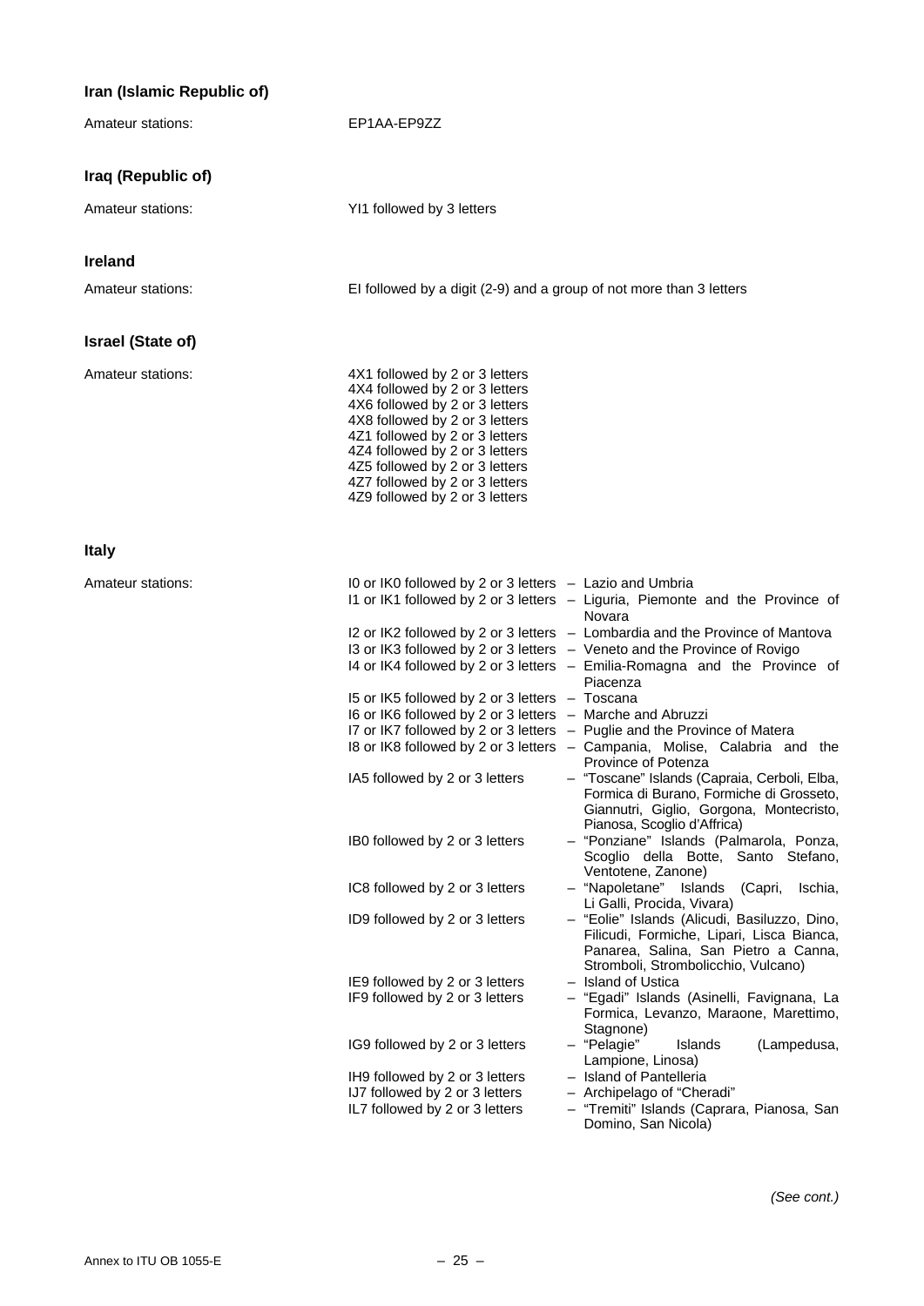**Iran (Islamic Republic of)**

Amateur stations: EP1AA-EP9ZZ

**Iraq (Republic of)**

Amateur stations: YI1 followed by 3 letters

**Ireland**

Amateur stations: EI followed by a digit (2-9) and a group of not more than 3 letters

**Israel (State of)**

Amateur stations:
4X1 followed by 2 or 3 letters
4X4 followed by 2 or 3 letters
4X6 followed by 2 or 3 letters
4X8 followed by 2 or 3 letters
4Z1 followed by 2 or 3 letters
4Z4 followed by 2 or 3 letters
4Z5 followed by 2 or 3 letters
4Z7 followed by 2 or 3 letters
4Z9 followed by 2 or 3 letters

**Italy**

Amateur stations:

| | |
|---|---|
| I0 or IK0 followed by 2 or 3 letters | – Lazio and Umbria |
| I1 or IK1 followed by 2 or 3 letters | – Liguria, Piemonte and the Province of Novara |
| I2 or IK2 followed by 2 or 3 letters | – Lombardia and the Province of Mantova |
| I3 or IK3 followed by 2 or 3 letters | – Veneto and the Province of Rovigo |
| I4 or IK4 followed by 2 or 3 letters | – Emilia-Romagna and the Province of Piacenza |
| I5 or IK5 followed by 2 or 3 letters | – Toscana |
| I6 or IK6 followed by 2 or 3 letters | – Marche and Abruzzi |
| I7 or IK7 followed by 2 or 3 letters | – Puglie and the Province of Matera |
| I8 or IK8 followed by 2 or 3 letters | – Campania, Molise, Calabria and the Province of Potenza |
| IA5 followed by 2 or 3 letters | – "Toscane" Islands (Capraia, Cerboli, Elba, Formica di Burano, Formiche di Grosseto, Giannutri, Giglio, Gorgona, Montecristo, Pianosa, Scoglio d'Affrica) |
| IB0 followed by 2 or 3 letters | – "Ponziane" Islands (Palmarola, Ponza, Scoglio della Botte, Santo Stefano, Ventotene, Zanone) |
| IC8 followed by 2 or 3 letters | – "Napoletane" Islands (Capri, Ischia, Li Galli, Procida, Vivara) |
| ID9 followed by 2 or 3 letters | – "Eolie" Islands (Alicudi, Basiluzzo, Dino, Filicudi, Formiche, Lipari, Lisca Bianca, Panarea, Salina, San Pietro a Canna, Stromboli, Strombolicchio, Vulcano) |
| IE9 followed by 2 or 3 letters | – Island of Ustica |
| IF9 followed by 2 or 3 letters | – "Egadi" Islands (Asinelli, Favignana, La Formica, Levanzo, Maraone, Marettimo, Stagnone) |
| IG9 followed by 2 or 3 letters | – "Pelagie" Islands (Lampedusa, Lampione, Linosa) |
| IH9 followed by 2 or 3 letters | – Island of Pantelleria |
| IJ7 followed by 2 or 3 letters | – Archipelago of "Cheradi" |
| IL7 followed by 2 or 3 letters | – "Tremiti" Islands (Caprara, Pianosa, San Domino, San Nicola) |

*(See cont.)*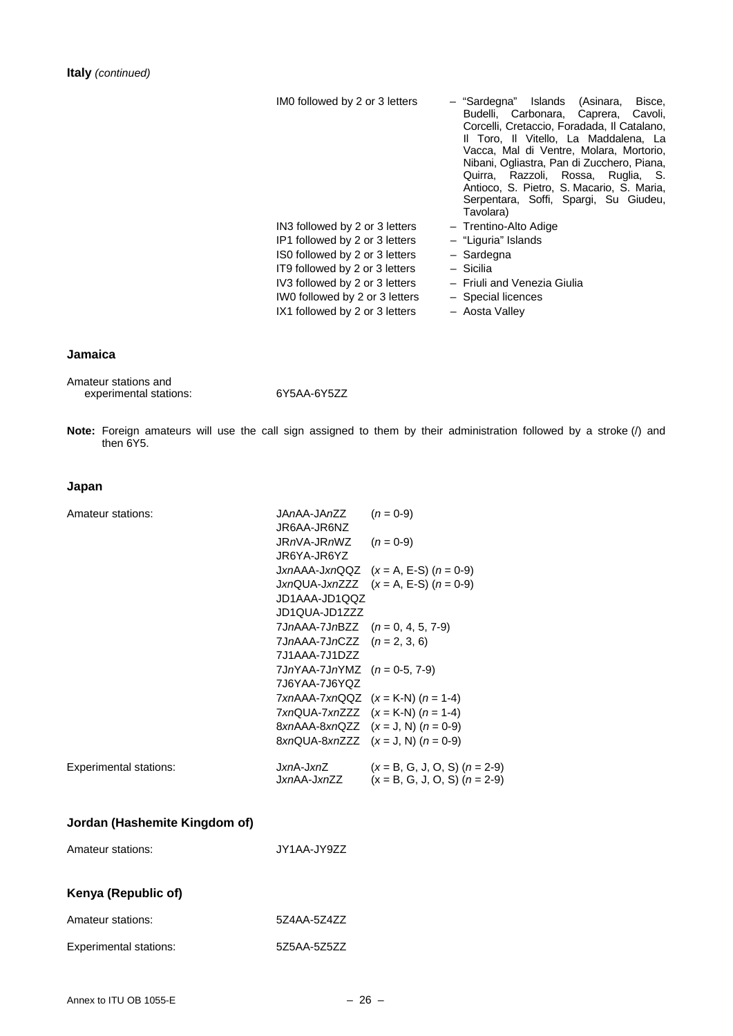**Italy** *(continued)*

| | | |
|---|---|---|
| | IM0 followed by 2 or 3 letters | – "Sardegna" Islands (Asinara, Bisce, Budelli, Carbonara, Caprera, Cavoli, Corcelli, Cretaccio, Foradada, Il Catalano, Il Toro, Il Vitello, La Maddalena, La Vacca, Mal di Ventre, Molara, Mortorio, Nibani, Ogliastra, Pan di Zucchero, Piana, Quirra, Razzoli, Rossa, Ruglia, S. Antioco, S. Pietro, S. Macario, S. Maria, Serpentara, Soffi, Spargi, Su Giudeu, Tavolara) |
| | IN3 followed by 2 or 3 letters | – Trentino-Alto Adige |
| | IP1 followed by 2 or 3 letters | – "Liguria" Islands |
| | IS0 followed by 2 or 3 letters | – Sardegna |
| | IT9 followed by 2 or 3 letters | – Sicilia |
| | IV3 followed by 2 or 3 letters | – Friuli and Venezia Giulia |
| | IW0 followed by 2 or 3 letters | – Special licences |
| | IX1 followed by 2 or 3 letters | – Aosta Valley |

## Jamaica

| | |
|---|---|
| Amateur stations and experimental stations: | 6Y5AA-6Y5ZZ |

**Note:** Foreign amateurs will use the call sign assigned to them by their administration followed by a stroke (/) and then 6Y5.

## Japan

| | | |
|---|---|---|
| Amateur stations: | JA*n*AA-JA*n*ZZ | (*n* = 0-9) |
| | JR6AA-JR6NZ | |
| | JR*n*VA-JR*n*WZ | (*n* = 0-9) |
| | JR6YA-JR6YZ | |
| | J*xn*AAA-J*xn*QQZ | (*x* = A, E-S) (*n* = 0-9) |
| | J*xn*QUA-J*xn*ZZZ | (*x* = A, E-S) (*n* = 0-9) |
| | JD1AAA-JD1QQZ | |
| | JD1QUA-JD1ZZZ | |
| | 7J*n*AAA-7J*n*BZZ | (*n* = 0, 4, 5, 7-9) |
| | 7J*n*AAA-7J*n*CZZ | (*n* = 2, 3, 6) |
| | 7J1AAA-7J1DZZ | |
| | 7J*n*YAA-7J*n*YMZ | (*n* = 0-5, 7-9) |
| | 7J6YAA-7J6YQZ | |
| | 7*xn*AAA-7*xn*QQZ | (*x* = K-N) (*n* = 1-4) |
| | 7*xn*QUA-7*xn*ZZZ | (*x* = K-N) (*n* = 1-4) |
| | 8*xn*AAA-8*xn*QZZ | (*x* = J, N) (*n* = 0-9) |
| | 8*xn*QUA-8*xn*ZZZ | (*x* = J, N) (*n* = 0-9) |
| Experimental stations: | J*xn*A-J*xn*Z | (*x* = B, G, J, O, S) (*n* = 2-9) |
| | J*xn*AA-J*xn*ZZ | (*x* = B, G, J, O, S) (*n* = 2-9) |

## Jordan (Hashemite Kingdom of)

| | |
|---|---|
| Amateur stations: | JY1AA-JY9ZZ |

## Kenya (Republic of)

| | |
|---|---|
| Amateur stations: | 5Z4AA-5Z4ZZ |
| Experimental stations: | 5Z5AA-5Z5ZZ |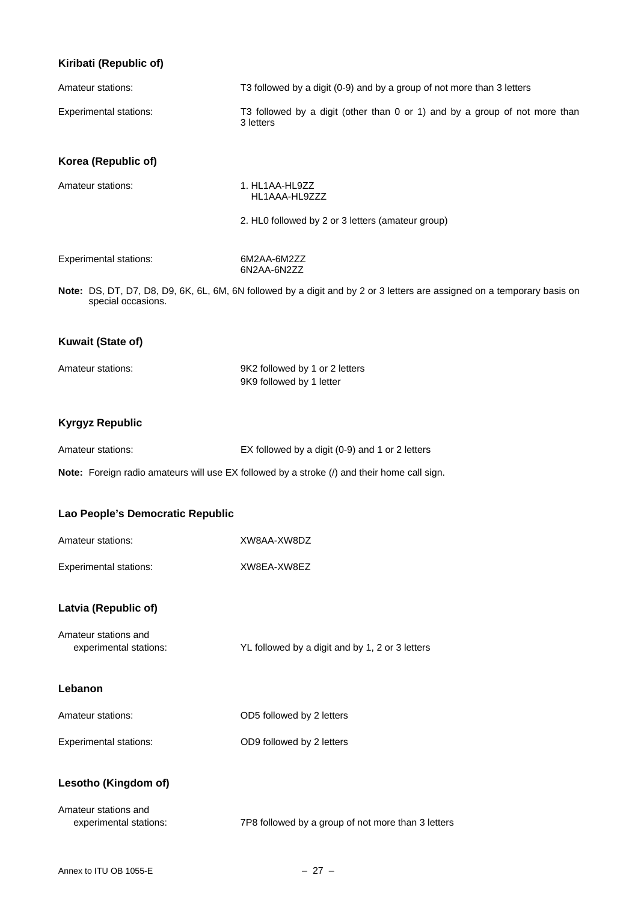### Kiribati (Republic of)

| | |
|---|---|
| Amateur stations: | T3 followed by a digit (0-9) and by a group of not more than 3 letters |
| Experimental stations: | T3 followed by a digit (other than 0 or 1) and by a group of not more than 3 letters |

### Korea (Republic of)

| | |
|---|---|
| Amateur stations: | 1. HL1AA-HL9ZZ<br>HL1AAA-HL9ZZZ<br><br>2. HL0 followed by 2 or 3 letters (amateur group) |
| Experimental stations: | 6M2AA-6M2ZZ<br>6N2AA-6N2ZZ |

**Note:** DS, DT, D7, D8, D9, 6K, 6L, 6M, 6N followed by a digit and by 2 or 3 letters are assigned on a temporary basis on special occasions.

### Kuwait (State of)

| | |
|---|---|
| Amateur stations: | 9K2 followed by 1 or 2 letters<br>9K9 followed by 1 letter |

### Kyrgyz Republic

| | |
|---|---|
| Amateur stations: | EX followed by a digit (0-9) and 1 or 2 letters |

**Note:** Foreign radio amateurs will use EX followed by a stroke (/) and their home call sign.

### Lao People's Democratic Republic

| | |
|---|---|
| Amateur stations: | XW8AA-XW8DZ |
| Experimental stations: | XW8EA-XW8EZ |

### Latvia (Republic of)

| | |
|---|---|
| Amateur stations and experimental stations: | YL followed by a digit and by 1, 2 or 3 letters |

### Lebanon

| | |
|---|---|
| Amateur stations: | OD5 followed by 2 letters |
| Experimental stations: | OD9 followed by 2 letters |

### Lesotho (Kingdom of)

| | |
|---|---|
| Amateur stations and experimental stations: | 7P8 followed by a group of not more than 3 letters |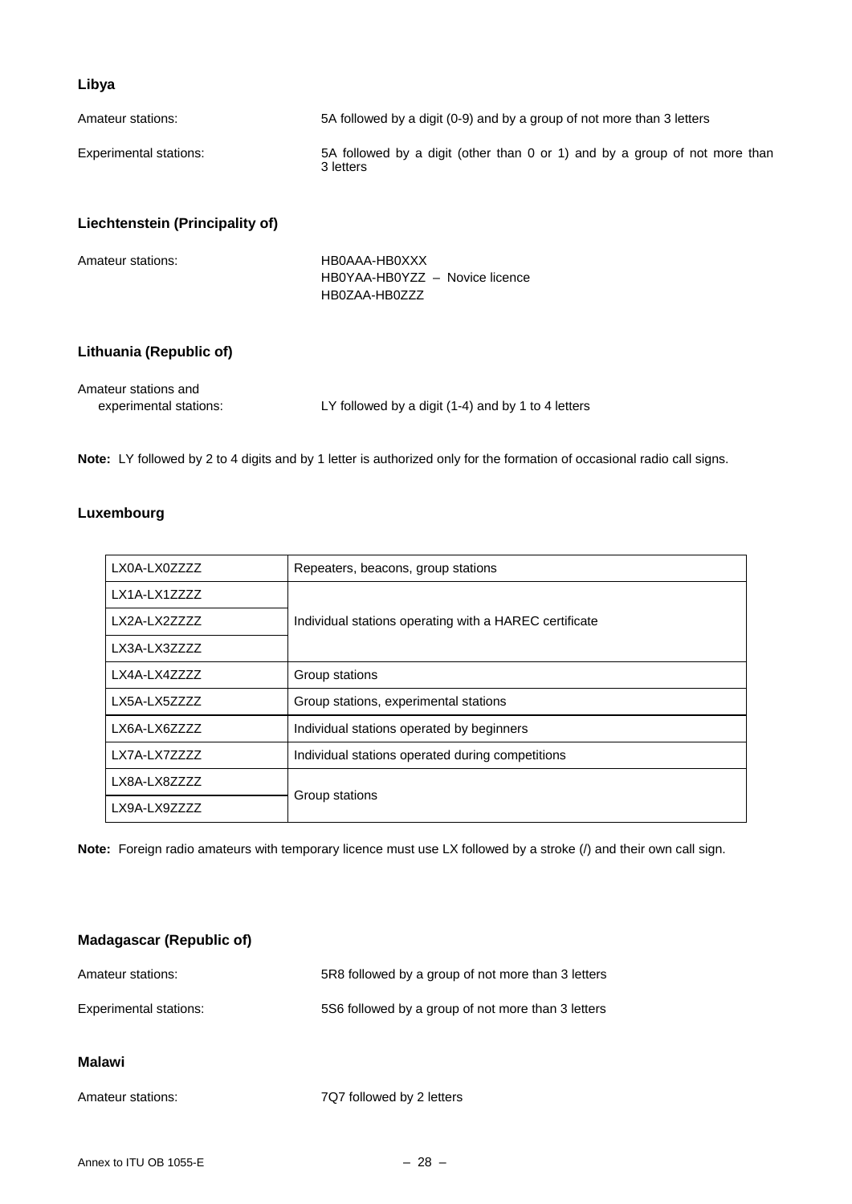**Libya**

Amateur stations: 5A followed by a digit (0-9) and by a group of not more than 3 letters

Experimental stations: 5A followed by a digit (other than 0 or 1) and by a group of not more than 3 letters

**Liechtenstein (Principality of)**

Amateur stations:
HB0AAA-HB0XXX
HB0YAA-HB0YZZ – Novice licence
HB0ZAA-HB0ZZZ

**Lithuania (Republic of)**

Amateur stations and experimental stations: LY followed by a digit (1-4) and by 1 to 4 letters

**Note:** LY followed by 2 to 4 digits and by 1 letter is authorized only for the formation of occasional radio call signs.

**Luxembourg**

| | |
|---|---|
| LX0A-LX0ZZZZ | Repeaters, beacons, group stations |
| LX1A-LX1ZZZZ | Individual stations operating with a HAREC certificate |
| LX2A-LX2ZZZZ | |
| LX3A-LX3ZZZZ | |
| LX4A-LX4ZZZZ | Group stations |
| LX5A-LX5ZZZZ | Group stations, experimental stations |
| LX6A-LX6ZZZZ | Individual stations operated by beginners |
| LX7A-LX7ZZZZ | Individual stations operated during competitions |
| LX8A-LX8ZZZZ | Group stations |
| LX9A-LX9ZZZZ | |

**Note:** Foreign radio amateurs with temporary licence must use LX followed by a stroke (/) and their own call sign.

**Madagascar (Republic of)**

Amateur stations: 5R8 followed by a group of not more than 3 letters

Experimental stations: 5S6 followed by a group of not more than 3 letters

**Malawi**

Amateur stations: 7Q7 followed by 2 letters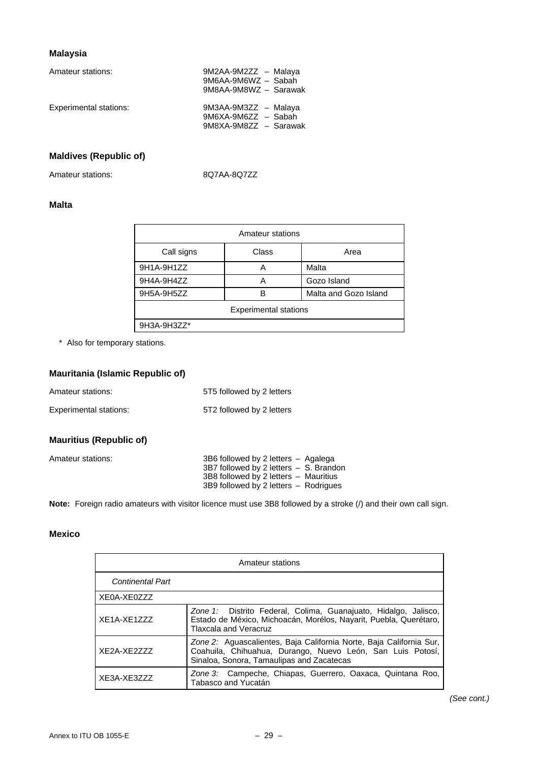### Malaysia

| | |
|---|---|
| Amateur stations: | 9M2AA-9M2ZZ – Malaya<br>9M6AA-9M6WZ – Sabah<br>9M8AA-9M8WZ – Sarawak |
| Experimental stations: | 9M3AA-9M3ZZ – Malaya<br>9M6XA-9M6ZZ – Sabah<br>9M8XA-9M8ZZ – Sarawak |

### Maldives (Republic of)

Amateur stations: 8Q7AA-8Q7ZZ

### Malta

| Amateur stations | | |
|---|---|---|
| Call signs | Class | Area |
| 9H1A-9H1ZZ | A | Malta |
| 9H4A-9H4ZZ | A | Gozo Island |
| 9H5A-9H5ZZ | B | Malta and Gozo Island |
| Experimental stations | | |
| 9H3A-9H3ZZ* | | |

\* Also for temporary stations.

### Mauritania (Islamic Republic of)

| | |
|---|---|
| Amateur stations: | 5T5 followed by 2 letters |
| Experimental stations: | 5T2 followed by 2 letters |

### Mauritius (Republic of)

Amateur stations:

3B6 followed by 2 letters – Agalega
3B7 followed by 2 letters – S. Brandon
3B8 followed by 2 letters – Mauritius
3B9 followed by 2 letters – Rodrigues

**Note:** Foreign radio amateurs with visitor licence must use 3B8 followed by a stroke (/) and their own call sign.

### Mexico

| Amateur stations | |
|---|---|
| *Continental Part* | |
| XE0A-XE0ZZZ | |
| XE1A-XE1ZZZ | *Zone 1:* Distrito Federal, Colima, Guanajuato, Hidalgo, Jalisco, Estado de México, Michoacán, Morélos, Nayarit, Puebla, Querétaro, Tlaxcala and Veracruz |
| XE2A-XE2ZZZ | *Zone 2:* Aguascalientes, Baja California Norte, Baja California Sur, Coahuila, Chihuahua, Durango, Nuevo León, San Luis Potosí, Sinaloa, Sonora, Tamaulipas and Zacatecas |
| XE3A-XE3ZZZ | *Zone 3:* Campeche, Chiapas, Guerrero, Oaxaca, Quintana Roo, Tabasco and Yucatán |

*(See cont.)*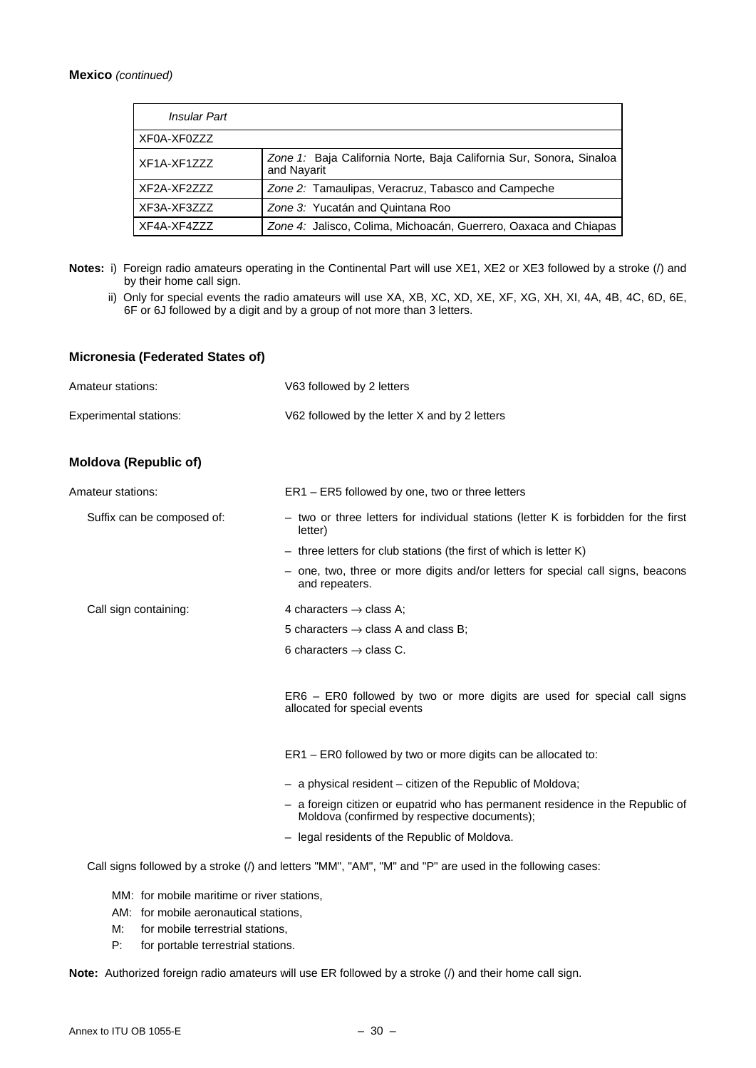**Mexico** *(continued)*

| *Insular Part* | |
|---|---|
| XF0A-XF0ZZZ | |
| XF1A-XF1ZZZ | *Zone 1:* Baja California Norte, Baja California Sur, Sonora, Sinaloa and Nayarit |
| XF2A-XF2ZZZ | *Zone 2:* Tamaulipas, Veracruz, Tabasco and Campeche |
| XF3A-XF3ZZZ | *Zone 3:* Yucatán and Quintana Roo |
| XF4A-XF4ZZZ | *Zone 4:* Jalisco, Colima, Michoacán, Guerrero, Oaxaca and Chiapas |

**Notes:** i) Foreign radio amateurs operating in the Continental Part will use XE1, XE2 or XE3 followed by a stroke (/) and by their home call sign.

ii) Only for special events the radio amateurs will use XA, XB, XC, XD, XE, XF, XG, XH, XI, 4A, 4B, 4C, 6D, 6E, 6F or 6J followed by a digit and by a group of not more than 3 letters.

### Micronesia (Federated States of)

Amateur stations: V63 followed by 2 letters

Experimental stations: V62 followed by the letter X and by 2 letters

### Moldova (Republic of)

Amateur stations: ER1 – ER5 followed by one, two or three letters

Suffix can be composed of:

- two or three letters for individual stations (letter K is forbidden for the first letter)
- three letters for club stations (the first of which is letter K)
- one, two, three or more digits and/or letters for special call signs, beacons and repeaters.

Call sign containing:

4 characters → class A;

5 characters → class A and class B;

6 characters → class C.

ER6 – ER0 followed by two or more digits are used for special call signs allocated for special events

ER1 – ER0 followed by two or more digits can be allocated to:

- a physical resident – citizen of the Republic of Moldova;
- a foreign citizen or eupatrid who has permanent residence in the Republic of Moldova (confirmed by respective documents);
- legal residents of the Republic of Moldova.

Call signs followed by a stroke (/) and letters "MM", "AM", "M" and "P" are used in the following cases:

MM: for mobile maritime or river stations,

AM: for mobile aeronautical stations,

M: for mobile terrestrial stations,

P: for portable terrestrial stations.

**Note:** Authorized foreign radio amateurs will use ER followed by a stroke (/) and their home call sign.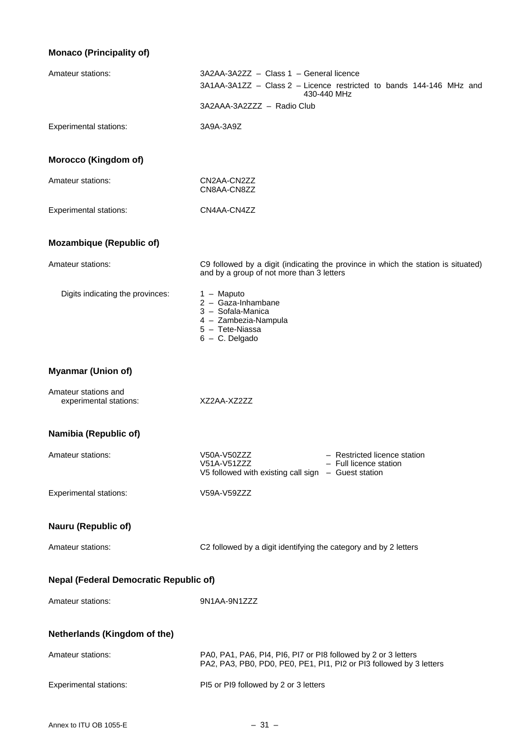### Monaco (Principality of)

| | |
|---|---|
| Amateur stations: | 3A2AA-3A2ZZ – Class 1 – General licence |
| | 3A1AA-3A1ZZ – Class 2 – Licence restricted to bands 144-146 MHz and 430-440 MHz |
| | 3A2AAA-3A2ZZZ – Radio Club |
| Experimental stations: | 3A9A-3A9Z |

### Morocco (Kingdom of)

| | |
|---|---|
| Amateur stations: | CN2AA-CN2ZZ<br>CN8AA-CN8ZZ |
| Experimental stations: | CN4AA-CN4ZZ |

### Mozambique (Republic of)

| | |
|---|---|
| Amateur stations: | C9 followed by a digit (indicating the province in which the station is situated) and by a group of not more than 3 letters |
| Digits indicating the provinces: | 1 – Maputo<br>2 – Gaza-Inhambane<br>3 – Sofala-Manica<br>4 – Zambezia-Nampula<br>5 – Tete-Niassa<br>6 – C. Delgado |

### Myanmar (Union of)

| | |
|---|---|
| Amateur stations and experimental stations: | XZ2AA-XZ2ZZ |

### Namibia (Republic of)

| | | |
|---|---|---|
| Amateur stations: | V50A-V50ZZZ | – Restricted licence station |
| | V51A-V51ZZZ | – Full licence station |
| | V5 followed with existing call sign | – Guest station |
| Experimental stations: | V59A-V59ZZZ | |

### Nauru (Republic of)

| | |
|---|---|
| Amateur stations: | C2 followed by a digit identifying the category and by 2 letters |

### Nepal (Federal Democratic Republic of)

| | |
|---|---|
| Amateur stations: | 9N1AA-9N1ZZZ |

### Netherlands (Kingdom of the)

| | |
|---|---|
| Amateur stations: | PA0, PA1, PA6, PI4, PI6, PI7 or PI8 followed by 2 or 3 letters<br>PA2, PA3, PB0, PD0, PE0, PE1, PI1, PI2 or PI3 followed by 3 letters |
| Experimental stations: | PI5 or PI9 followed by 2 or 3 letters |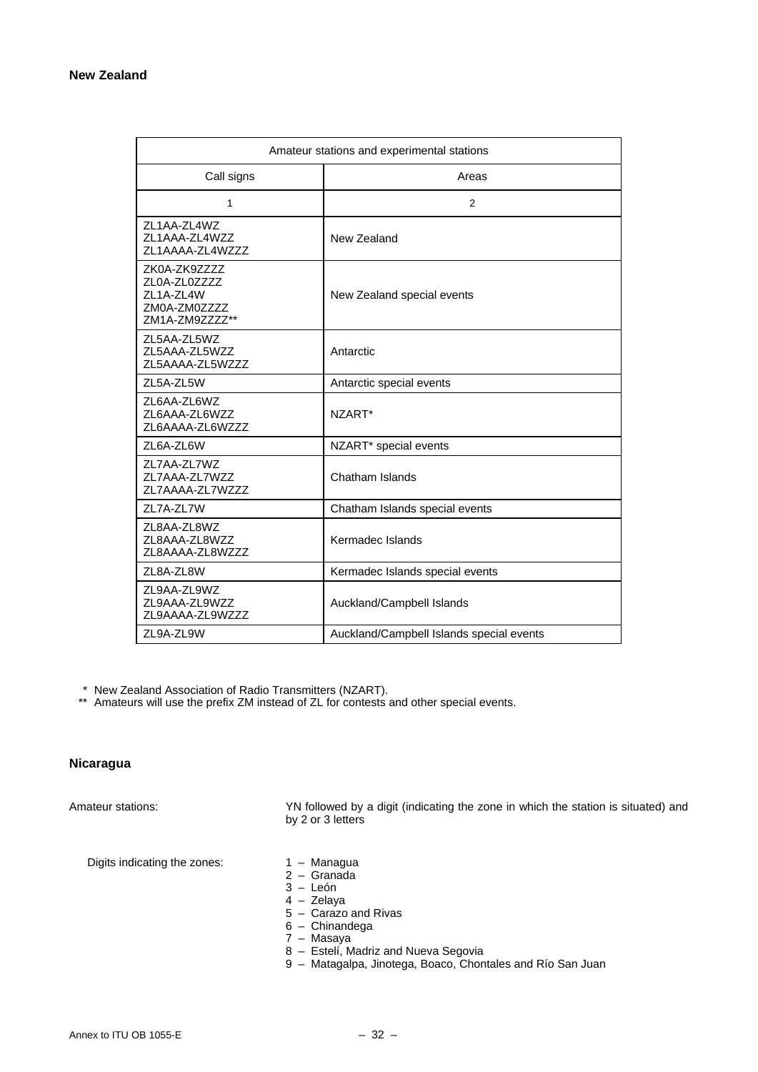**New Zealand**

| Amateur stations and experimental stations | |
|---|---|
| Call signs | Areas |
| 1 | 2 |
| ZL1AA-ZL4WZ<br>ZL1AAA-ZL4WZZ<br>ZL1AAAA-ZL4WZZZ | New Zealand |
| ZK0A-ZK9ZZZZ<br>ZL0A-ZL0ZZZZ<br>ZL1A-ZL4W<br>ZM0A-ZM0ZZZZ<br>ZM1A-ZM9ZZZZ** | New Zealand special events |
| ZL5AA-ZL5WZ<br>ZL5AAA-ZL5WZZ<br>ZL5AAAA-ZL5WZZZ | Antarctic |
| ZL5A-ZL5W | Antarctic special events |
| ZL6AA-ZL6WZ<br>ZL6AAA-ZL6WZZ<br>ZL6AAAA-ZL6WZZZ | NZART* |
| ZL6A-ZL6W | NZART* special events |
| ZL7AA-ZL7WZ<br>ZL7AAA-ZL7WZZ<br>ZL7AAAA-ZL7WZZZ | Chatham Islands |
| ZL7A-ZL7W | Chatham Islands special events |
| ZL8AA-ZL8WZ<br>ZL8AAA-ZL8WZZ<br>ZL8AAAA-ZL8WZZZ | Kermadec Islands |
| ZL8A-ZL8W | Kermadec Islands special events |
| ZL9AA-ZL9WZ<br>ZL9AAA-ZL9WZZ<br>ZL9AAAA-ZL9WZZZ | Auckland/Campbell Islands |
| ZL9A-ZL9W | Auckland/Campbell Islands special events |

\* New Zealand Association of Radio Transmitters (NZART).

\*\* Amateurs will use the prefix ZM instead of ZL for contests and other special events.

**Nicaragua**

Amateur stations: YN followed by a digit (indicating the zone in which the station is situated) and by 2 or 3 letters

Digits indicating the zones:

1 – Managua
2 – Granada
3 – León
4 – Zelaya
5 – Carazo and Rivas
6 – Chinandega
7 – Masaya
8 – Estelí, Madriz and Nueva Segovia
9 – Matagalpa, Jinotega, Boaco, Chontales and Río San Juan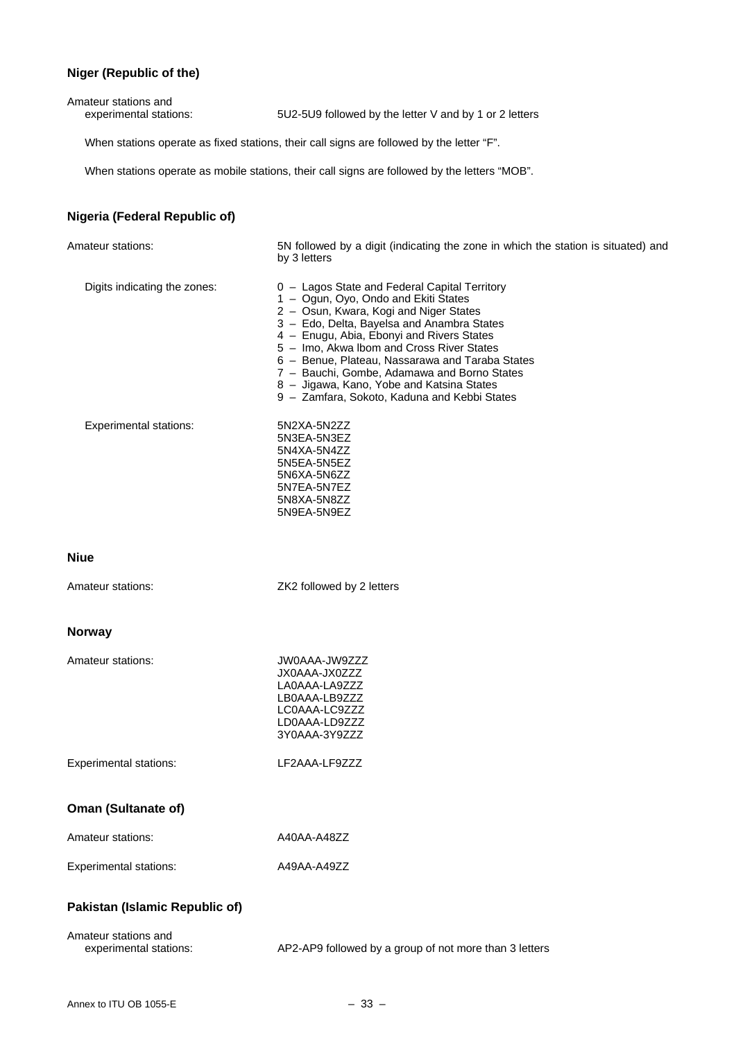### Niger (Republic of the)

Amateur stations and experimental stations: 5U2-5U9 followed by the letter V and by 1 or 2 letters

When stations operate as fixed stations, their call signs are followed by the letter "F".

When stations operate as mobile stations, their call signs are followed by the letters "MOB".

### Nigeria (Federal Republic of)

Amateur stations: 5N followed by a digit (indicating the zone in which the station is situated) and by 3 letters

Digits indicating the zones:

- 0 – Lagos State and Federal Capital Territory
- 1 – Ogun, Oyo, Ondo and Ekiti States
- 2 – Osun, Kwara, Kogi and Niger States
- 3 – Edo, Delta, Bayelsa and Anambra States
- 4 – Enugu, Abia, Ebonyi and Rivers States
- 5 – Imo, Akwa Ibom and Cross River States
- 6 – Benue, Plateau, Nassarawa and Taraba States
- 7 – Bauchi, Gombe, Adamawa and Borno States
- 8 – Jigawa, Kano, Yobe and Katsina States
- 9 – Zamfara, Sokoto, Kaduna and Kebbi States

Experimental stations:

5N2XA-5N2ZZ
5N3EA-5N3EZ
5N4XA-5N4ZZ
5N5EA-5N5EZ
5N6XA-5N6ZZ
5N7EA-5N7EZ
5N8XA-5N8ZZ
5N9EA-5N9EZ

### Niue

Amateur stations: ZK2 followed by 2 letters

### Norway

Amateur stations:

JW0AAA-JW9ZZZ
JX0AAA-JX0ZZZ
LA0AAA-LA9ZZZ
LB0AAA-LB9ZZZ
LC0AAA-LC9ZZZ
LD0AAA-LD9ZZZ
3Y0AAA-3Y9ZZZ

Experimental stations: LF2AAA-LF9ZZZ

### Oman (Sultanate of)

Amateur stations: A40AA-A48ZZ

Experimental stations: A49AA-A49ZZ

### Pakistan (Islamic Republic of)

Amateur stations and experimental stations: AP2-AP9 followed by a group of not more than 3 letters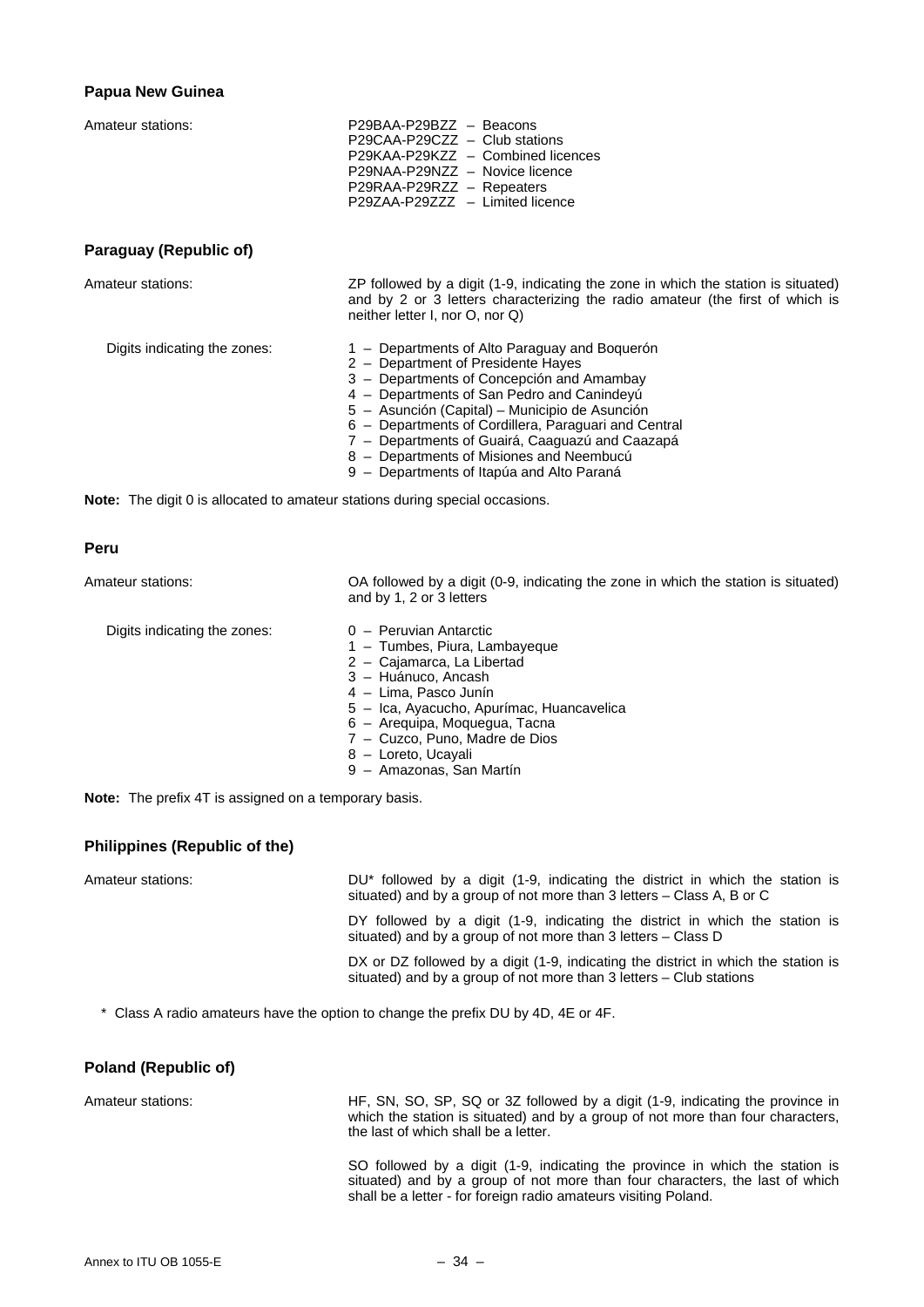### Papua New Guinea

Amateur stations:

P29BAA-P29BZZ – Beacons
P29CAA-P29CZZ – Club stations
P29KAA-P29KZZ – Combined licences
P29NAA-P29NZZ – Novice licence
P29RAA-P29RZZ – Repeaters
P29ZAA-P29ZZZ – Limited licence

### Paraguay (Republic of)

Amateur stations:

ZP followed by a digit (1-9, indicating the zone in which the station is situated) and by 2 or 3 letters characterizing the radio amateur (the first of which is neither letter I, nor O, nor Q)

Digits indicating the zones:

1 – Departments of Alto Paraguay and Boquerón
2 – Department of Presidente Hayes
3 – Departments of Concepción and Amambay
4 – Departments of San Pedro and Canindeyú
5 – Asunción (Capital) – Municipio de Asunción
6 – Departments of Cordillera, Paraguari and Central
7 – Departments of Guairá, Caaguazú and Caazapá
8 – Departments of Misiones and Neembucú
9 – Departments of Itapúa and Alto Paraná

**Note:** The digit 0 is allocated to amateur stations during special occasions.

### Peru

Amateur stations:

OA followed by a digit (0-9, indicating the zone in which the station is situated) and by 1, 2 or 3 letters

Digits indicating the zones:

0 – Peruvian Antarctic
1 – Tumbes, Piura, Lambayeque
2 – Cajamarca, La Libertad
3 – Huánuco, Ancash
4 – Lima, Pasco Junín
5 – Ica, Ayacucho, Apurímac, Huancavelica
6 – Arequipa, Moquegua, Tacna
7 – Cuzco, Puno, Madre de Dios
8 – Loreto, Ucayali
9 – Amazonas, San Martín

**Note:** The prefix 4T is assigned on a temporary basis.

### Philippines (Republic of the)

Amateur stations:

DU* followed by a digit (1-9, indicating the district in which the station is situated) and by a group of not more than 3 letters – Class A, B or C

DY followed by a digit (1-9, indicating the district in which the station is situated) and by a group of not more than 3 letters – Class D

DX or DZ followed by a digit (1-9, indicating the district in which the station is situated) and by a group of not more than 3 letters – Club stations

\* Class A radio amateurs have the option to change the prefix DU by 4D, 4E or 4F.

### Poland (Republic of)

Amateur stations:

HF, SN, SO, SP, SQ or 3Z followed by a digit (1-9, indicating the province in which the station is situated) and by a group of not more than four characters, the last of which shall be a letter.

SO followed by a digit (1-9, indicating the province in which the station is situated) and by a group of not more than four characters, the last of which shall be a letter - for foreign radio amateurs visiting Poland.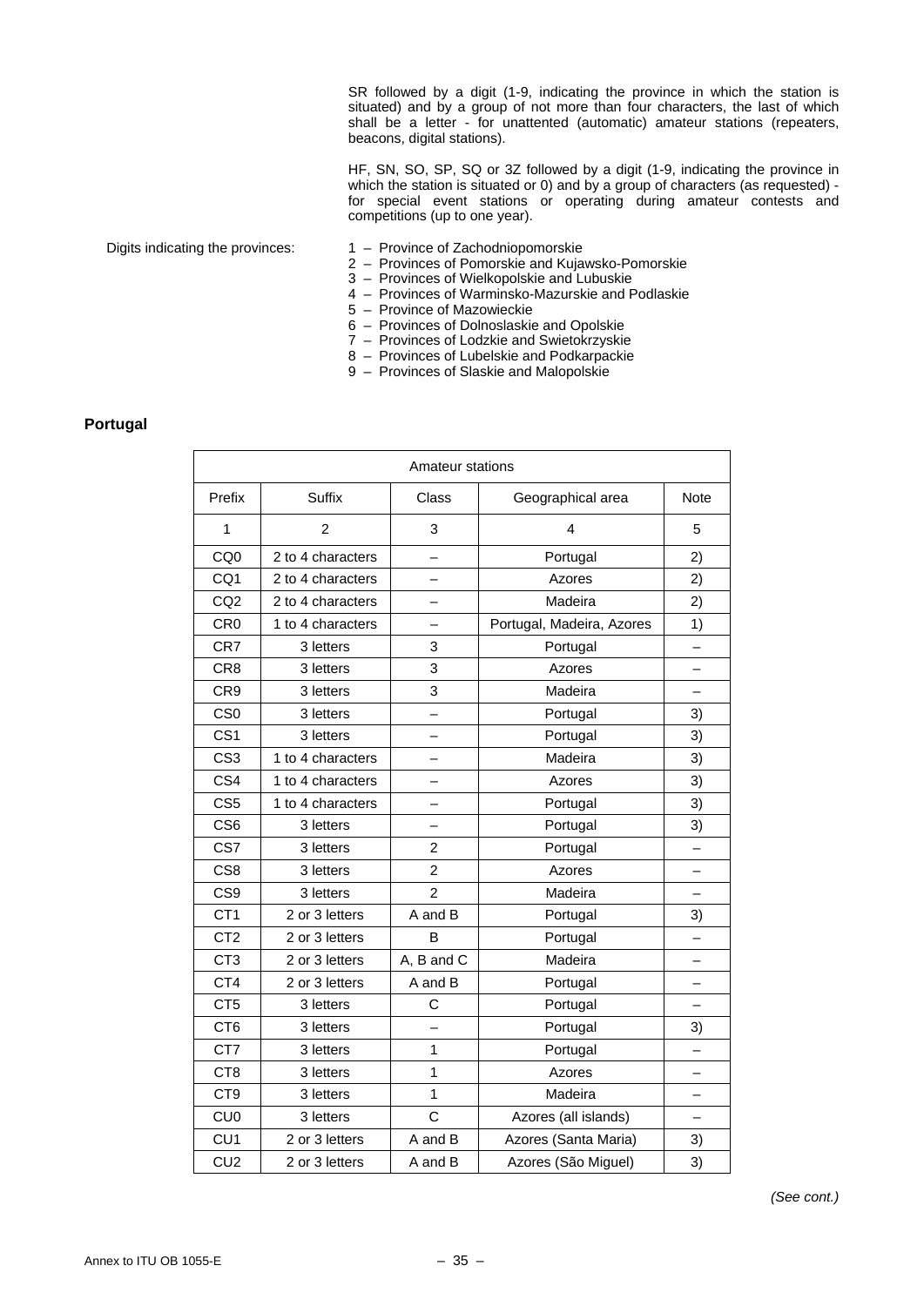SR followed by a digit (1-9, indicating the province in which the station is situated) and by a group of not more than four characters, the last of which shall be a letter - for unattented (automatic) amateur stations (repeaters, beacons, digital stations).

HF, SN, SO, SP, SQ or 3Z followed by a digit (1-9, indicating the province in which the station is situated or 0) and by a group of characters (as requested) - for special event stations or operating during amateur contests and competitions (up to one year).

Digits indicating the provinces:

1 – Province of Zachodniopomorskie
2 – Provinces of Pomorskie and Kujawsko-Pomorskie
3 – Provinces of Wielkopolskie and Lubuskie
4 – Provinces of Warminsko-Mazurskie and Podlaskie
5 – Province of Mazowieckie
6 – Provinces of Dolnoslaskie and Opolskie
7 – Provinces of Lodzkie and Swietokrzyskie
8 – Provinces of Lubelskie and Podkarpackie
9 – Provinces of Slaskie and Malopolskie

**Portugal**

| Amateur stations | | | | |
|---|---|---|---|---|
| Prefix | Suffix | Class | Geographical area | Note |
| 1 | 2 | 3 | 4 | 5 |
| CQ0 | 2 to 4 characters | – | Portugal | 2) |
| CQ1 | 2 to 4 characters | – | Azores | 2) |
| CQ2 | 2 to 4 characters | – | Madeira | 2) |
| CR0 | 1 to 4 characters | – | Portugal, Madeira, Azores | 1) |
| CR7 | 3 letters | 3 | Portugal | – |
| CR8 | 3 letters | 3 | Azores | – |
| CR9 | 3 letters | 3 | Madeira | – |
| CS0 | 3 letters | – | Portugal | 3) |
| CS1 | 3 letters | – | Portugal | 3) |
| CS3 | 1 to 4 characters | – | Madeira | 3) |
| CS4 | 1 to 4 characters | – | Azores | 3) |
| CS5 | 1 to 4 characters | – | Portugal | 3) |
| CS6 | 3 letters | – | Portugal | 3) |
| CS7 | 3 letters | 2 | Portugal | – |
| CS8 | 3 letters | 2 | Azores | – |
| CS9 | 3 letters | 2 | Madeira | – |
| CT1 | 2 or 3 letters | A and B | Portugal | 3) |
| CT2 | 2 or 3 letters | B | Portugal | – |
| CT3 | 2 or 3 letters | A, B and C | Madeira | – |
| CT4 | 2 or 3 letters | A and B | Portugal | – |
| CT5 | 3 letters | C | Portugal | – |
| CT6 | 3 letters | – | Portugal | 3) |
| CT7 | 3 letters | 1 | Portugal | – |
| CT8 | 3 letters | 1 | Azores | – |
| CT9 | 3 letters | 1 | Madeira | – |
| CU0 | 3 letters | C | Azores (all islands) | – |
| CU1 | 2 or 3 letters | A and B | Azores (Santa Maria) | 3) |
| CU2 | 2 or 3 letters | A and B | Azores (São Miguel) | 3) |

*(See cont.)*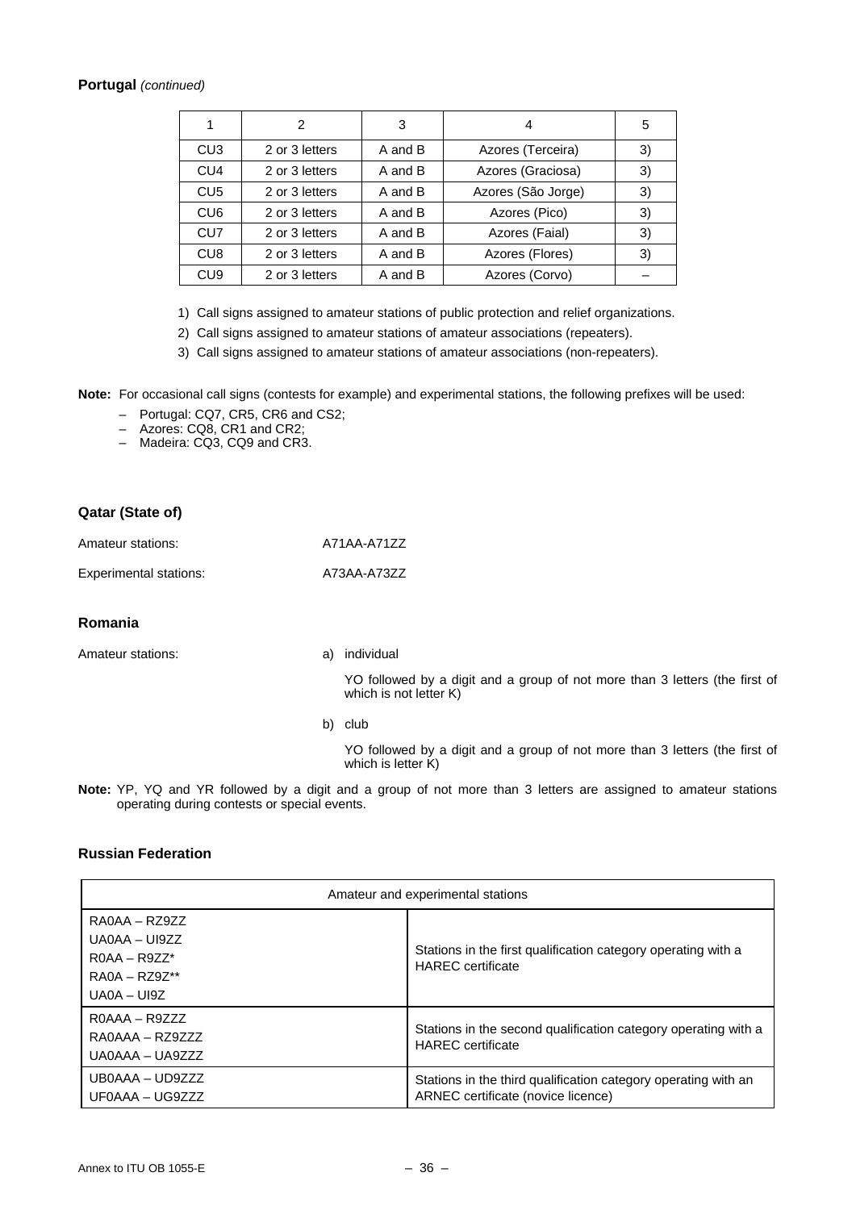**Portugal** *(continued)*

| 1 | 2 | 3 | 4 | 5 |
|---|---|---|---|---|
| CU3 | 2 or 3 letters | A and B | Azores (Terceira) | 3) |
| CU4 | 2 or 3 letters | A and B | Azores (Graciosa) | 3) |
| CU5 | 2 or 3 letters | A and B | Azores (São Jorge) | 3) |
| CU6 | 2 or 3 letters | A and B | Azores (Pico) | 3) |
| CU7 | 2 or 3 letters | A and B | Azores (Faial) | 3) |
| CU8 | 2 or 3 letters | A and B | Azores (Flores) | 3) |
| CU9 | 2 or 3 letters | A and B | Azores (Corvo) | – |

1) Call signs assigned to amateur stations of public protection and relief organizations.

2) Call signs assigned to amateur stations of amateur associations (repeaters).

3) Call signs assigned to amateur stations of amateur associations (non-repeaters).

**Note:** For occasional call signs (contests for example) and experimental stations, the following prefixes will be used:

- Portugal: CQ7, CR5, CR6 and CS2;
- Azores: CQ8, CR1 and CR2;
- Madeira: CQ3, CQ9 and CR3.

### Qatar (State of)

Amateur stations: A71AA-A71ZZ

Experimental stations: A73AA-A73ZZ

### Romania

Amateur stations:

a) individual

YO followed by a digit and a group of not more than 3 letters (the first of which is not letter K)

b) club

YO followed by a digit and a group of not more than 3 letters (the first of which is letter K)

**Note:** YP, YQ and YR followed by a digit and a group of not more than 3 letters are assigned to amateur stations operating during contests or special events.

### Russian Federation

| Amateur and experimental stations | |
|---|---|
| RA0AA – RZ9ZZ<br>UA0AA – UI9ZZ<br>R0AA – R9ZZ*<br>RA0A – RZ9Z**<br>UA0A – UI9Z | Stations in the first qualification category operating with a HAREC certificate |
| R0AAA – R9ZZZ<br>RA0AAA – RZ9ZZZ<br>UA0AAA – UA9ZZZ | Stations in the second qualification category operating with a HAREC certificate |
| UB0AAA – UD9ZZZ<br>UF0AAA – UG9ZZZ | Stations in the third qualification category operating with an ARNEC certificate (novice licence) |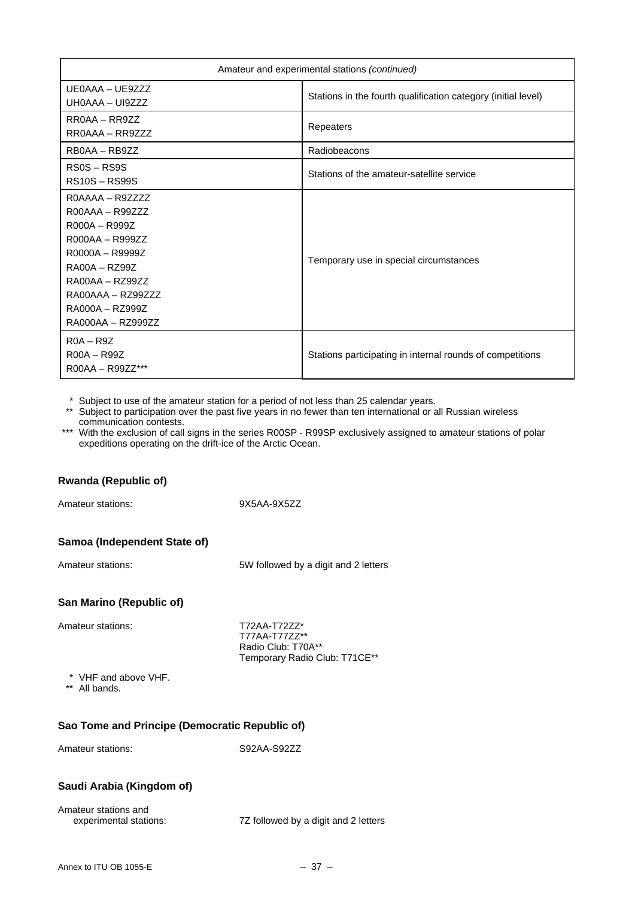| Amateur and experimental stations *(continued)* | |
|---|---|
| UE0AAA – UE9ZZZ<br>UH0AAA – UI9ZZZ | Stations in the fourth qualification category (initial level) |
| RR0AA – RR9ZZ<br>RR0AAA – RR9ZZZ | Repeaters |
| RB0AA – RB9ZZ | Radiobeacons |
| RS0S – RS9S<br>RS10S – RS99S | Stations of the amateur-satellite service |
| R0AAAA – R9ZZZZ<br>R00AAA – R99ZZZ<br>R000A – R999Z<br>R000AA – R999ZZ<br>R0000A – R9999Z<br>RA00A – RZ99Z<br>RA00AA – RZ99ZZ<br>RA00AAA – RZ99ZZZ<br>RA000A – RZ999Z<br>RA000AA – RZ999ZZ | Temporary use in special circumstances |
| R0A – R9Z<br>R00A – R99Z<br>R00AA – R99ZZ*** | Stations participating in internal rounds of competitions |

\* Subject to use of the amateur station for a period of not less than 25 calendar years.

\*\* Subject to participation over the past five years in no fewer than ten international or all Russian wireless communication contests.

\*\*\* With the exclusion of call signs in the series R00SP - R99SP exclusively assigned to amateur stations of polar expeditions operating on the drift-ice of the Arctic Ocean.

### Rwanda (Republic of)

Amateur stations: 9X5AA-9X5ZZ

### Samoa (Independent State of)

Amateur stations: 5W followed by a digit and 2 letters

### San Marino (Republic of)

Amateur stations:
T72AA-T72ZZ*
T77AA-T77ZZ**
Radio Club: T70A**
Temporary Radio Club: T71CE**

\* VHF and above VHF.

\*\* All bands.

### Sao Tome and Principe (Democratic Republic of)

Amateur stations: S92AA-S92ZZ

### Saudi Arabia (Kingdom of)

Amateur stations and experimental stations: 7Z followed by a digit and 2 letters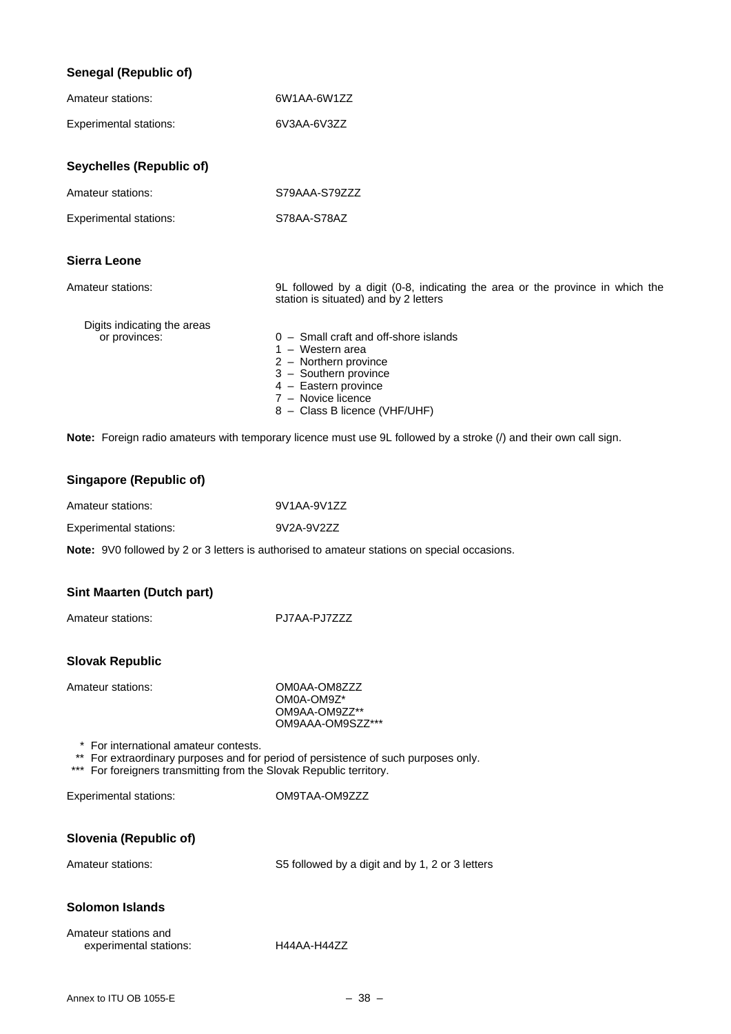### Senegal (Republic of)

| | |
|---|---|
| Amateur stations: | 6W1AA-6W1ZZ |
| Experimental stations: | 6V3AA-6V3ZZ |

### Seychelles (Republic of)

| | |
|---|---|
| Amateur stations: | S79AAA-S79ZZZ |
| Experimental stations: | S78AA-S78AZ |

### Sierra Leone

Amateur stations: 9L followed by a digit (0-8, indicating the area or the province in which the station is situated) and by 2 letters

Digits indicating the areas or provinces:

- 0 – Small craft and off-shore islands
- 1 – Western area
- 2 – Northern province
- 3 – Southern province
- 4 – Eastern province
- 7 – Novice licence
- 8 – Class B licence (VHF/UHF)

**Note:** Foreign radio amateurs with temporary licence must use 9L followed by a stroke (/) and their own call sign.

### Singapore (Republic of)

| | |
|---|---|
| Amateur stations: | 9V1AA-9V1ZZ |
| Experimental stations: | 9V2A-9V2ZZ |

**Note:** 9V0 followed by 2 or 3 letters is authorised to amateur stations on special occasions.

### Sint Maarten (Dutch part)

| | |
|---|---|
| Amateur stations: | PJ7AA-PJ7ZZZ |

### Slovak Republic

Amateur stations:

- OM0AA-OM8ZZZ
- OM0A-OM9Z*
- OM9AA-OM9ZZ**
- OM9AAA-OM9SZZ***

\* For international amateur contests.
\** For extraordinary purposes and for period of persistence of such purposes only.
\*** For foreigners transmitting from the Slovak Republic territory.

| | |
|---|---|
| Experimental stations: | OM9TAA-OM9ZZZ |

### Slovenia (Republic of)

| | |
|---|---|
| Amateur stations: | S5 followed by a digit and by 1, 2 or 3 letters |

### Solomon Islands

| | |
|---|---|
| Amateur stations and experimental stations: | H44AA-H44ZZ |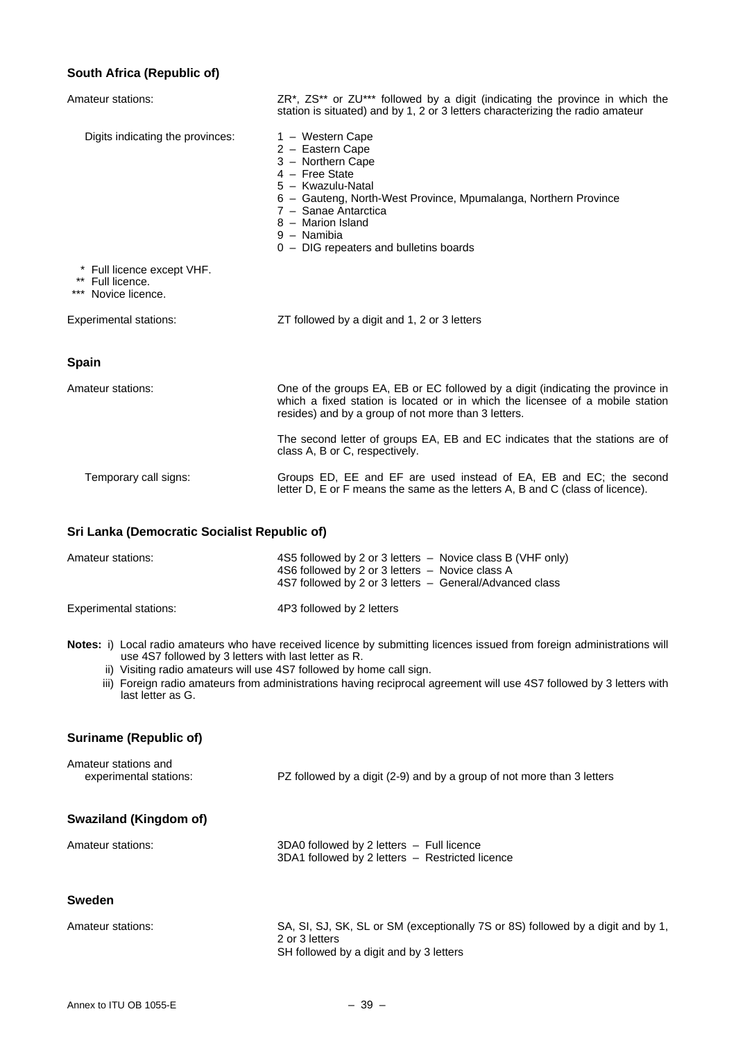### South Africa (Republic of)

| | |
|---|---|
| Amateur stations: | ZR*, ZS** or ZU*** followed by a digit (indicating the province in which the station is situated) and by 1, 2 or 3 letters characterizing the radio amateur |
| Digits indicating the provinces: | 1 – Western Cape<br>2 – Eastern Cape<br>3 – Northern Cape<br>4 – Free State<br>5 – Kwazulu-Natal<br>6 – Gauteng, North-West Province, Mpumalanga, Northern Province<br>7 – Sanae Antarctica<br>8 – Marion Island<br>9 – Namibia<br>0 – DIG repeaters and bulletins boards |

\* Full licence except VHF.
\** Full licence.
\*** Novice licence.

| | |
|---|---|
| Experimental stations: | ZT followed by a digit and 1, 2 or 3 letters |

### Spain

| | |
|---|---|
| Amateur stations: | One of the groups EA, EB or EC followed by a digit (indicating the province in which a fixed station is located or in which the licensee of a mobile station resides) and by a group of not more than 3 letters.<br><br>The second letter of groups EA, EB and EC indicates that the stations are of class A, B or C, respectively. |
| Temporary call signs: | Groups ED, EE and EF are used instead of EA, EB and EC; the second letter D, E or F means the same as the letters A, B and C (class of licence). |

### Sri Lanka (Democratic Socialist Republic of)

| | |
|---|---|
| Amateur stations: | 4S5 followed by 2 or 3 letters – Novice class B (VHF only)<br>4S6 followed by 2 or 3 letters – Novice class A<br>4S7 followed by 2 or 3 letters – General/Advanced class |
| Experimental stations: | 4P3 followed by 2 letters |

**Notes:** i) Local radio amateurs who have received licence by submitting licences issued from foreign administrations will use 4S7 followed by 3 letters with last letter as R.

ii) Visiting radio amateurs will use 4S7 followed by home call sign.

iii) Foreign radio amateurs from administrations having reciprocal agreement will use 4S7 followed by 3 letters with last letter as G.

### Suriname (Republic of)

| | |
|---|---|
| Amateur stations and experimental stations: | PZ followed by a digit (2-9) and by a group of not more than 3 letters |

### Swaziland (Kingdom of)

| | |
|---|---|
| Amateur stations: | 3DA0 followed by 2 letters – Full licence<br>3DA1 followed by 2 letters – Restricted licence |

### Sweden

| | |
|---|---|
| Amateur stations: | SA, SI, SJ, SK, SL or SM (exceptionally 7S or 8S) followed by a digit and by 1, 2 or 3 letters<br>SH followed by a digit and by 3 letters |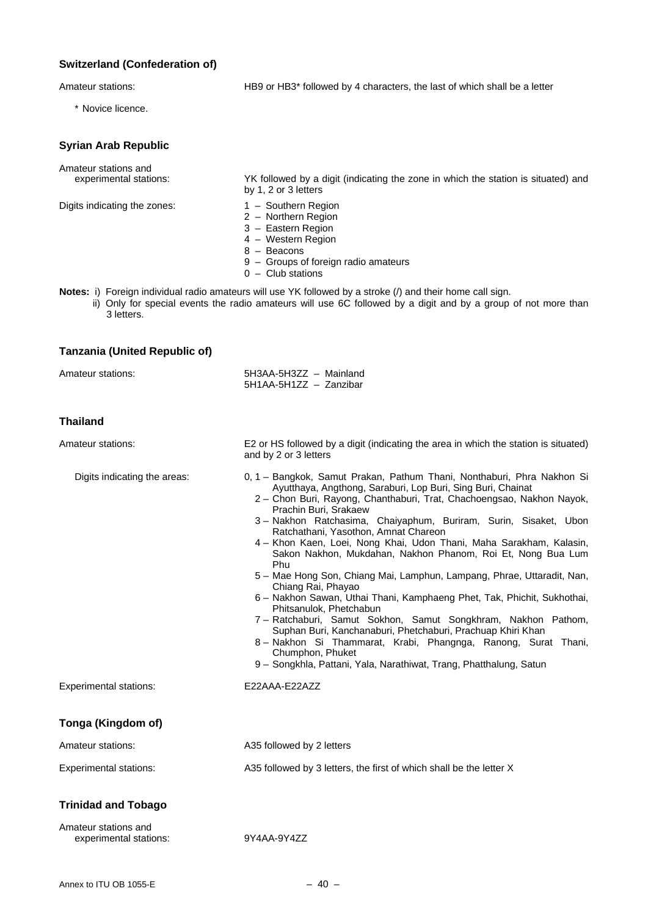### Switzerland (Confederation of)

Amateur stations: HB9 or HB3* followed by 4 characters, the last of which shall be a letter

\* Novice licence.

### Syrian Arab Republic

Amateur stations and experimental stations: YK followed by a digit (indicating the zone in which the station is situated) and by 1, 2 or 3 letters

Digits indicating the zones:

- 1 – Southern Region
- 2 – Northern Region
- 3 – Eastern Region
- 4 – Western Region
- 8 – Beacons
- 9 – Groups of foreign radio amateurs
- 0 – Club stations

**Notes:** i) Foreign individual radio amateurs will use YK followed by a stroke (/) and their home call sign.
ii) Only for special events the radio amateurs will use 6C followed by a digit and by a group of not more than 3 letters.

### Tanzania (United Republic of)

Amateur stations:

5H3AA-5H3ZZ – Mainland
5H1AA-5H1ZZ – Zanzibar

### Thailand

Amateur stations: E2 or HS followed by a digit (indicating the area in which the station is situated) and by 2 or 3 letters

Digits indicating the areas:

- 0, 1 – Bangkok, Samut Prakan, Pathum Thani, Nonthaburi, Phra Nakhon Si Ayutthaya, Angthong, Saraburi, Lop Buri, Sing Buri, Chainat
- 2 – Chon Buri, Rayong, Chanthaburi, Trat, Chachoengsao, Nakhon Nayok, Prachin Buri, Srakaew
- 3 – Nakhon Ratchasima, Chaiyaphum, Buriram, Surin, Sisaket, Ubon Ratchathani, Yasothon, Amnat Chareon
- 4 – Khon Kaen, Loei, Nong Khai, Udon Thani, Maha Sarakham, Kalasin, Sakon Nakhon, Mukdahan, Nakhon Phanom, Roi Et, Nong Bua Lum Phu
- 5 – Mae Hong Son, Chiang Mai, Lamphun, Lampang, Phrae, Uttaradit, Nan, Chiang Rai, Phayao
- 6 – Nakhon Sawan, Uthai Thani, Kamphaeng Phet, Tak, Phichit, Sukhothai, Phitsanulok, Phetchabun
- 7 – Ratchaburi, Samut Sokhon, Samut Songkhram, Nakhon Pathom, Suphan Buri, Kanchanaburi, Phetchaburi, Prachuap Khiri Khan
- 8 – Nakhon Si Thammarat, Krabi, Phangnga, Ranong, Surat Thani, Chumphon, Phuket
- 9 – Songkhla, Pattani, Yala, Narathiwat, Trang, Phatthalung, Satun

Experimental stations: E22AAA-E22AZZ

### Tonga (Kingdom of)

Amateur stations: A35 followed by 2 letters

Experimental stations: A35 followed by 3 letters, the first of which shall be the letter X

### Trinidad and Tobago

Amateur stations and experimental stations: 9Y4AA-9Y4ZZ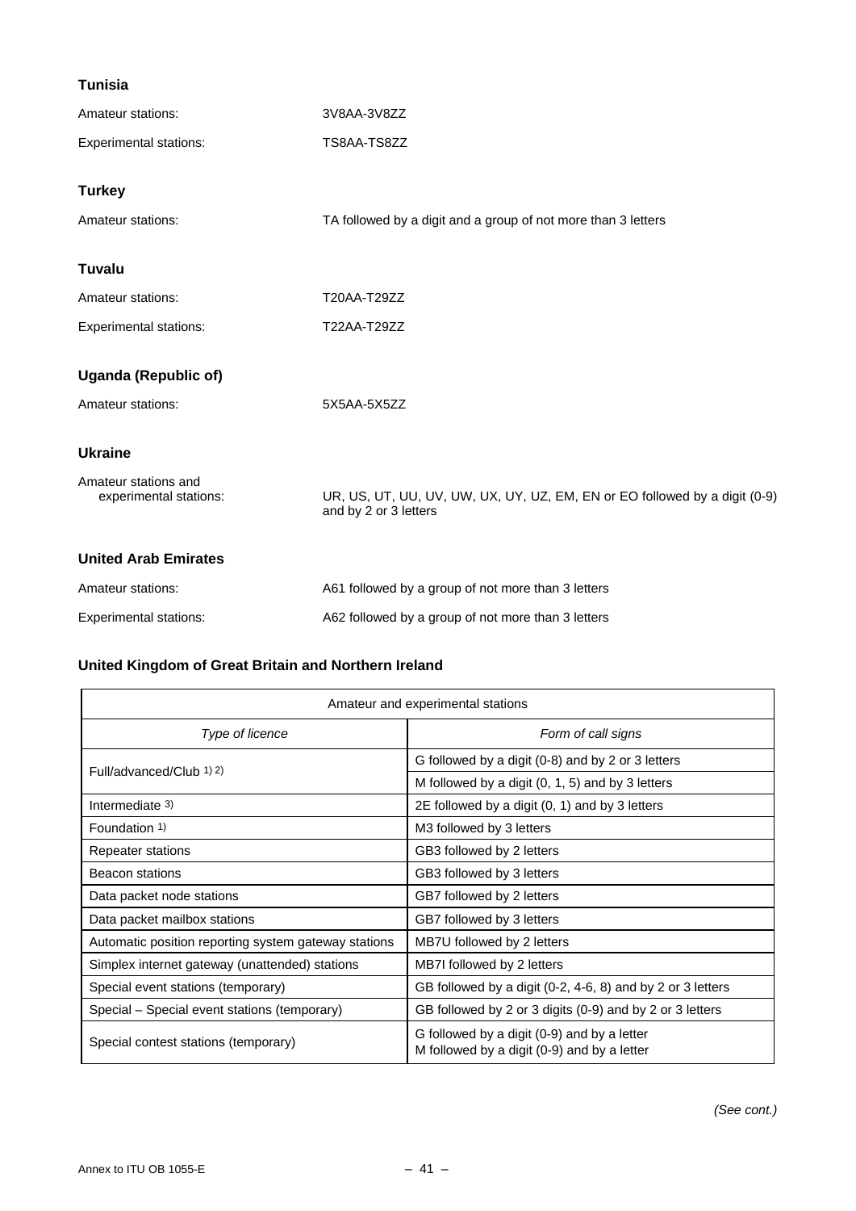**Tunisia**

Amateur stations: 3V8AA-3V8ZZ

Experimental stations: TS8AA-TS8ZZ

**Turkey**

Amateur stations: TA followed by a digit and a group of not more than 3 letters

**Tuvalu**

Amateur stations: T20AA-T29ZZ

Experimental stations: T22AA-T29ZZ

**Uganda (Republic of)**

Amateur stations: 5X5AA-5X5ZZ

**Ukraine**

Amateur stations and experimental stations: UR, US, UT, UU, UV, UW, UX, UY, UZ, EM, EN or EO followed by a digit (0-9) and by 2 or 3 letters

**United Arab Emirates**

Amateur stations: A61 followed by a group of not more than 3 letters

Experimental stations: A62 followed by a group of not more than 3 letters

**United Kingdom of Great Britain and Northern Ireland**

| Amateur and experimental stations | |
|---|---|
| *Type of licence* | *Form of call signs* |
| Full/advanced/Club 1) 2) | G followed by a digit (0-8) and by 2 or 3 letters |
| | M followed by a digit (0, 1, 5) and by 3 letters |
| Intermediate 3) | 2E followed by a digit (0, 1) and by 3 letters |
| Foundation 1) | M3 followed by 3 letters |
| Repeater stations | GB3 followed by 2 letters |
| Beacon stations | GB3 followed by 3 letters |
| Data packet node stations | GB7 followed by 2 letters |
| Data packet mailbox stations | GB7 followed by 3 letters |
| Automatic position reporting system gateway stations | MB7U followed by 2 letters |
| Simplex internet gateway (unattended) stations | MB7I followed by 2 letters |
| Special event stations (temporary) | GB followed by a digit (0-2, 4-6, 8) and by 2 or 3 letters |
| Special – Special event stations (temporary) | GB followed by 2 or 3 digits (0-9) and by 2 or 3 letters |
| Special contest stations (temporary) | G followed by a digit (0-9) and by a letter<br>M followed by a digit (0-9) and by a letter |

*(See cont.)*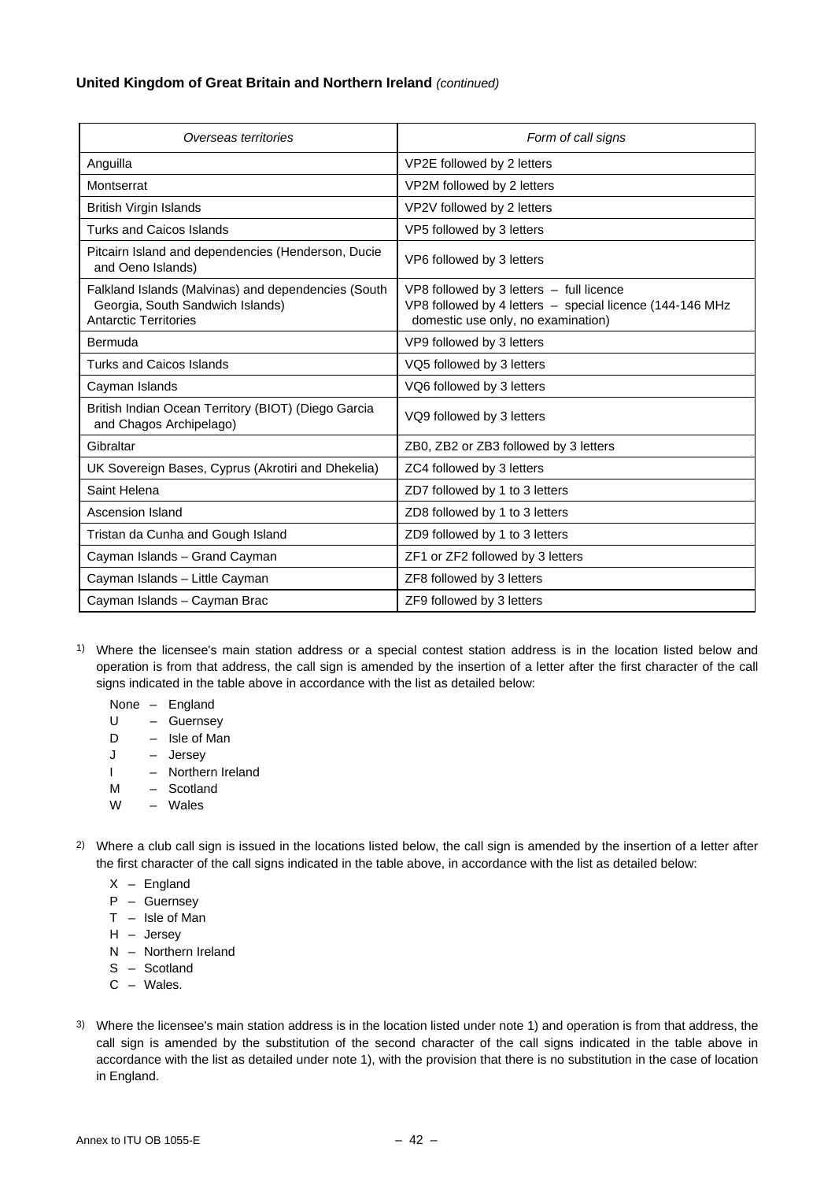**United Kingdom of Great Britain and Northern Ireland** *(continued)*

| *Overseas territories* | *Form of call signs* |
|---|---|
| Anguilla | VP2E followed by 2 letters |
| Montserrat | VP2M followed by 2 letters |
| British Virgin Islands | VP2V followed by 2 letters |
| Turks and Caicos Islands | VP5 followed by 3 letters |
| Pitcairn Island and dependencies (Henderson, Ducie and Oeno Islands) | VP6 followed by 3 letters |
| Falkland Islands (Malvinas) and dependencies (South Georgia, South Sandwich Islands) Antarctic Territories | VP8 followed by 3 letters – full licence<br>VP8 followed by 4 letters – special licence (144-146 MHz domestic use only, no examination) |
| Bermuda | VP9 followed by 3 letters |
| Turks and Caicos Islands | VQ5 followed by 3 letters |
| Cayman Islands | VQ6 followed by 3 letters |
| British Indian Ocean Territory (BIOT) (Diego Garcia and Chagos Archipelago) | VQ9 followed by 3 letters |
| Gibraltar | ZB0, ZB2 or ZB3 followed by 3 letters |
| UK Sovereign Bases, Cyprus (Akrotiri and Dhekelia) | ZC4 followed by 3 letters |
| Saint Helena | ZD7 followed by 1 to 3 letters |
| Ascension Island | ZD8 followed by 1 to 3 letters |
| Tristan da Cunha and Gough Island | ZD9 followed by 1 to 3 letters |
| Cayman Islands – Grand Cayman | ZF1 or ZF2 followed by 3 letters |
| Cayman Islands – Little Cayman | ZF8 followed by 3 letters |
| Cayman Islands – Cayman Brac | ZF9 followed by 3 letters |

1) Where the licensee's main station address or a special contest station address is in the location listed below and operation is from that address, the call sign is amended by the insertion of a letter after the first character of the call signs indicated in the table above in accordance with the list as detailed below:

- None – England
- U – Guernsey
- D – Isle of Man
- J – Jersey
- I – Northern Ireland
- M – Scotland
- W – Wales

2) Where a club call sign is issued in the locations listed below, the call sign is amended by the insertion of a letter after the first character of the call signs indicated in the table above, in accordance with the list as detailed below:

- X – England
- P – Guernsey
- T – Isle of Man
- H – Jersey
- N – Northern Ireland
- S – Scotland
- C – Wales.

3) Where the licensee's main station address is in the location listed under note 1) and operation is from that address, the call sign is amended by the substitution of the second character of the call signs indicated in the table above in accordance with the list as detailed under note 1), with the provision that there is no substitution in the case of location in England.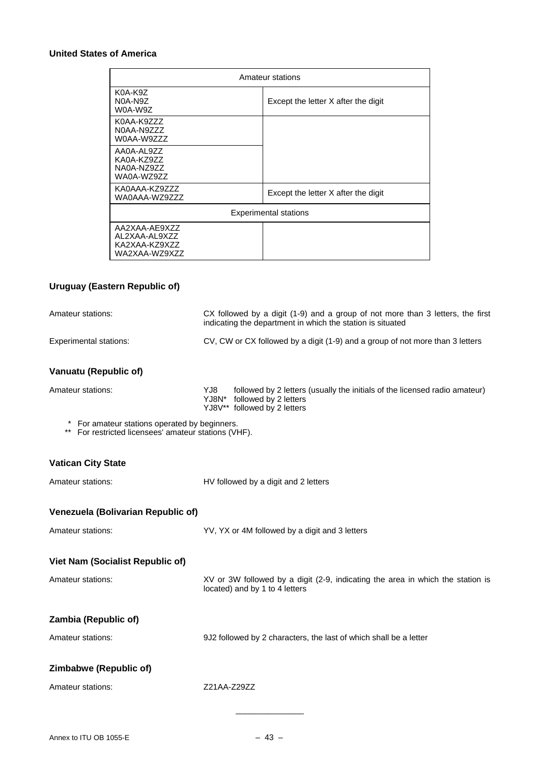**United States of America**

| Amateur stations | |
|---|---|
| K0A-K9Z<br>N0A-N9Z<br>W0A-W9Z | Except the letter X after the digit |
| K0AA-K9ZZZ<br>N0AA-N9ZZZ<br>W0AA-W9ZZZ | |
| AA0A-AL9ZZ<br>KA0A-KZ9ZZ<br>NA0A-NZ9ZZ<br>WA0A-WZ9ZZ | |
| KA0AAA-KZ9ZZZ<br>WA0AAA-WZ9ZZZ | Except the letter X after the digit |
| Experimental stations | |
| AA2XAA-AE9XZZ<br>AL2XAA-AL9XZZ<br>KA2XAA-KZ9XZZ<br>WA2XAA-WZ9XZZ | |

**Uruguay (Eastern Republic of)**

Amateur stations: CX followed by a digit (1-9) and a group of not more than 3 letters, the first indicating the department in which the station is situated

Experimental stations: CV, CW or CX followed by a digit (1-9) and a group of not more than 3 letters

**Vanuatu (Republic of)**

Amateur stations:
YJ8 followed by 2 letters (usually the initials of the licensed radio amateur)
YJ8N* followed by 2 letters
YJ8V** followed by 2 letters

\* For amateur stations operated by beginners.
\*\* For restricted licensees' amateur stations (VHF).

**Vatican City State**

Amateur stations: HV followed by a digit and 2 letters

**Venezuela (Bolivarian Republic of)**

Amateur stations: YV, YX or 4M followed by a digit and 3 letters

**Viet Nam (Socialist Republic of)**

Amateur stations: XV or 3W followed by a digit (2-9, indicating the area in which the station is located) and by 1 to 4 letters

**Zambia (Republic of)**

Amateur stations: 9J2 followed by 2 characters, the last of which shall be a letter

**Zimbabwe (Republic of)**

Amateur stations: Z21AA-Z29ZZ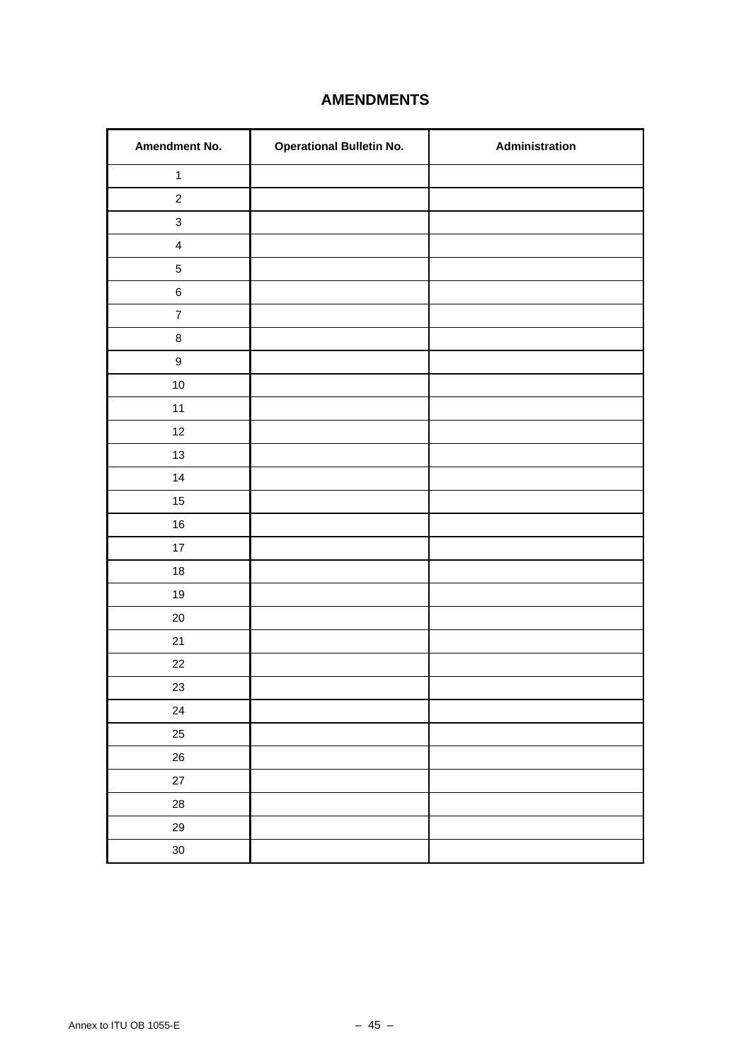# AMENDMENTS

| Amendment No. | Operational Bulletin No. | Administration |
|---|---|---|
| 1 | | |
| 2 | | |
| 3 | | |
| 4 | | |
| 5 | | |
| 6 | | |
| 7 | | |
| 8 | | |
| 9 | | |
| 10 | | |
| 11 | | |
| 12 | | |
| 13 | | |
| 14 | | |
| 15 | | |
| 16 | | |
| 17 | | |
| 18 | | |
| 19 | | |
| 20 | | |
| 21 | | |
| 22 | | |
| 23 | | |
| 24 | | |
| 25 | | |
| 26 | | |
| 27 | | |
| 28 | | |
| 29 | | |
| 30 | | |